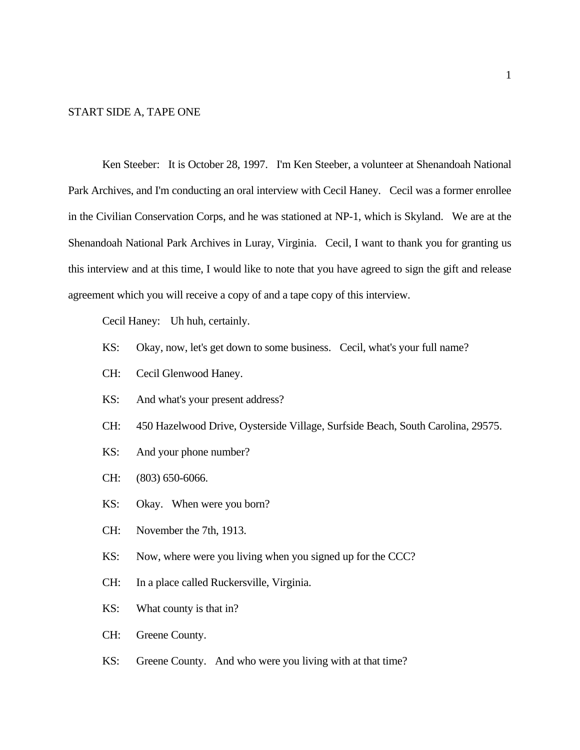START SIDE A, TAPE ONE

Ken Steeber: It is October 28, 1997. I'm Ken Steeber, a volunteer at Shenandoah National Park Archives, and I'm conducting an oral interview with Cecil Haney. Cecil was a former enrollee in the Civilian Conservation Corps, and he was stationed at NP-1, which is Skyland. We are at the Shenandoah National Park Archives in Luray, Virginia. Cecil, I want to thank you for granting us this interview and at this time, I would like to note that you have agreed to sign the gift and release agreement which you will receive a copy of and a tape copy of this interview.

Cecil Haney: Uh huh, certainly.

KS: Okay, now, let's get down to some business. Cecil, what's your full name?

CH: Cecil Glenwood Haney.

KS: And what's your present address?

CH: 450 Hazelwood Drive, Oysterside Village, Surfside Beach, South Carolina, 29575.

KS: And your phone number?

CH: (803) 650-6066.

KS: Okay. When were you born?

CH: November the 7th, 1913.

KS: Now, where were you living when you signed up for the CCC?

CH: In a place called Ruckersville, Virginia.

KS: What county is that in?

CH: Greene County.

KS: Greene County. And who were you living with at that time?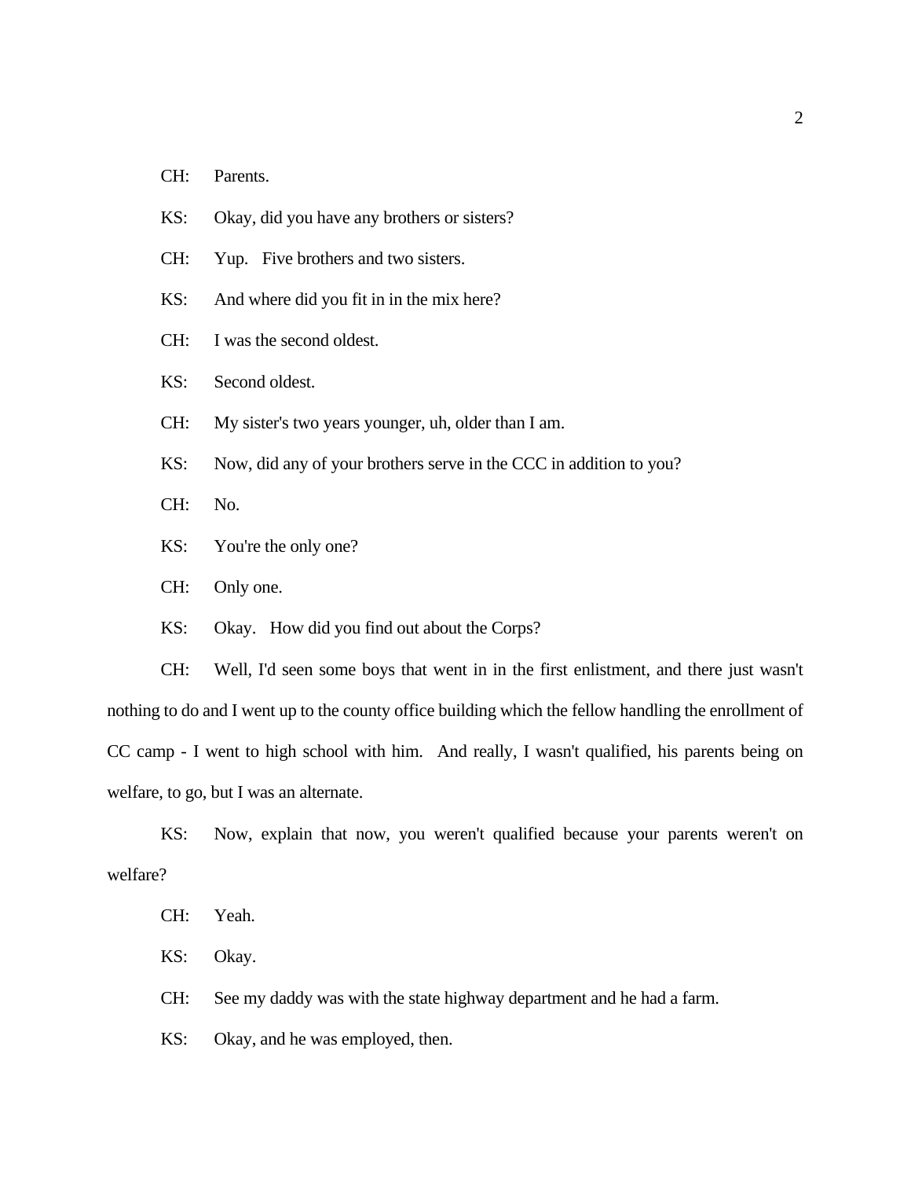CH: Parents.

KS: Okay, did you have any brothers or sisters?

CH: Yup. Five brothers and two sisters.

KS: And where did you fit in in the mix here?

CH: I was the second oldest.

KS: Second oldest.

CH: My sister's two years younger, uh, older than I am.

KS: Now, did any of your brothers serve in the CCC in addition to you?

CH: No.

KS: You're the only one?

CH: Only one.

KS: Okay. How did you find out about the Corps?

CH: Well, I'd seen some boys that went in in the first enlistment, and there just wasn't nothing to do and I went up to the county office building which the fellow handling the enrollment of CC camp - I went to high school with him. And really, I wasn't qualified, his parents being on welfare, to go, but I was an alternate.

KS: Now, explain that now, you weren't qualified because your parents weren't on welfare?

CH: Yeah.

KS: Okay.

CH: See my daddy was with the state highway department and he had a farm.

KS: Okay, and he was employed, then.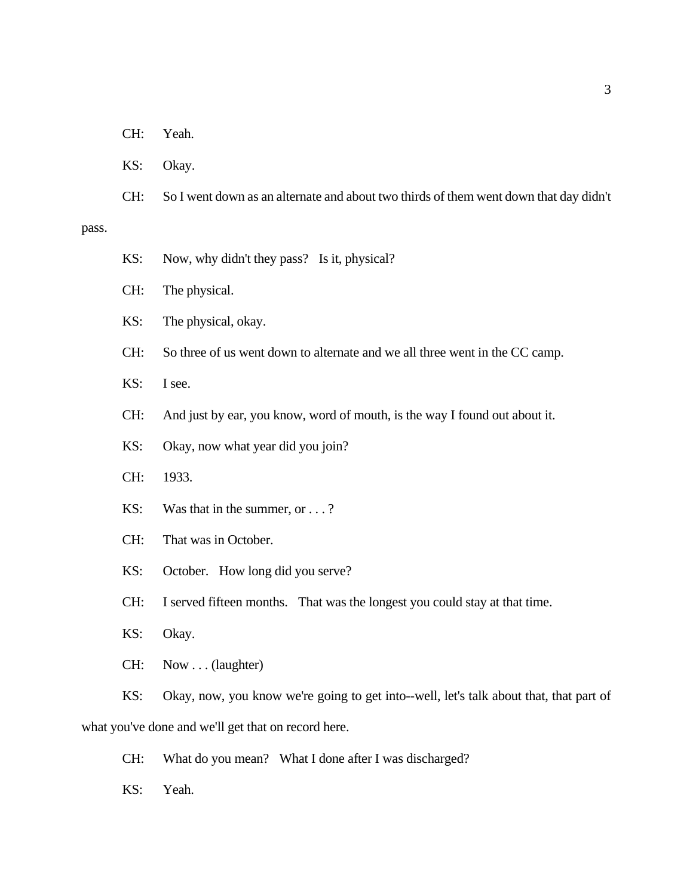CH: Yeah.

KS: Okay.

CH: So I went down as an alternate and about two thirds of them went down that day didn't pass.

KS: Now, why didn't they pass? Is it, physical?

CH: The physical.

KS: The physical, okay.

CH: So three of us went down to alternate and we all three went in the CC camp.

KS: I see.

CH: And just by ear, you know, word of mouth, is the way I found out about it.

KS: Okay, now what year did you join?

CH: 1933.

KS: Was that in the summer, or . . . ?

CH: That was in October.

KS: October. How long did you serve?

CH: I served fifteen months. That was the longest you could stay at that time.

KS: Okay.

CH: Now . . . (laughter)

KS: Okay, now, you know we're going to get into--well, let's talk about that, that part of what you've done and we'll get that on record here.

CH: What do you mean? What I done after I was discharged?

KS: Yeah.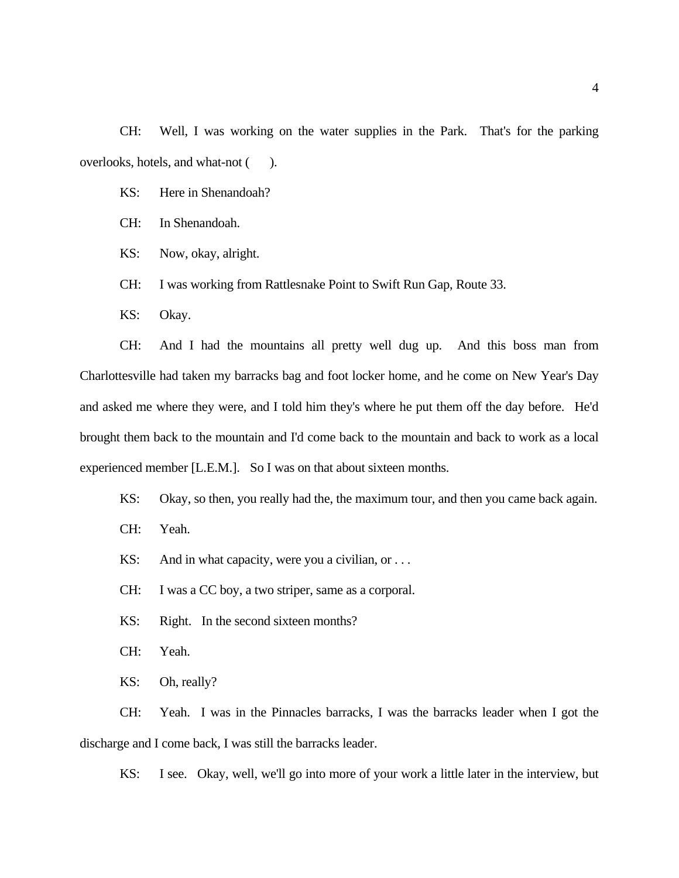CH: Well, I was working on the water supplies in the Park. That's for the parking overlooks, hotels, and what-not ( ).

KS: Here in Shenandoah?

CH: In Shenandoah.

KS: Now, okay, alright.

CH: I was working from Rattlesnake Point to Swift Run Gap, Route 33.

KS: Okay.

CH: And I had the mountains all pretty well dug up. And this boss man from Charlottesville had taken my barracks bag and foot locker home, and he come on New Year's Day and asked me where they were, and I told him they's where he put them off the day before. He'd brought them back to the mountain and I'd come back to the mountain and back to work as a local experienced member [L.E.M.]. So I was on that about sixteen months.

KS: Okay, so then, you really had the, the maximum tour, and then you came back again.

CH: Yeah.

KS: And in what capacity, were you a civilian, or . . .

CH: I was a CC boy, a two striper, same as a corporal.

KS: Right. In the second sixteen months?

CH: Yeah.

KS: Oh, really?

CH: Yeah. I was in the Pinnacles barracks, I was the barracks leader when I got the discharge and I come back, I was still the barracks leader.

KS: I see. Okay, well, we'll go into more of your work a little later in the interview, but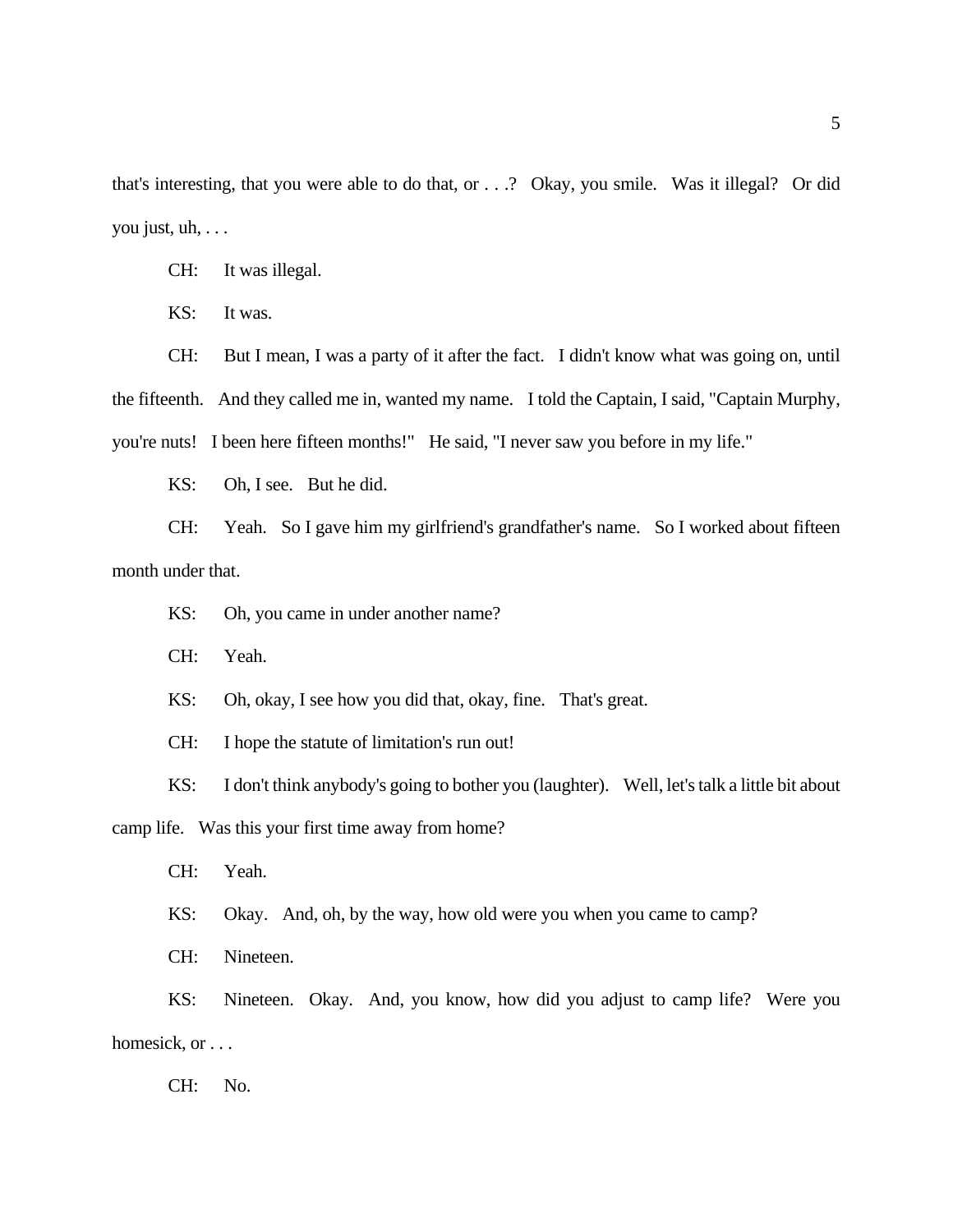that's interesting, that you were able to do that, or . . .? Okay, you smile. Was it illegal? Or did you just, uh, . . .

CH: It was illegal.

KS: It was.

CH: But I mean, I was a party of it after the fact. I didn't know what was going on, until the fifteenth. And they called me in, wanted my name. I told the Captain, I said, "Captain Murphy, you're nuts! I been here fifteen months!" He said, "I never saw you before in my life."

KS: Oh, I see. But he did.

CH: Yeah. So I gave him my girlfriend's grandfather's name. So I worked about fifteen month under that.

KS: Oh, you came in under another name?

CH: Yeah.

KS: Oh, okay, I see how you did that, okay, fine. That's great.

CH: I hope the statute of limitation's run out!

KS: I don't think anybody's going to bother you (laughter). Well, let's talk a little bit about camp life. Was this your first time away from home?

CH: Yeah.

KS: Okay. And, oh, by the way, how old were you when you came to camp?

CH: Nineteen.

KS: Nineteen. Okay. And, you know, how did you adjust to camp life? Were you homesick, or . . .

CH: No.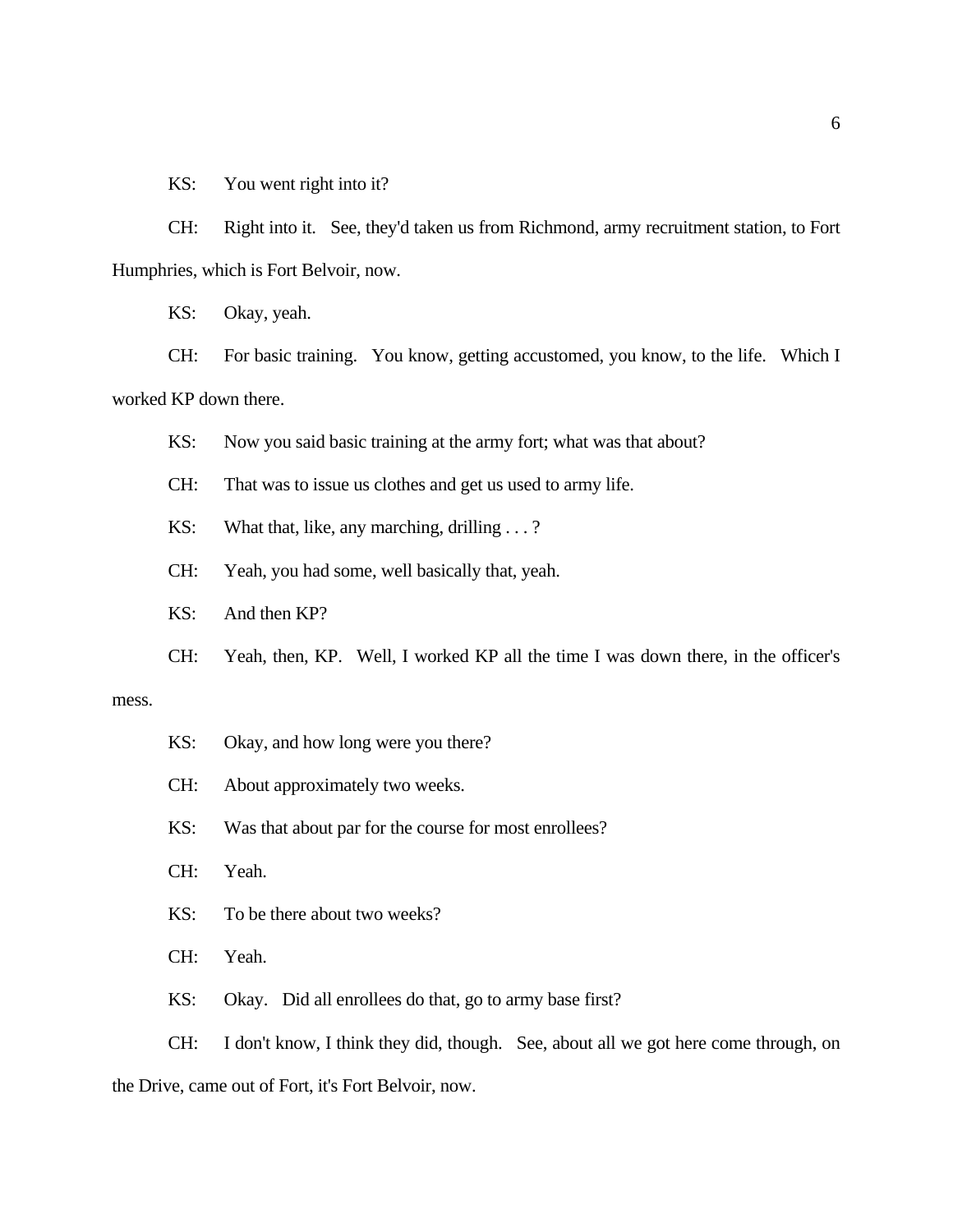KS: You went right into it?

CH: Right into it. See, they'd taken us from Richmond, army recruitment station, to Fort Humphries, which is Fort Belvoir, now.

KS: Okay, yeah.

CH: For basic training. You know, getting accustomed, you know, to the life. Which I worked KP down there.

KS: Now you said basic training at the army fort; what was that about?

CH: That was to issue us clothes and get us used to army life.

KS: What that, like, any marching, drilling . . . ?

CH: Yeah, you had some, well basically that, yeah.

KS: And then KP?

CH: Yeah, then, KP. Well, I worked KP all the time I was down there, in the officer's mess.

KS: Okay, and how long were you there?

CH: About approximately two weeks.

KS: Was that about par for the course for most enrollees?

CH: Yeah.

KS: To be there about two weeks?

CH: Yeah.

KS: Okay. Did all enrollees do that, go to army base first?

CH: I don't know, I think they did, though. See, about all we got here come through, on the Drive, came out of Fort, it's Fort Belvoir, now.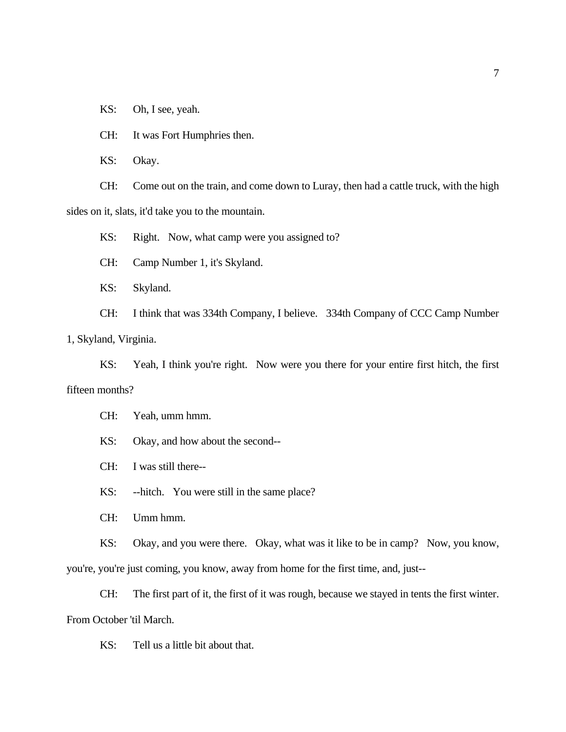KS: Oh, I see, yeah.

CH: It was Fort Humphries then.

KS: Okay.

CH: Come out on the train, and come down to Luray, then had a cattle truck, with the high sides on it, slats, it'd take you to the mountain.

KS: Right. Now, what camp were you assigned to?

CH: Camp Number 1, it's Skyland.

KS: Skyland.

CH: I think that was 334th Company, I believe. 334th Company of CCC Camp Number 1, Skyland, Virginia.

KS: Yeah, I think you're right. Now were you there for your entire first hitch, the first fifteen months?

CH: Yeah, umm hmm.

KS: Okay, and how about the second--

CH: I was still there--

KS: --hitch. You were still in the same place?

CH: Umm hmm.

KS: Okay, and you were there. Okay, what was it like to be in camp? Now, you know, you're, you're just coming, you know, away from home for the first time, and, just--

CH: The first part of it, the first of it was rough, because we stayed in tents the first winter. From October 'til March.

KS: Tell us a little bit about that.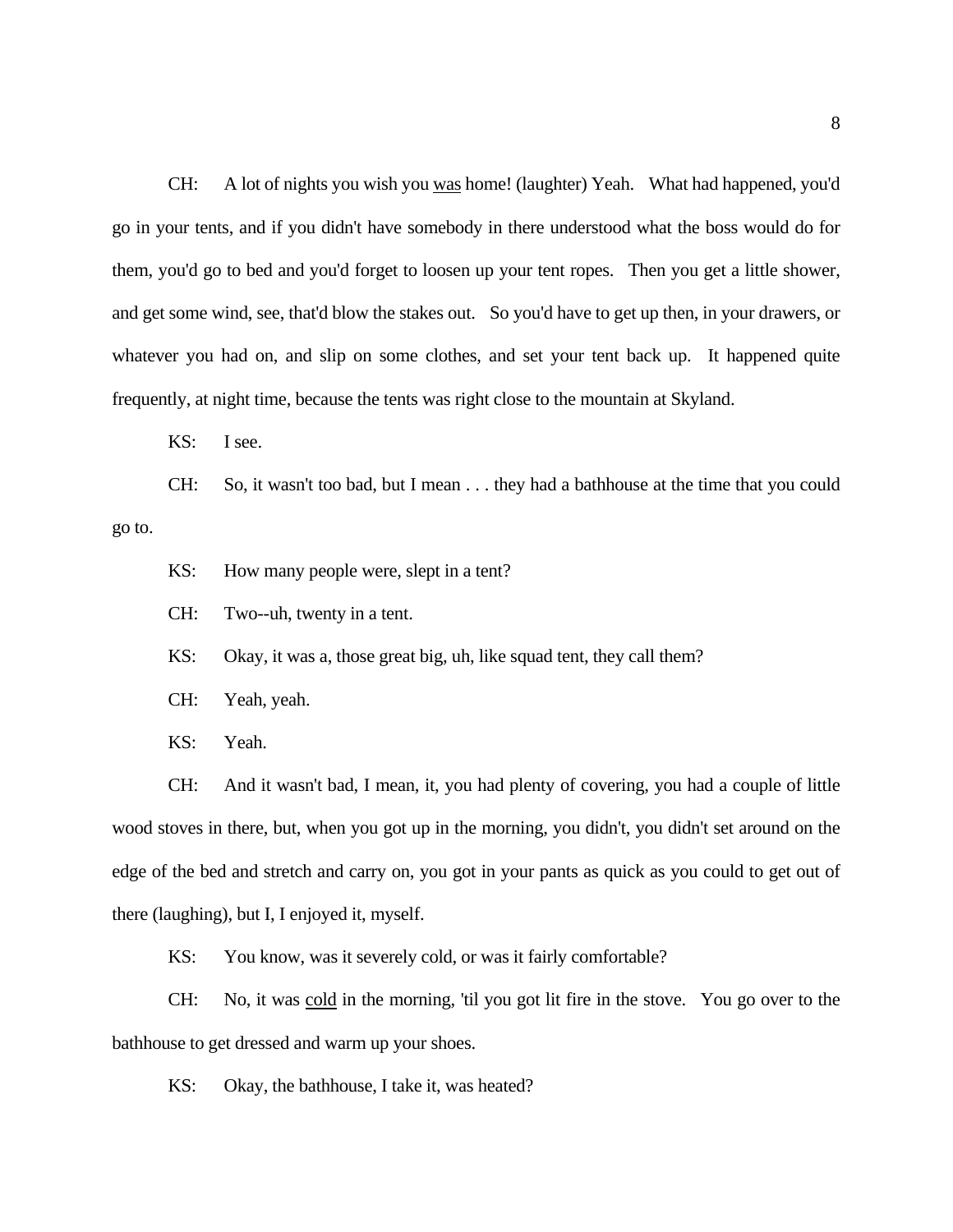CH: A lot of nights you wish you <u>was</u> home! (laughter) Yeah. What had happened, you'd go in your tents, and if you didn't have somebody in there understood what the boss would do for them, you'd go to bed and you'd forget to loosen up your tent ropes. Then you get a little shower, and get some wind, see, that'd blow the stakes out. So you'd have to get up then, in your drawers, or whatever you had on, and slip on some clothes, and set your tent back up. It happened quite frequently, at night time, because the tents was right close to the mountain at Skyland.

KS: I see.

CH: So, it wasn't too bad, but I mean . . . they had a bathhouse at the time that you could go to.

KS: How many people were, slept in a tent?

CH: Two--uh, twenty in a tent.

KS: Okay, it was a, those great big, uh, like squad tent, they call them?

CH: Yeah, yeah.

KS: Yeah.

CH: And it wasn't bad, I mean, it, you had plenty of covering, you had a couple of little wood stoves in there, but, when you got up in the morning, you didn't, you didn't set around on the edge of the bed and stretch and carry on, you got in your pants as quick as you could to get out of there (laughing), but I, I enjoyed it, myself.

KS: You know, was it severely cold, or was it fairly comfortable?

CH: No, it was <u>cold</u> in the morning, 'til you got lit fire in the stove. You go over to the bathhouse to get dressed and warm up your shoes.

KS: Okay, the bathhouse, I take it, was heated?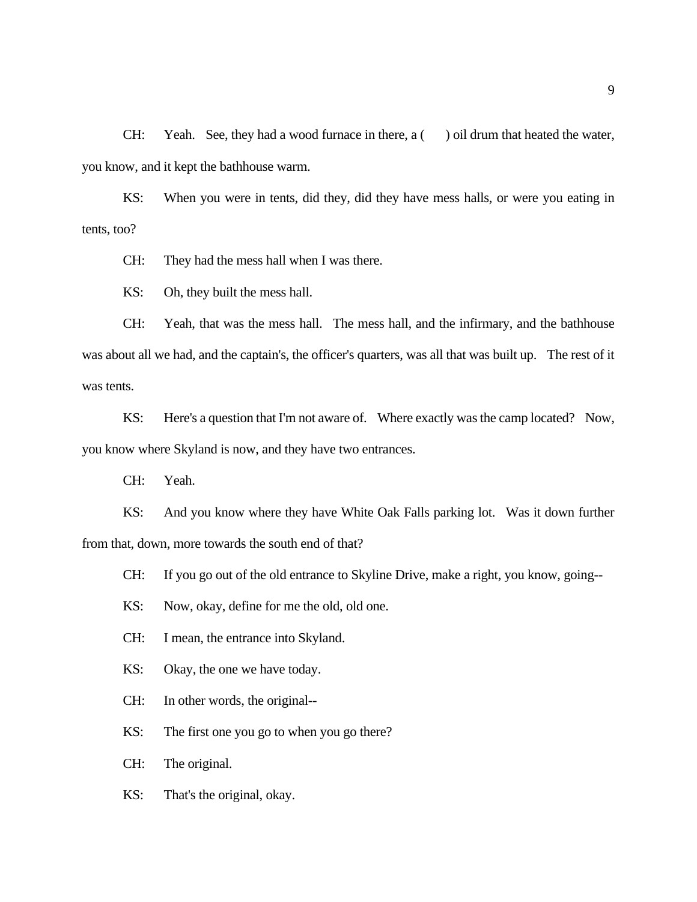CH: Yeah. See, they had a wood furnace in there, a (    ) oil drum that heated the water, you know, and it kept the bathhouse warm.

KS: When you were in tents, did they, did they have mess halls, or were you eating in tents, too?

CH: They had the mess hall when I was there.

KS: Oh, they built the mess hall.

CH: Yeah, that was the mess hall. The mess hall, and the infirmary, and the bathhouse was about all we had, and the captain's, the officer's quarters, was all that was built up. The rest of it was tents.

KS: Here's a question that I'm not aware of. Where exactly was the camp located? Now, you know where Skyland is now, and they have two entrances.

CH: Yeah.

KS: And you know where they have White Oak Falls parking lot. Was it down further from that, down, more towards the south end of that?

CH: If you go out of the old entrance to Skyline Drive, make a right, you know, going--

KS: Now, okay, define for me the old, old one.

CH: I mean, the entrance into Skyland.

KS: Okay, the one we have today.

CH: In other words, the original--

KS: The first one you go to when you go there?

CH: The original.

KS: That's the original, okay.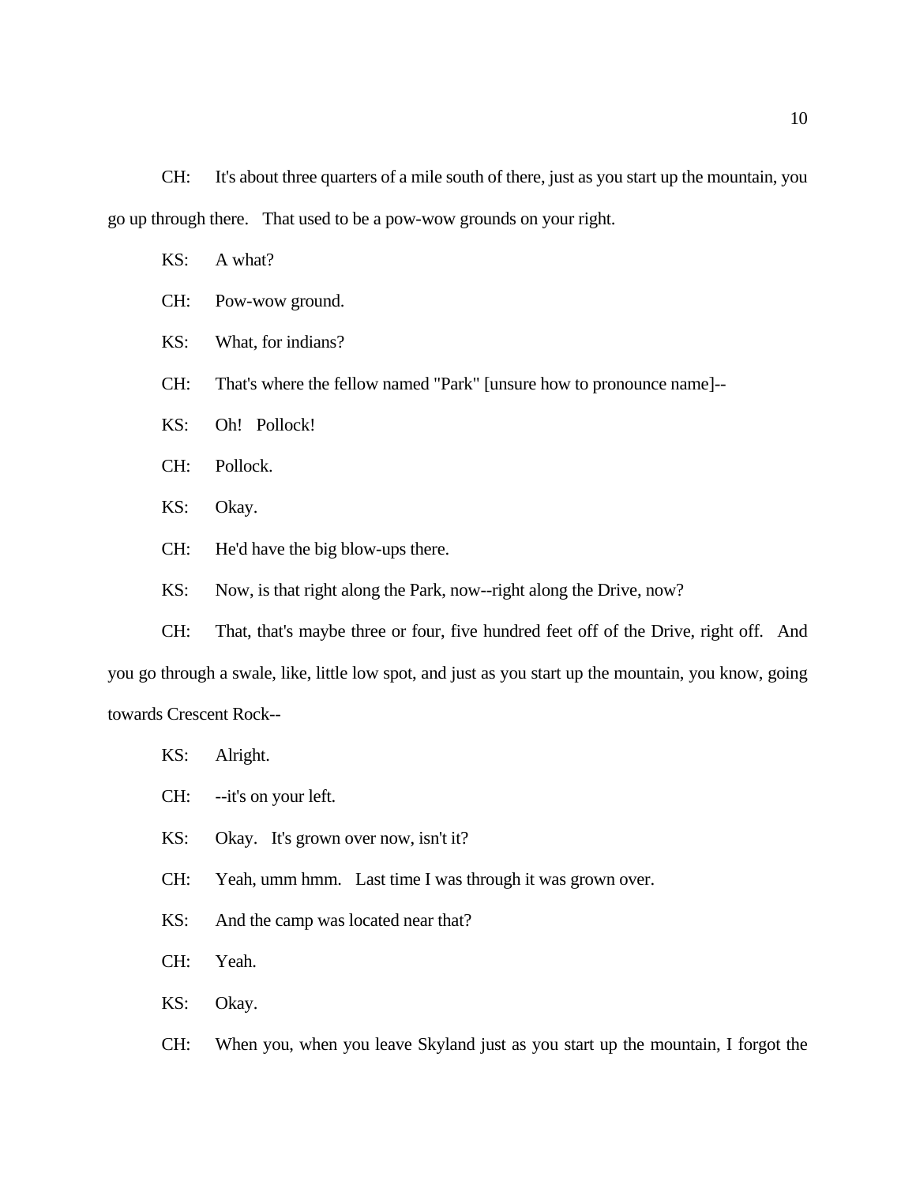CH: It's about three quarters of a mile south of there, just as you start up the mountain, you go up through there. That used to be a pow-wow grounds on your right.

KS: A what?

CH: Pow-wow ground.

KS: What, for indians?

CH: That's where the fellow named "Park" [unsure how to pronounce name]--

KS: Oh! Pollock!

CH: Pollock.

KS: Okay.

CH: He'd have the big blow-ups there.

KS: Now, is that right along the Park, now--right along the Drive, now?

CH: That, that's maybe three or four, five hundred feet off of the Drive, right off. And you go through a swale, like, little low spot, and just as you start up the mountain, you know, going towards Crescent Rock--

KS: Alright.

CH: --it's on your left.

KS: Okay. It's grown over now, isn't it?

CH: Yeah, umm hmm. Last time I was through it was grown over.

KS: And the camp was located near that?

CH: Yeah.

KS: Okay.

CH: When you, when you leave Skyland just as you start up the mountain, I forgot the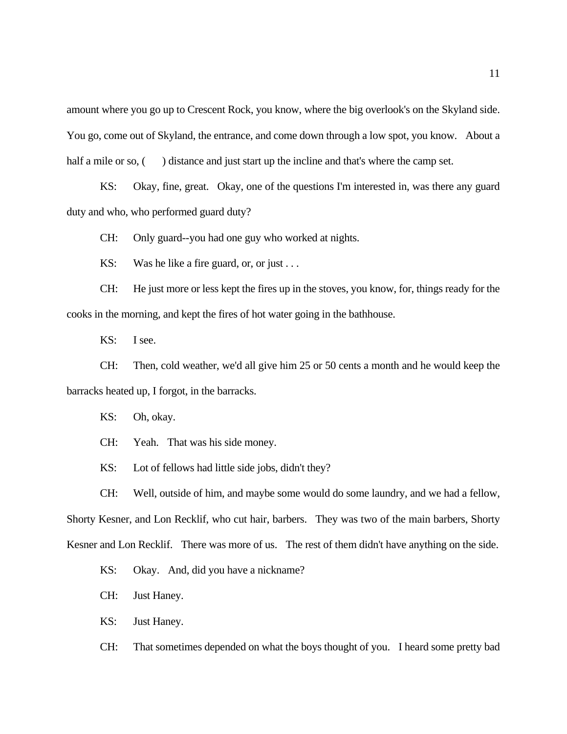amount where you go up to Crescent Rock, you know, where the big overlook's on the Skyland side. You go, come out of Skyland, the entrance, and come down through a low spot, you know. About a half a mile or so, (     ) distance and just start up the incline and that's where the camp set.

KS: Okay, fine, great. Okay, one of the questions I'm interested in, was there any guard duty and who, who performed guard duty?

CH: Only guard--you had one guy who worked at nights.

KS: Was he like a fire guard, or, or just . . .

CH: He just more or less kept the fires up in the stoves, you know, for, things ready for the cooks in the morning, and kept the fires of hot water going in the bathhouse.

KS: I see.

CH: Then, cold weather, we'd all give him 25 or 50 cents a month and he would keep the barracks heated up, I forgot, in the barracks.

KS: Oh, okay.

CH: Yeah. That was his side money.

KS: Lot of fellows had little side jobs, didn't they?

CH: Well, outside of him, and maybe some would do some laundry, and we had a fellow, Shorty Kesner, and Lon Recklif, who cut hair, barbers. They was two of the main barbers, Shorty Kesner and Lon Recklif. There was more of us. The rest of them didn't have anything on the side.

KS: Okay. And, did you have a nickname?

CH: Just Haney.

KS: Just Haney.

CH: That sometimes depended on what the boys thought of you. I heard some pretty bad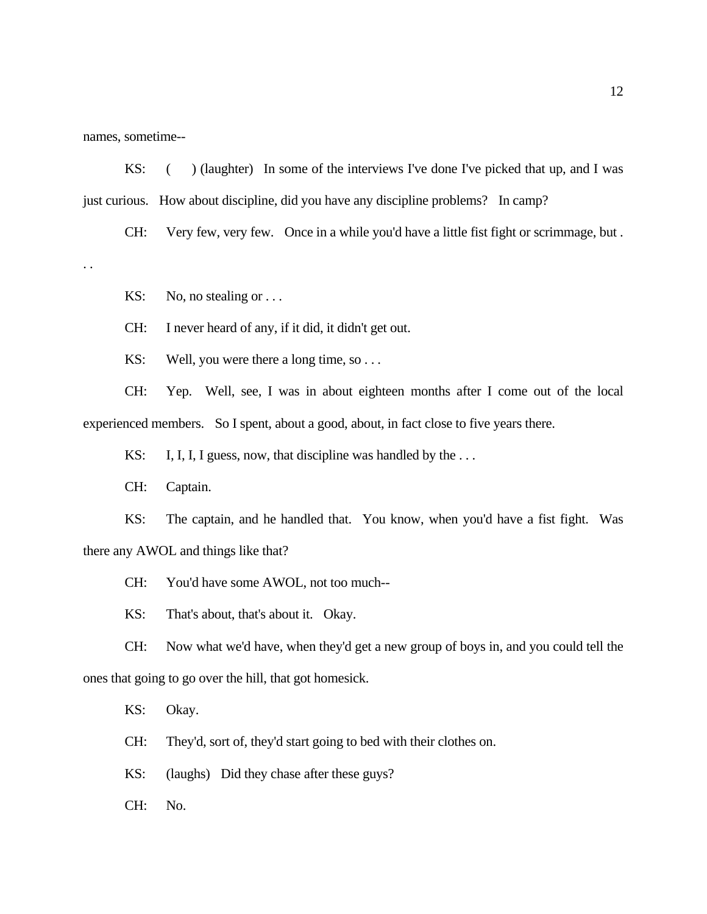names, sometime--

KS: (    ) (laughter) In some of the interviews I've done I've picked that up, and I was just curious. How about discipline, did you have any discipline problems? In camp?

CH: Very few, very few. Once in a while you'd have a little fist fight or scrimmage, but . . .

KS: No, no stealing or . . .

CH: I never heard of any, if it did, it didn't get out.

KS: Well, you were there a long time, so . . .

CH: Yep. Well, see, I was in about eighteen months after I come out of the local experienced members. So I spent, about a good, about, in fact close to five years there.

KS: I, I, I, I guess, now, that discipline was handled by the . . .

CH: Captain.

KS: The captain, and he handled that. You know, when you'd have a fist fight. Was there any AWOL and things like that?

CH: You'd have some AWOL, not too much--

KS: That's about, that's about it. Okay.

CH: Now what we'd have, when they'd get a new group of boys in, and you could tell the ones that going to go over the hill, that got homesick.

KS: Okay.

CH: They'd, sort of, they'd start going to bed with their clothes on.

KS: (laughs) Did they chase after these guys?

CH: No.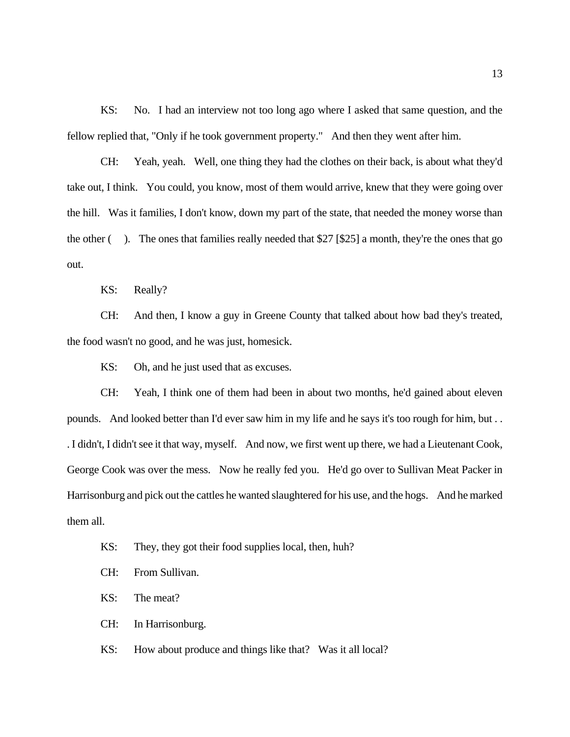KS: No. I had an interview not too long ago where I asked that same question, and the fellow replied that, "Only if he took government property." And then they went after him.

CH: Yeah, yeah. Well, one thing they had the clothes on their back, is about what they'd take out, I think. You could, you know, most of them would arrive, knew that they were going over the hill. Was it families, I don't know, down my part of the state, that needed the money worse than the other ( ). The ones that families really needed that $27 [$25] a month, they're the ones that go out.

KS: Really?

CH: And then, I know a guy in Greene County that talked about how bad they's treated, the food wasn't no good, and he was just, homesick.

KS: Oh, and he just used that as excuses.

CH: Yeah, I think one of them had been in about two months, he'd gained about eleven pounds. And looked better than I'd ever saw him in my life and he says it's too rough for him, but . . . I didn't, I didn't see it that way, myself. And now, we first went up there, we had a Lieutenant Cook, George Cook was over the mess. Now he really fed you. He'd go over to Sullivan Meat Packer in Harrisonburg and pick out the cattles he wanted slaughtered for his use, and the hogs. And he marked them all.

KS: They, they got their food supplies local, then, huh?

CH: From Sullivan.

KS: The meat?

CH: In Harrisonburg.

KS: How about produce and things like that? Was it all local?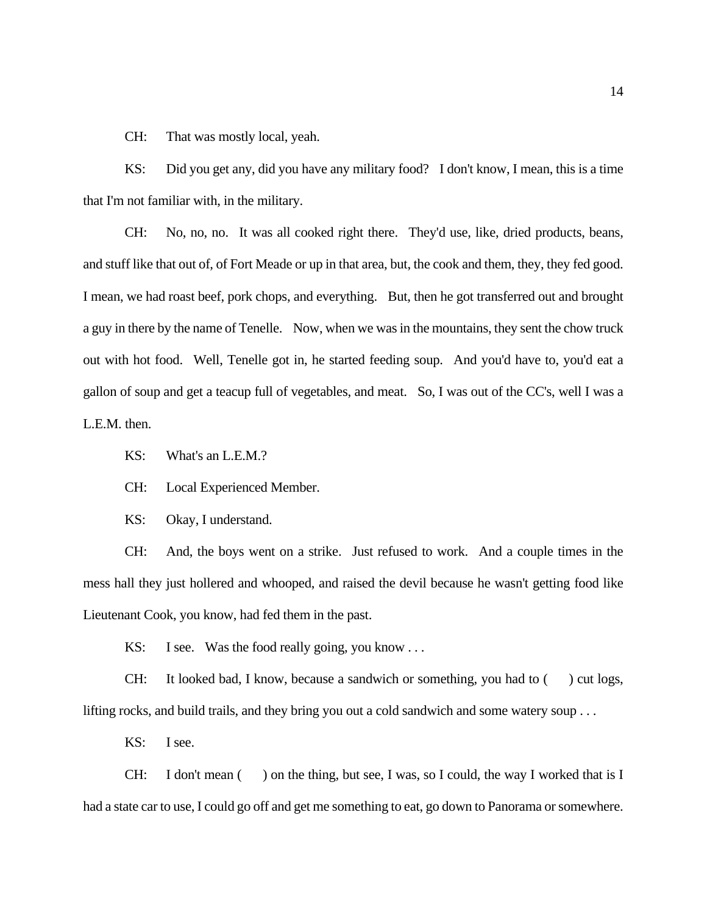CH: That was mostly local, yeah.

KS: Did you get any, did you have any military food? I don't know, I mean, this is a time that I'm not familiar with, in the military.

CH: No, no, no. It was all cooked right there. They'd use, like, dried products, beans, and stuff like that out of, of Fort Meade or up in that area, but, the cook and them, they, they fed good. I mean, we had roast beef, pork chops, and everything. But, then he got transferred out and brought a guy in there by the name of Tenelle. Now, when we was in the mountains, they sent the chow truck out with hot food. Well, Tenelle got in, he started feeding soup. And you'd have to, you'd eat a gallon of soup and get a teacup full of vegetables, and meat. So, I was out of the CC's, well I was a L.E.M. then.

KS: What's an L.E.M.?

CH: Local Experienced Member.

KS: Okay, I understand.

CH: And, the boys went on a strike. Just refused to work. And a couple times in the mess hall they just hollered and whooped, and raised the devil because he wasn't getting food like Lieutenant Cook, you know, had fed them in the past.

KS: I see. Was the food really going, you know . . .

CH: It looked bad, I know, because a sandwich or something, you had to (    ) cut logs, lifting rocks, and build trails, and they bring you out a cold sandwich and some watery soup . . .

KS: I see.

CH: I don't mean (    ) on the thing, but see, I was, so I could, the way I worked that is I had a state car to use, I could go off and get me something to eat, go down to Panorama or somewhere.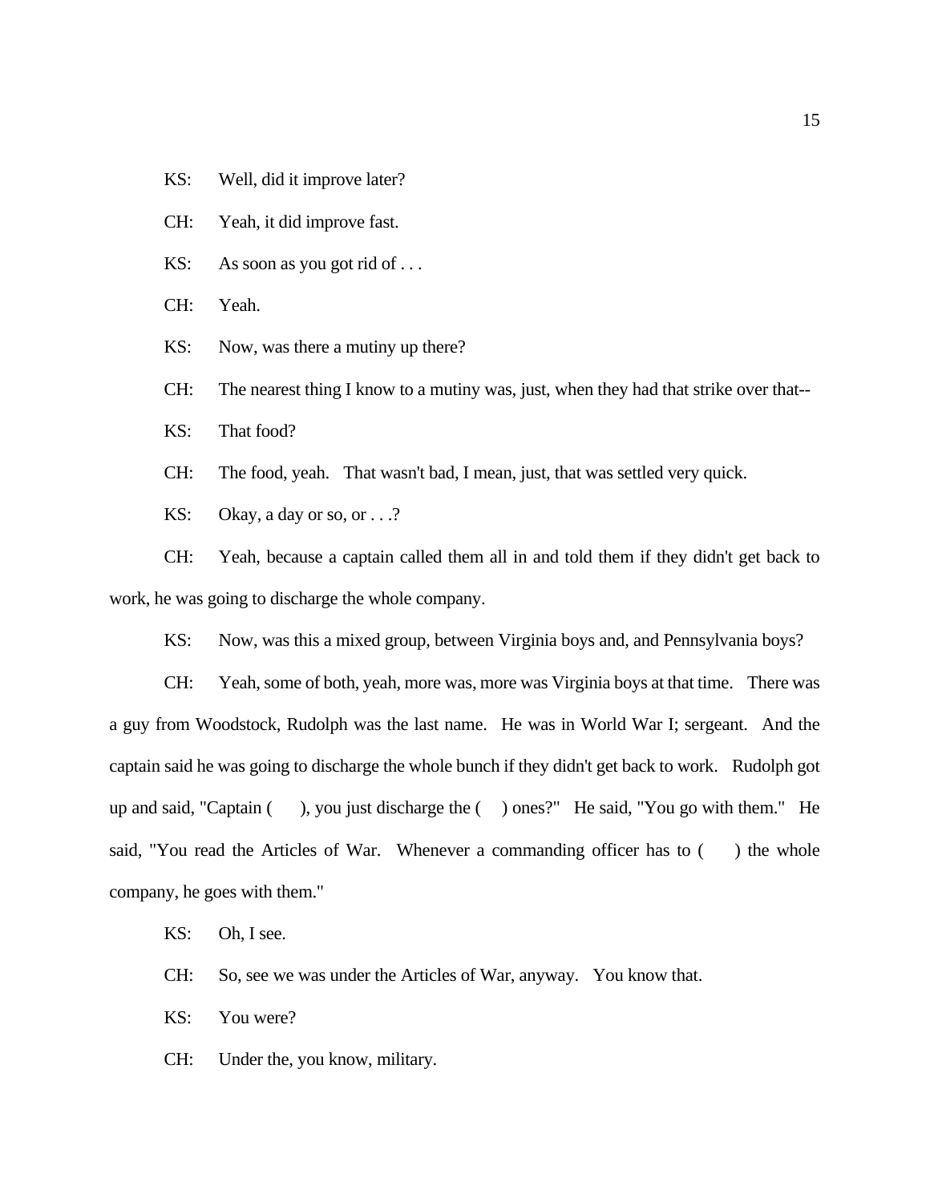KS: Well, did it improve later?

CH: Yeah, it did improve fast.

KS: As soon as you got rid of . . .

CH: Yeah.

KS: Now, was there a mutiny up there?

CH: The nearest thing I know to a mutiny was, just, when they had that strike over that--

KS: That food?

CH: The food, yeah. That wasn't bad, I mean, just, that was settled very quick.

KS: Okay, a day or so, or . . .?

CH: Yeah, because a captain called them all in and told them if they didn't get back to work, he was going to discharge the whole company.

KS: Now, was this a mixed group, between Virginia boys and, and Pennsylvania boys?

CH: Yeah, some of both, yeah, more was, more was Virginia boys at that time. There was a guy from Woodstock, Rudolph was the last name. He was in World War I; sergeant. And the captain said he was going to discharge the whole bunch if they didn't get back to work. Rudolph got up and said, "Captain ( ), you just discharge the ( ) ones?" He said, "You go with them." He said, "You read the Articles of War. Whenever a commanding officer has to ( ) the whole company, he goes with them."

KS: Oh, I see.

CH: So, see we was under the Articles of War, anyway. You know that.

KS: You were?

CH: Under the, you know, military.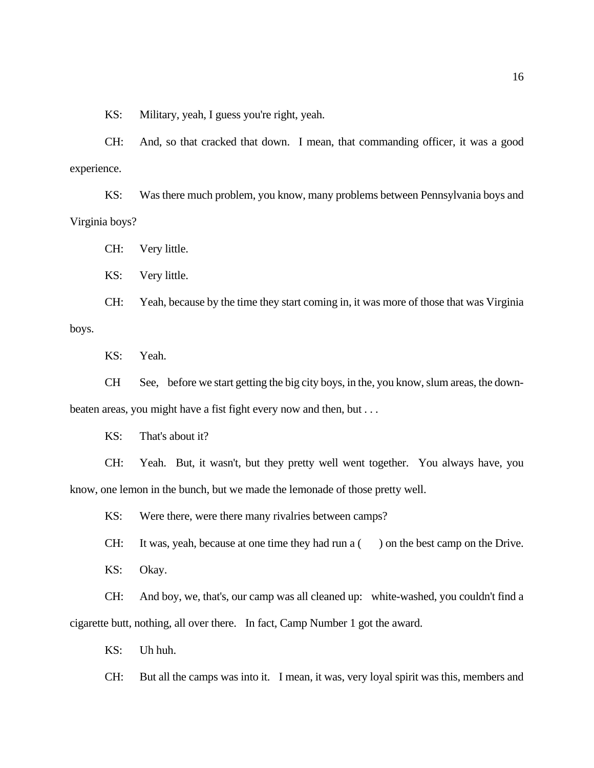KS: Military, yeah, I guess you're right, yeah.

CH: And, so that cracked that down. I mean, that commanding officer, it was a good experience.

KS: Was there much problem, you know, many problems between Pennsylvania boys and Virginia boys?

CH: Very little.

KS: Very little.

CH: Yeah, because by the time they start coming in, it was more of those that was Virginia boys.

KS: Yeah.

CH See, before we start getting the big city boys, in the, you know, slum areas, the down-beaten areas, you might have a fist fight every now and then, but . . .

KS: That's about it?

CH: Yeah. But, it wasn't, but they pretty well went together. You always have, you know, one lemon in the bunch, but we made the lemonade of those pretty well.

KS: Were there, were there many rivalries between camps?

CH: It was, yeah, because at one time they had run a ( ) on the best camp on the Drive.

KS: Okay.

CH: And boy, we, that's, our camp was all cleaned up: white-washed, you couldn't find a cigarette butt, nothing, all over there. In fact, Camp Number 1 got the award.

KS: Uh huh.

CH: But all the camps was into it. I mean, it was, very loyal spirit was this, members and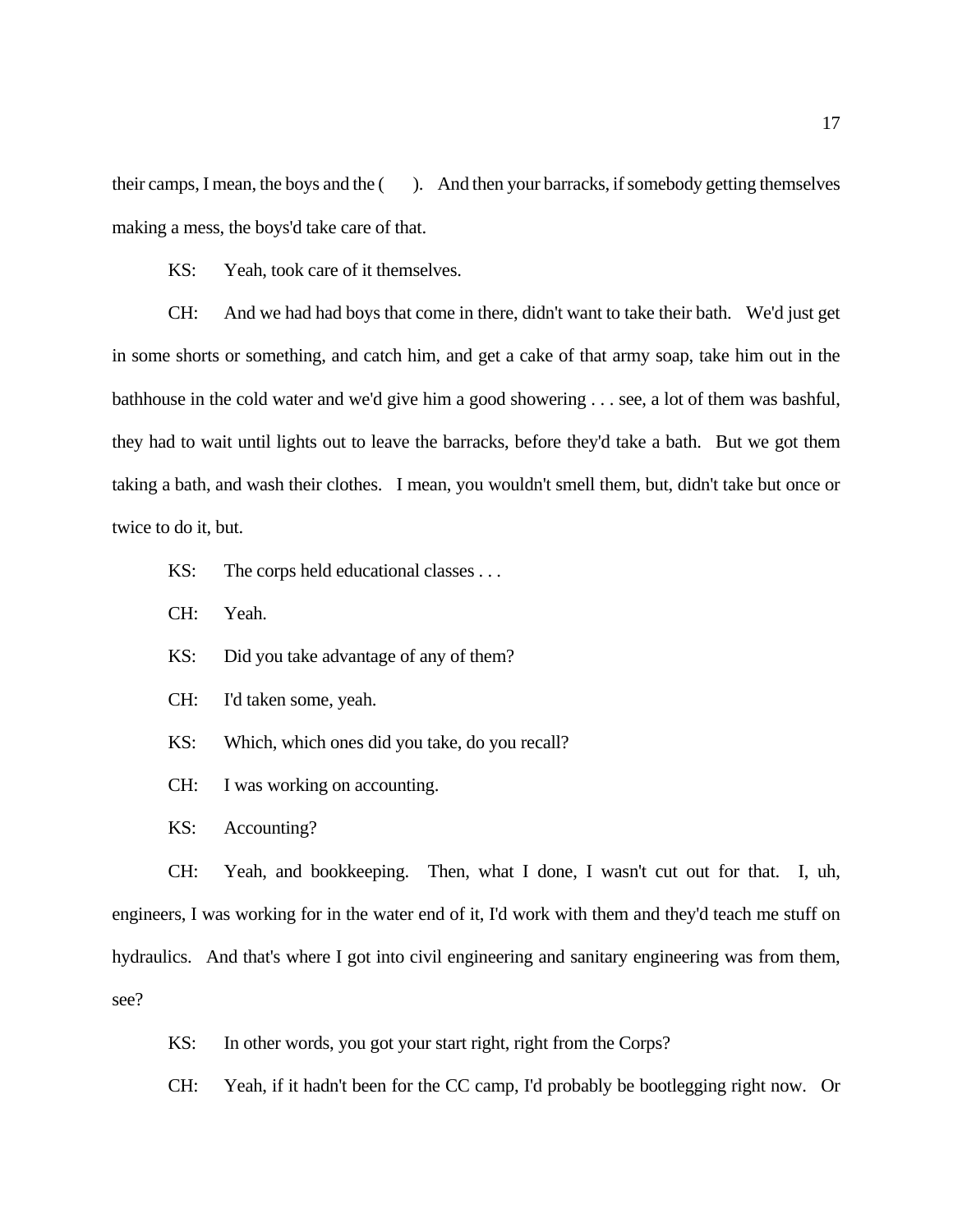their camps, I mean, the boys and the (       ). And then your barracks, if somebody getting themselves making a mess, the boys'd take care of that.

KS: Yeah, took care of it themselves.

CH: And we had had boys that come in there, didn't want to take their bath. We'd just get in some shorts or something, and catch him, and get a cake of that army soap, take him out in the bathhouse in the cold water and we'd give him a good showering . . . see, a lot of them was bashful, they had to wait until lights out to leave the barracks, before they'd take a bath. But we got them taking a bath, and wash their clothes. I mean, you wouldn't smell them, but, didn't take but once or twice to do it, but.

KS: The corps held educational classes . . .

CH: Yeah.

KS: Did you take advantage of any of them?

CH: I'd taken some, yeah.

KS: Which, which ones did you take, do you recall?

CH: I was working on accounting.

KS: Accounting?

CH: Yeah, and bookkeeping. Then, what I done, I wasn't cut out for that. I, uh, engineers, I was working for in the water end of it, I'd work with them and they'd teach me stuff on hydraulics. And that's where I got into civil engineering and sanitary engineering was from them, see?

KS: In other words, you got your start right, right from the Corps?

CH: Yeah, if it hadn't been for the CC camp, I'd probably be bootlegging right now. Or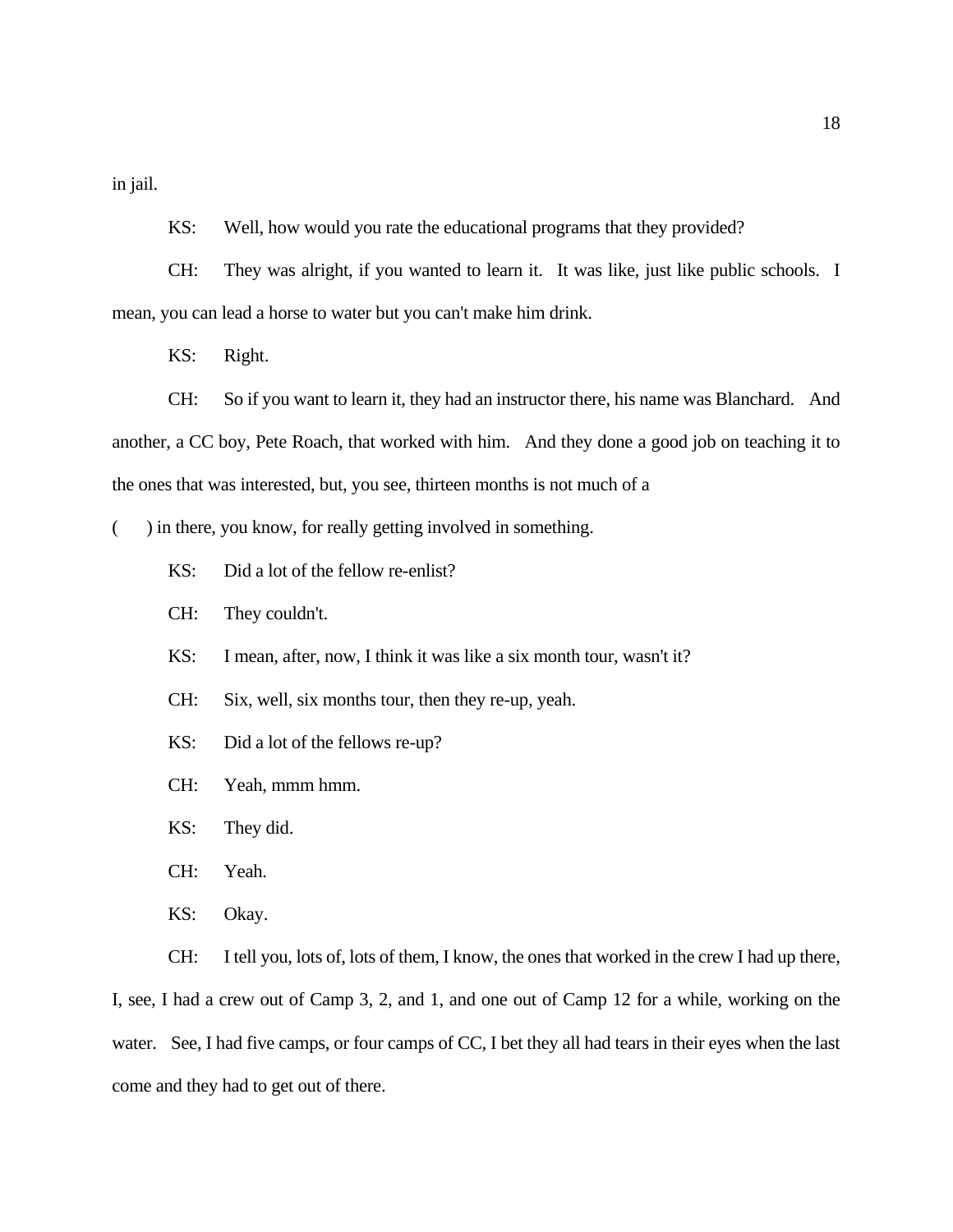in jail.

KS: Well, how would you rate the educational programs that they provided?

CH: They was alright, if you wanted to learn it. It was like, just like public schools. I mean, you can lead a horse to water but you can't make him drink.

KS: Right.

CH: So if you want to learn it, they had an instructor there, his name was Blanchard. And another, a CC boy, Pete Roach, that worked with him. And they done a good job on teaching it to the ones that was interested, but, you see, thirteen months is not much of a ( ) in there, you know, for really getting involved in something.

KS: Did a lot of the fellow re-enlist?

CH: They couldn't.

KS: I mean, after, now, I think it was like a six month tour, wasn't it?

CH: Six, well, six months tour, then they re-up, yeah.

KS: Did a lot of the fellows re-up?

CH: Yeah, mmm hmm.

KS: They did.

CH: Yeah.

KS: Okay.

CH: I tell you, lots of, lots of them, I know, the ones that worked in the crew I had up there, I, see, I had a crew out of Camp 3, 2, and 1, and one out of Camp 12 for a while, working on the water. See, I had five camps, or four camps of CC, I bet they all had tears in their eyes when the last come and they had to get out of there.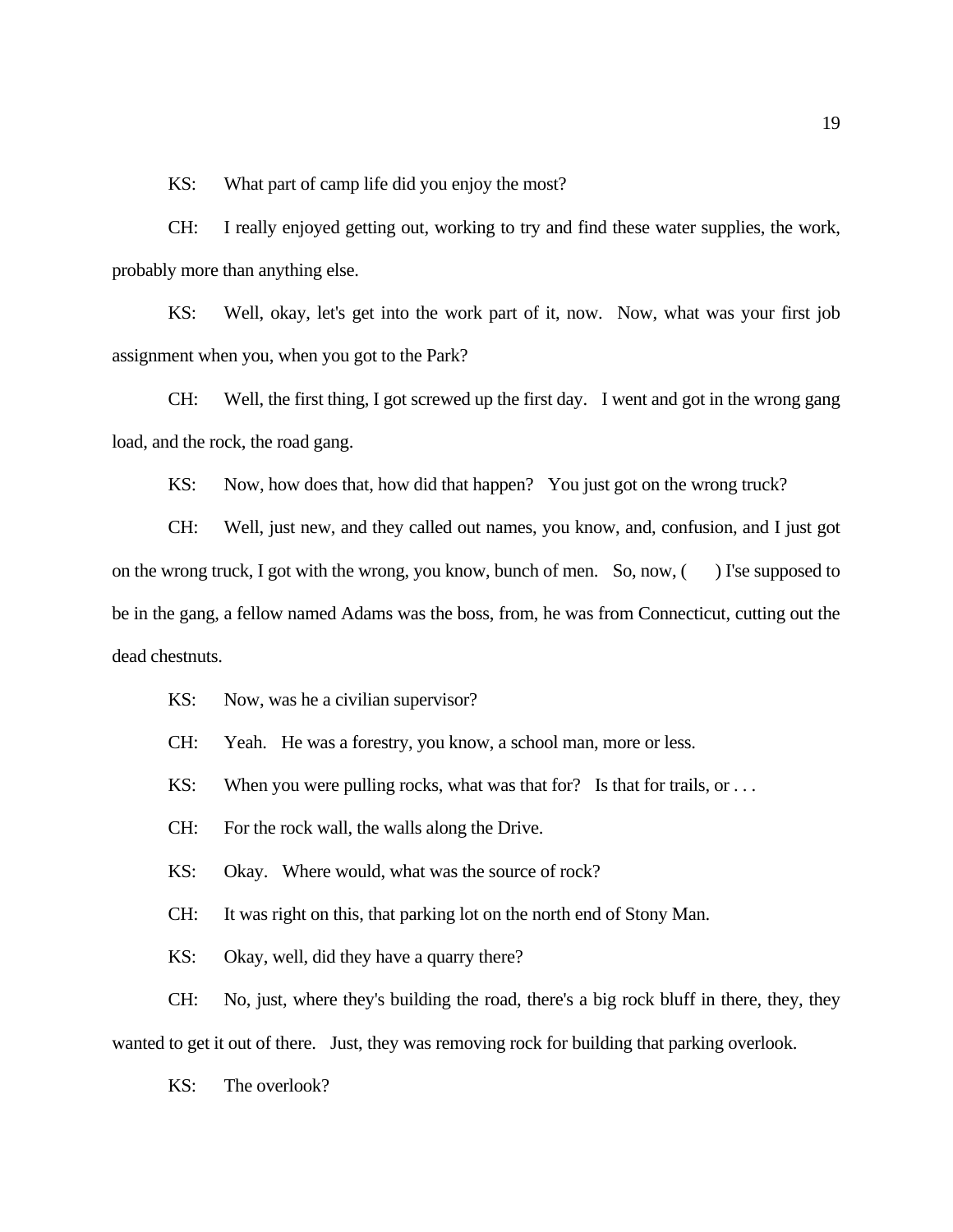KS: What part of camp life did you enjoy the most?

CH: I really enjoyed getting out, working to try and find these water supplies, the work, probably more than anything else.

KS: Well, okay, let's get into the work part of it, now. Now, what was your first job assignment when you, when you got to the Park?

CH: Well, the first thing, I got screwed up the first day. I went and got in the wrong gang load, and the rock, the road gang.

KS: Now, how does that, how did that happen? You just got on the wrong truck?

CH: Well, just new, and they called out names, you know, and, confusion, and I just got on the wrong truck, I got with the wrong, you know, bunch of men. So, now, (     ) I'se supposed to be in the gang, a fellow named Adams was the boss, from, he was from Connecticut, cutting out the dead chestnuts.

KS: Now, was he a civilian supervisor?

CH: Yeah. He was a forestry, you know, a school man, more or less.

KS: When you were pulling rocks, what was that for? Is that for trails, or . . .

CH: For the rock wall, the walls along the Drive.

KS: Okay. Where would, what was the source of rock?

CH: It was right on this, that parking lot on the north end of Stony Man.

KS: Okay, well, did they have a quarry there?

CH: No, just, where they's building the road, there's a big rock bluff in there, they, they wanted to get it out of there. Just, they was removing rock for building that parking overlook.

KS: The overlook?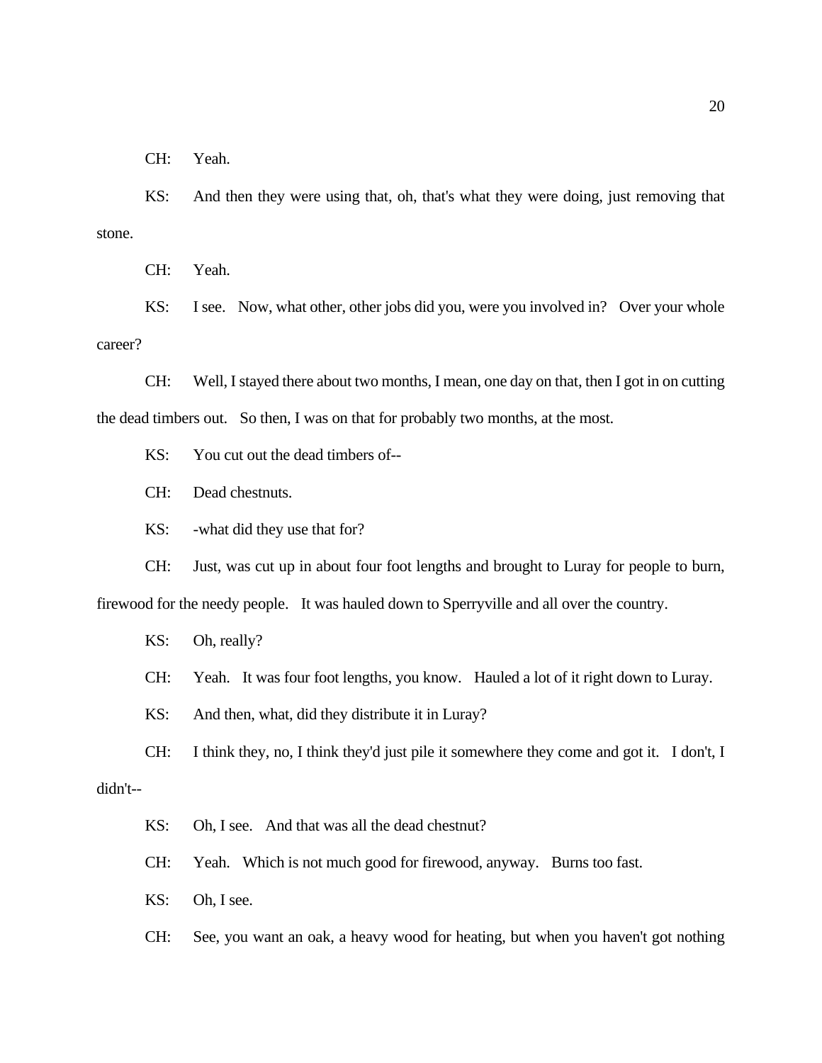CH: Yeah.

KS: And then they were using that, oh, that's what they were doing, just removing that stone.

CH: Yeah.

KS: I see. Now, what other, other jobs did you, were you involved in? Over your whole career?

CH: Well, I stayed there about two months, I mean, one day on that, then I got in on cutting the dead timbers out. So then, I was on that for probably two months, at the most.

KS: You cut out the dead timbers of--

CH: Dead chestnuts.

KS: -what did they use that for?

CH: Just, was cut up in about four foot lengths and brought to Luray for people to burn, firewood for the needy people. It was hauled down to Sperryville and all over the country.

KS: Oh, really?

CH: Yeah. It was four foot lengths, you know. Hauled a lot of it right down to Luray.

KS: And then, what, did they distribute it in Luray?

CH: I think they, no, I think they'd just pile it somewhere they come and got it. I don't, I didn't--

KS: Oh, I see. And that was all the dead chestnut?

CH: Yeah. Which is not much good for firewood, anyway. Burns too fast.

KS: Oh, I see.

CH: See, you want an oak, a heavy wood for heating, but when you haven't got nothing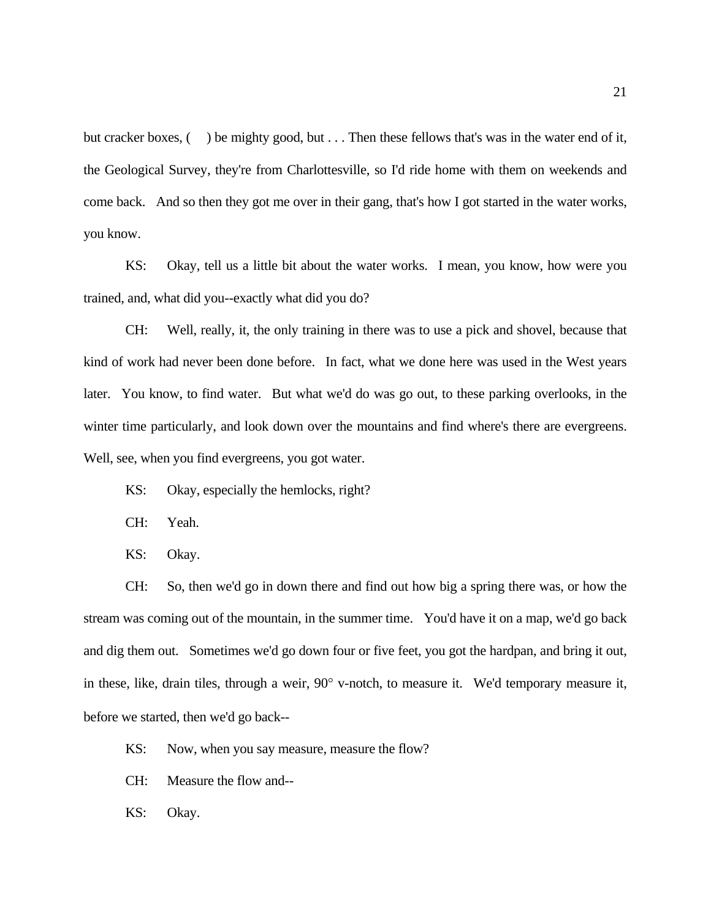but cracker boxes, (     ) be mighty good, but . . . Then these fellows that's was in the water end of it, the Geological Survey, they're from Charlottesville, so I'd ride home with them on weekends and come back. And so then they got me over in their gang, that's how I got started in the water works, you know.

KS: Okay, tell us a little bit about the water works. I mean, you know, how were you trained, and, what did you--exactly what did you do?

CH: Well, really, it, the only training in there was to use a pick and shovel, because that kind of work had never been done before. In fact, what we done here was used in the West years later. You know, to find water. But what we'd do was go out, to these parking overlooks, in the winter time particularly, and look down over the mountains and find where's there are evergreens. Well, see, when you find evergreens, you got water.

KS: Okay, especially the hemlocks, right?

CH: Yeah.

KS: Okay.

CH: So, then we'd go in down there and find out how big a spring there was, or how the stream was coming out of the mountain, in the summer time. You'd have it on a map, we'd go back and dig them out. Sometimes we'd go down four or five feet, you got the hardpan, and bring it out, in these, like, drain tiles, through a weir, 90° v-notch, to measure it. We'd temporary measure it, before we started, then we'd go back--

KS: Now, when you say measure, measure the flow?

CH: Measure the flow and--

KS: Okay.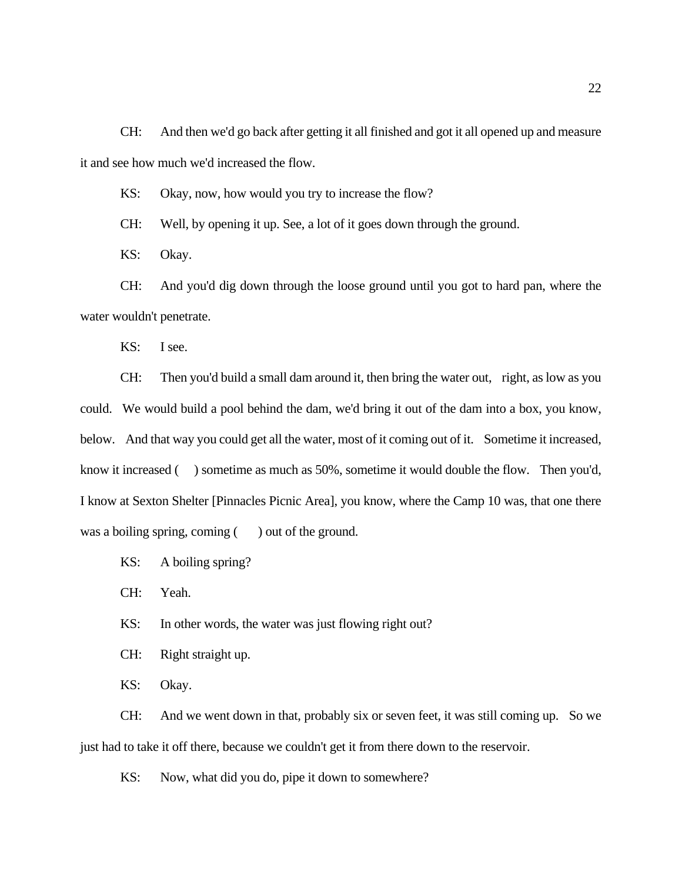CH: And then we'd go back after getting it all finished and got it all opened up and measure it and see how much we'd increased the flow.

KS: Okay, now, how would you try to increase the flow?

CH: Well, by opening it up. See, a lot of it goes down through the ground.

KS: Okay.

CH: And you'd dig down through the loose ground until you got to hard pan, where the water wouldn't penetrate.

KS: I see.

CH: Then you'd build a small dam around it, then bring the water out, right, as low as you could. We would build a pool behind the dam, we'd bring it out of the dam into a box, you know, below. And that way you could get all the water, most of it coming out of it. Sometime it increased, know it increased ( ) sometime as much as 50%, sometime it would double the flow. Then you'd, I know at Sexton Shelter [Pinnacles Picnic Area], you know, where the Camp 10 was, that one there was a boiling spring, coming ( ) out of the ground.

KS: A boiling spring?

CH: Yeah.

KS: In other words, the water was just flowing right out?

CH: Right straight up.

KS: Okay.

CH: And we went down in that, probably six or seven feet, it was still coming up. So we just had to take it off there, because we couldn't get it from there down to the reservoir.

KS: Now, what did you do, pipe it down to somewhere?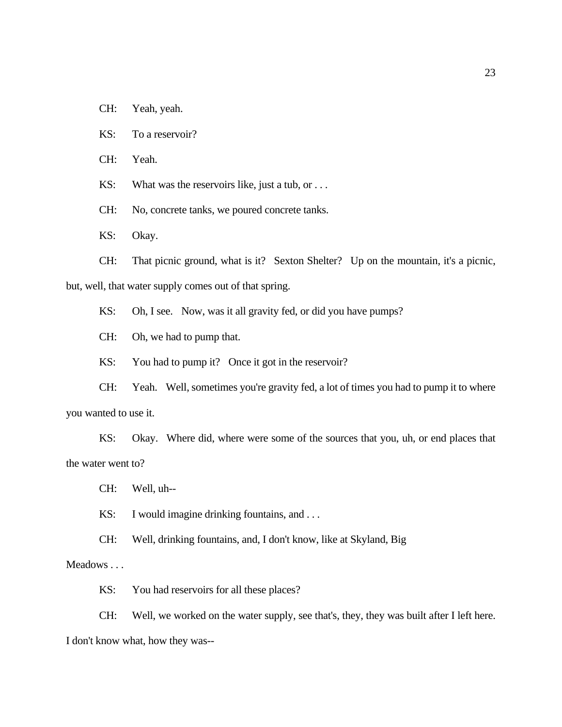CH: Yeah, yeah.

KS: To a reservoir?

CH: Yeah.

KS: What was the reservoirs like, just a tub, or . . .

CH: No, concrete tanks, we poured concrete tanks.

KS: Okay.

CH: That picnic ground, what is it? Sexton Shelter? Up on the mountain, it's a picnic, but, well, that water supply comes out of that spring.

KS: Oh, I see. Now, was it all gravity fed, or did you have pumps?

CH: Oh, we had to pump that.

KS: You had to pump it? Once it got in the reservoir?

CH: Yeah. Well, sometimes you're gravity fed, a lot of times you had to pump it to where you wanted to use it.

KS: Okay. Where did, where were some of the sources that you, uh, or end places that the water went to?

CH: Well, uh--

KS: I would imagine drinking fountains, and . . .

CH: Well, drinking fountains, and, I don't know, like at Skyland, Big Meadows . . .

KS: You had reservoirs for all these places?

CH: Well, we worked on the water supply, see that's, they, they was built after I left here. I don't know what, how they was--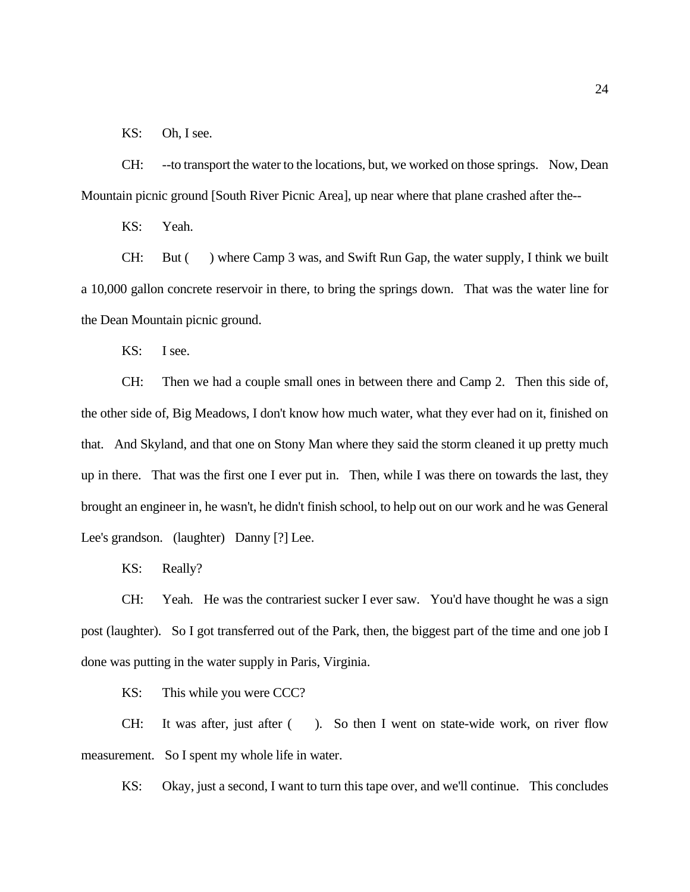KS: Oh, I see.

CH: --to transport the water to the locations, but, we worked on those springs. Now, Dean Mountain picnic ground [South River Picnic Area], up near where that plane crashed after the--

KS: Yeah.

CH: But ( ) where Camp 3 was, and Swift Run Gap, the water supply, I think we built a 10,000 gallon concrete reservoir in there, to bring the springs down. That was the water line for the Dean Mountain picnic ground.

KS: I see.

CH: Then we had a couple small ones in between there and Camp 2. Then this side of, the other side of, Big Meadows, I don't know how much water, what they ever had on it, finished on that. And Skyland, and that one on Stony Man where they said the storm cleaned it up pretty much up in there. That was the first one I ever put in. Then, while I was there on towards the last, they brought an engineer in, he wasn't, he didn't finish school, to help out on our work and he was General Lee's grandson. (laughter) Danny [?] Lee.

KS: Really?

CH: Yeah. He was the contrariest sucker I ever saw. You'd have thought he was a sign post (laughter). So I got transferred out of the Park, then, the biggest part of the time and one job I done was putting in the water supply in Paris, Virginia.

KS: This while you were CCC?

CH: It was after, just after ( ). So then I went on state-wide work, on river flow measurement. So I spent my whole life in water.

KS: Okay, just a second, I want to turn this tape over, and we'll continue. This concludes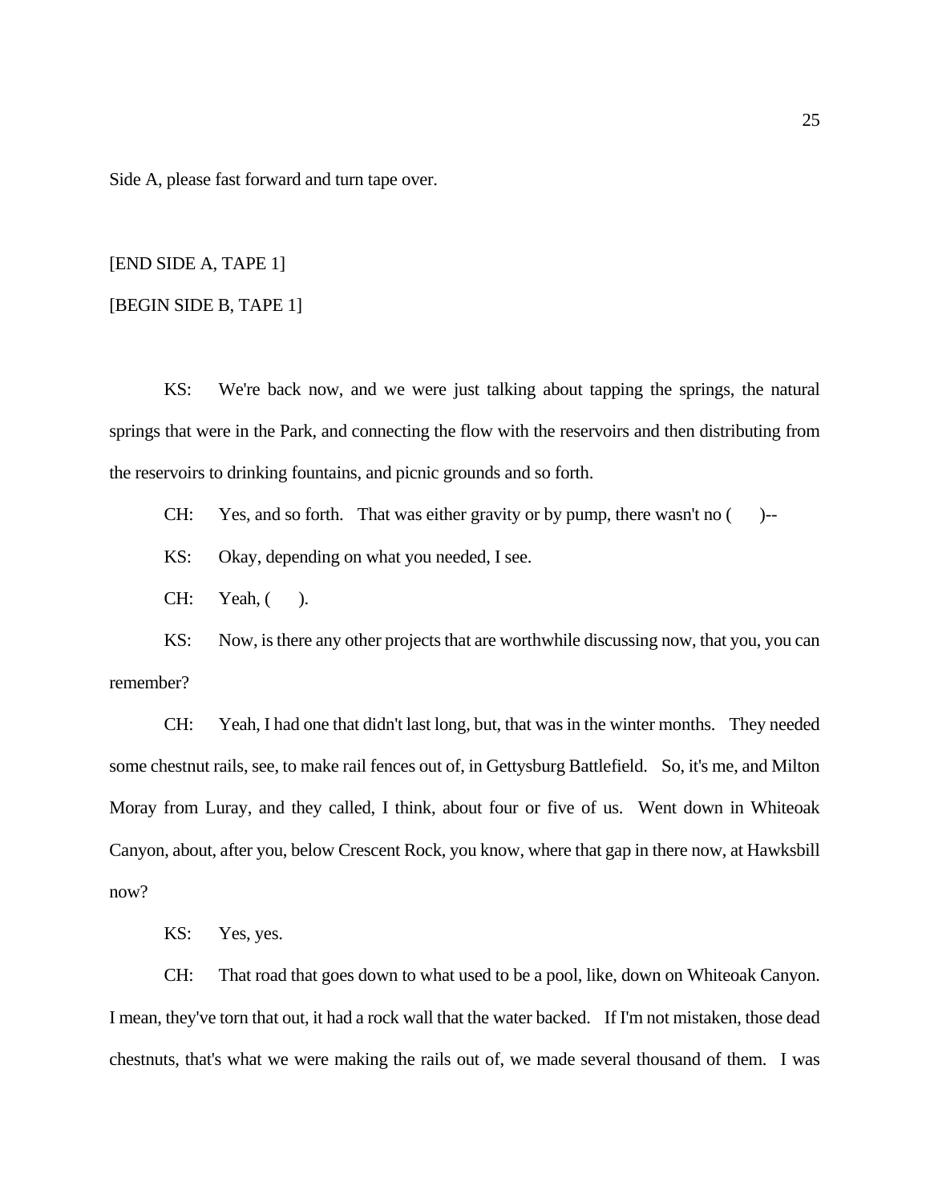Side A, please fast forward and turn tape over.

[END SIDE A, TAPE 1]

[BEGIN SIDE B, TAPE 1]

KS: We're back now, and we were just talking about tapping the springs, the natural springs that were in the Park, and connecting the flow with the reservoirs and then distributing from the reservoirs to drinking fountains, and picnic grounds and so forth.

CH: Yes, and so forth. That was either gravity or by pump, there wasn't no ( )--

KS: Okay, depending on what you needed, I see.

CH: Yeah, ( ).

KS: Now, is there any other projects that are worthwhile discussing now, that you, you can remember?

CH: Yeah, I had one that didn't last long, but, that was in the winter months. They needed some chestnut rails, see, to make rail fences out of, in Gettysburg Battlefield. So, it's me, and Milton Moray from Luray, and they called, I think, about four or five of us. Went down in Whiteoak Canyon, about, after you, below Crescent Rock, you know, where that gap in there now, at Hawksbill now?

KS: Yes, yes.

CH: That road that goes down to what used to be a pool, like, down on Whiteoak Canyon. I mean, they've torn that out, it had a rock wall that the water backed. If I'm not mistaken, those dead chestnuts, that's what we were making the rails out of, we made several thousand of them. I was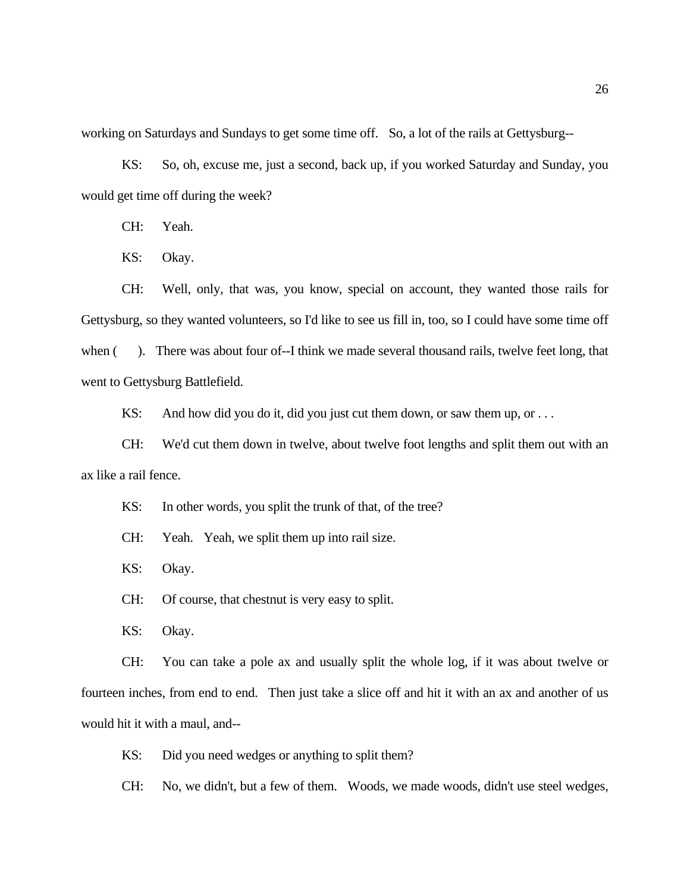working on Saturdays and Sundays to get some time off. So, a lot of the rails at Gettysburg--

KS: So, oh, excuse me, just a second, back up, if you worked Saturday and Sunday, you would get time off during the week?

CH: Yeah.

KS: Okay.

CH: Well, only, that was, you know, special on account, they wanted those rails for Gettysburg, so they wanted volunteers, so I'd like to see us fill in, too, so I could have some time off when ( ). There was about four of--I think we made several thousand rails, twelve feet long, that went to Gettysburg Battlefield.

KS: And how did you do it, did you just cut them down, or saw them up, or . . .

CH: We'd cut them down in twelve, about twelve foot lengths and split them out with an ax like a rail fence.

KS: In other words, you split the trunk of that, of the tree?

CH: Yeah. Yeah, we split them up into rail size.

KS: Okay.

CH: Of course, that chestnut is very easy to split.

KS: Okay.

CH: You can take a pole ax and usually split the whole log, if it was about twelve or fourteen inches, from end to end. Then just take a slice off and hit it with an ax and another of us would hit it with a maul, and--

KS: Did you need wedges or anything to split them?

CH: No, we didn't, but a few of them. Woods, we made woods, didn't use steel wedges,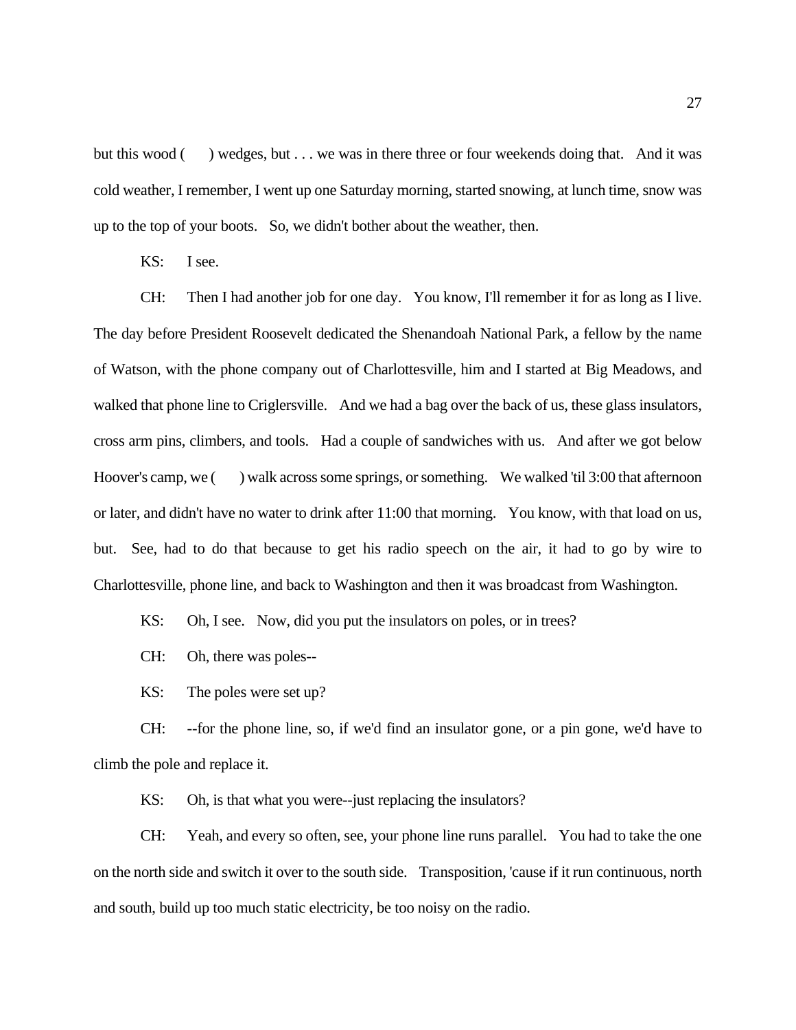but this wood (     ) wedges, but . . . we was in there three or four weekends doing that. And it was cold weather, I remember, I went up one Saturday morning, started snowing, at lunch time, snow was up to the top of your boots. So, we didn't bother about the weather, then.

KS: I see.

CH: Then I had another job for one day. You know, I'll remember it for as long as I live. The day before President Roosevelt dedicated the Shenandoah National Park, a fellow by the name of Watson, with the phone company out of Charlottesville, him and I started at Big Meadows, and walked that phone line to Criglersville. And we had a bag over the back of us, these glass insulators, cross arm pins, climbers, and tools. Had a couple of sandwiches with us. And after we got below Hoover's camp, we (     ) walk across some springs, or something. We walked 'til 3:00 that afternoon or later, and didn't have no water to drink after 11:00 that morning. You know, with that load on us, but. See, had to do that because to get his radio speech on the air, it had to go by wire to Charlottesville, phone line, and back to Washington and then it was broadcast from Washington.

KS: Oh, I see. Now, did you put the insulators on poles, or in trees?

CH: Oh, there was poles--

KS: The poles were set up?

CH: --for the phone line, so, if we'd find an insulator gone, or a pin gone, we'd have to climb the pole and replace it.

KS: Oh, is that what you were--just replacing the insulators?

CH: Yeah, and every so often, see, your phone line runs parallel. You had to take the one on the north side and switch it over to the south side. Transposition, 'cause if it run continuous, north and south, build up too much static electricity, be too noisy on the radio.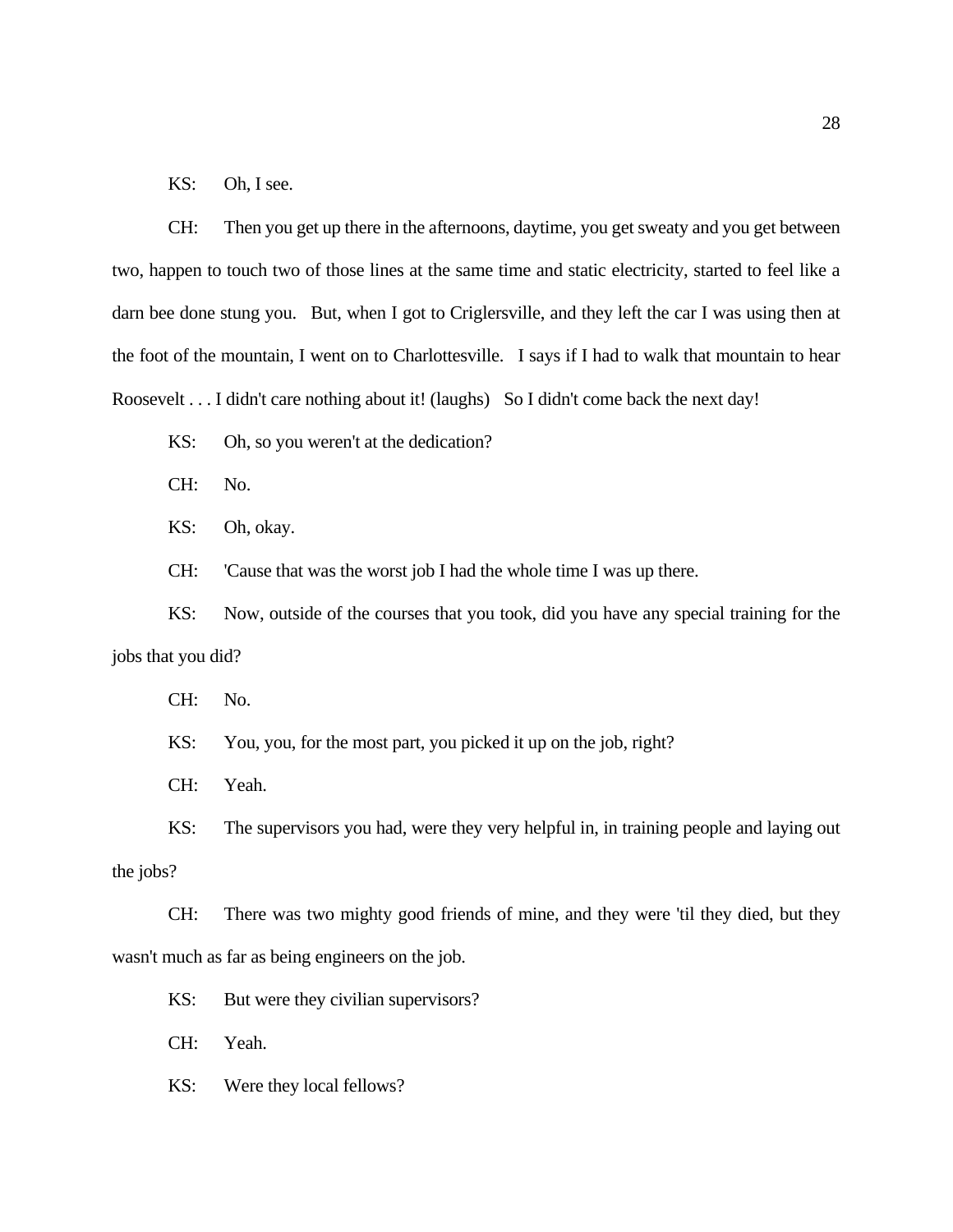KS: Oh, I see.

CH: Then you get up there in the afternoons, daytime, you get sweaty and you get between two, happen to touch two of those lines at the same time and static electricity, started to feel like a darn bee done stung you. But, when I got to Criglersville, and they left the car I was using then at the foot of the mountain, I went on to Charlottesville. I says if I had to walk that mountain to hear Roosevelt . . . I didn't care nothing about it! (laughs) So I didn't come back the next day!

KS: Oh, so you weren't at the dedication?

CH: No.

KS: Oh, okay.

CH: 'Cause that was the worst job I had the whole time I was up there.

KS: Now, outside of the courses that you took, did you have any special training for the jobs that you did?

CH: No.

KS: You, you, for the most part, you picked it up on the job, right?

CH: Yeah.

KS: The supervisors you had, were they very helpful in, in training people and laying out the jobs?

CH: There was two mighty good friends of mine, and they were 'til they died, but they wasn't much as far as being engineers on the job.

KS: But were they civilian supervisors?

CH: Yeah.

KS: Were they local fellows?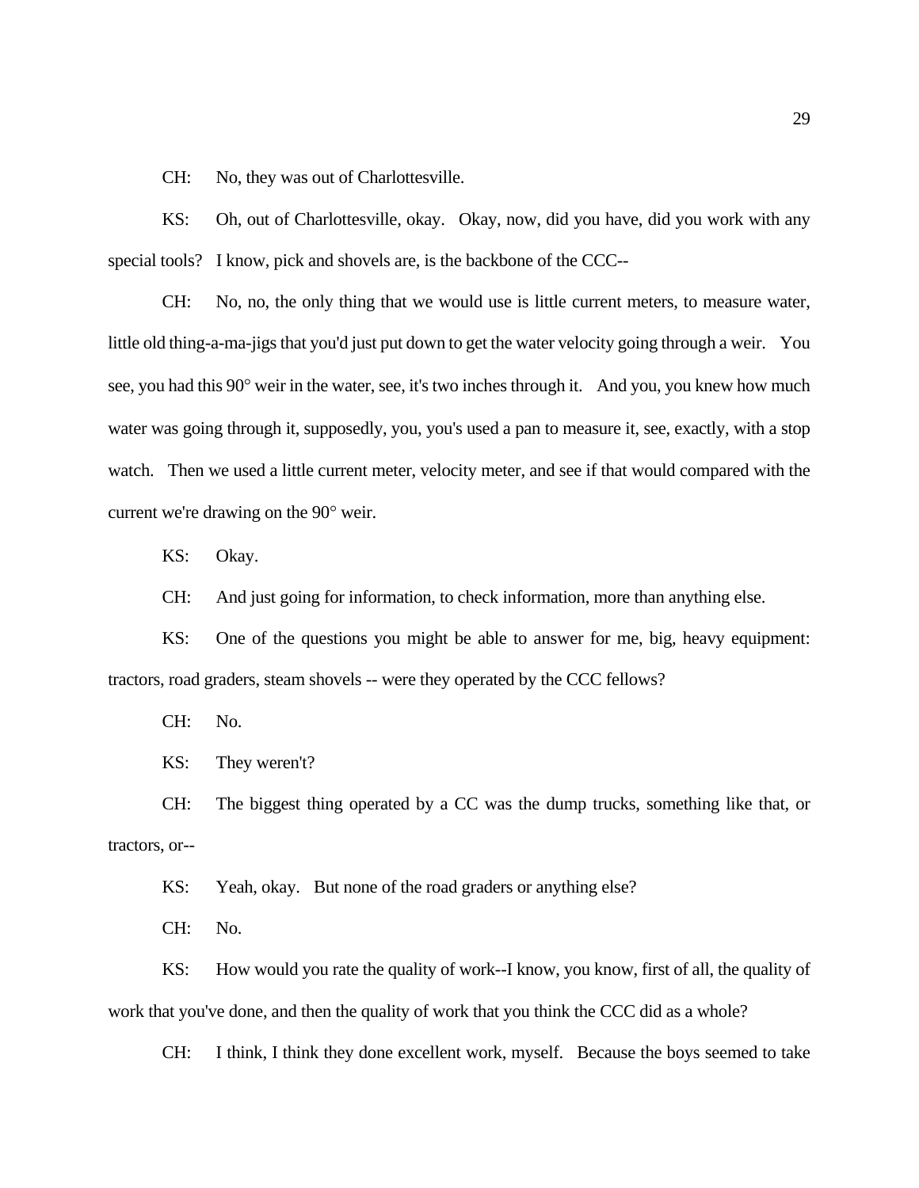CH: No, they was out of Charlottesville.

KS: Oh, out of Charlottesville, okay. Okay, now, did you have, did you work with any special tools? I know, pick and shovels are, is the backbone of the CCC--

CH: No, no, the only thing that we would use is little current meters, to measure water, little old thing-a-ma-jigs that you'd just put down to get the water velocity going through a weir. You see, you had this 90° weir in the water, see, it's two inches through it. And you, you knew how much water was going through it, supposedly, you, you's used a pan to measure it, see, exactly, with a stop watch. Then we used a little current meter, velocity meter, and see if that would compared with the current we're drawing on the 90° weir.

KS: Okay.

CH: And just going for information, to check information, more than anything else.

KS: One of the questions you might be able to answer for me, big, heavy equipment: tractors, road graders, steam shovels -- were they operated by the CCC fellows?

CH: No.

KS: They weren't?

CH: The biggest thing operated by a CC was the dump trucks, something like that, or tractors, or--

KS: Yeah, okay. But none of the road graders or anything else?

CH: No.

KS: How would you rate the quality of work--I know, you know, first of all, the quality of work that you've done, and then the quality of work that you think the CCC did as a whole?

CH: I think, I think they done excellent work, myself. Because the boys seemed to take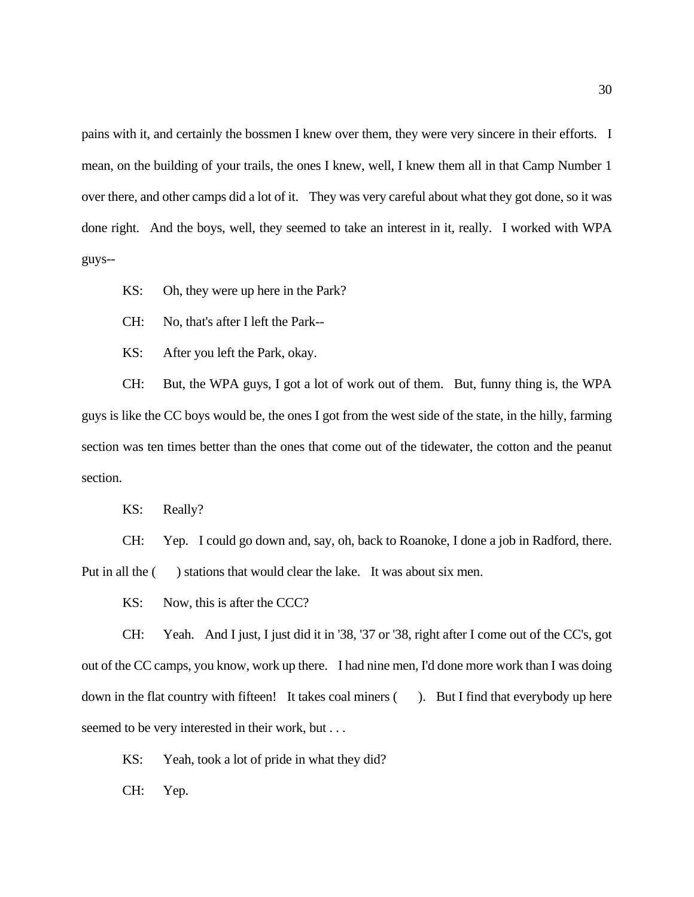pains with it, and certainly the bossmen I knew over them, they were very sincere in their efforts. I mean, on the building of your trails, the ones I knew, well, I knew them all in that Camp Number 1 over there, and other camps did a lot of it. They was very careful about what they got done, so it was done right. And the boys, well, they seemed to take an interest in it, really. I worked with WPA guys--

KS: Oh, they were up here in the Park?

CH: No, that's after I left the Park--

KS: After you left the Park, okay.

CH: But, the WPA guys, I got a lot of work out of them. But, funny thing is, the WPA guys is like the CC boys would be, the ones I got from the west side of the state, in the hilly, farming section was ten times better than the ones that come out of the tidewater, the cotton and the peanut section.

KS: Really?

CH: Yep. I could go down and, say, oh, back to Roanoke, I done a job in Radford, there. Put in all the (  ) stations that would clear the lake. It was about six men.

KS: Now, this is after the CCC?

CH: Yeah. And I just, I just did it in '38, '37 or '38, right after I come out of the CC's, got out of the CC camps, you know, work up there. I had nine men, I'd done more work than I was doing down in the flat country with fifteen! It takes coal miners (  ). But I find that everybody up here seemed to be very interested in their work, but . . .

KS: Yeah, took a lot of pride in what they did?

CH: Yep.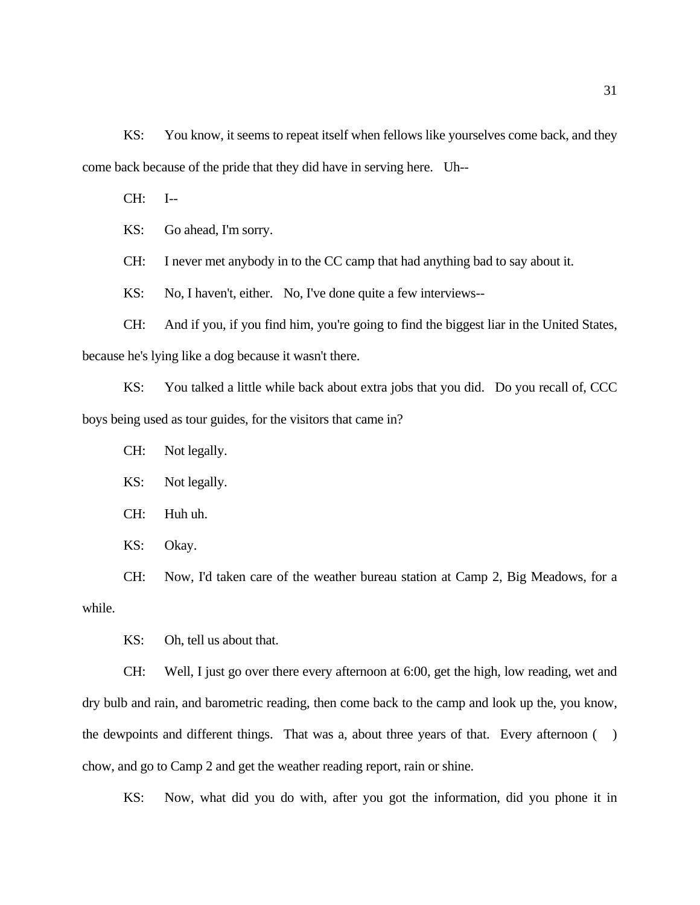KS: You know, it seems to repeat itself when fellows like yourselves come back, and they come back because of the pride that they did have in serving here. Uh--

CH: I--

KS: Go ahead, I'm sorry.

CH: I never met anybody in to the CC camp that had anything bad to say about it.

KS: No, I haven't, either. No, I've done quite a few interviews--

CH: And if you, if you find him, you're going to find the biggest liar in the United States, because he's lying like a dog because it wasn't there.

KS: You talked a little while back about extra jobs that you did. Do you recall of, CCC boys being used as tour guides, for the visitors that came in?

CH: Not legally.

KS: Not legally.

CH: Huh uh.

KS: Okay.

CH: Now, I'd taken care of the weather bureau station at Camp 2, Big Meadows, for a while.

KS: Oh, tell us about that.

CH: Well, I just go over there every afternoon at 6:00, get the high, low reading, wet and dry bulb and rain, and barometric reading, then come back to the camp and look up the, you know, the dewpoints and different things. That was a, about three years of that. Every afternoon ( ) chow, and go to Camp 2 and get the weather reading report, rain or shine.

KS: Now, what did you do with, after you got the information, did you phone it in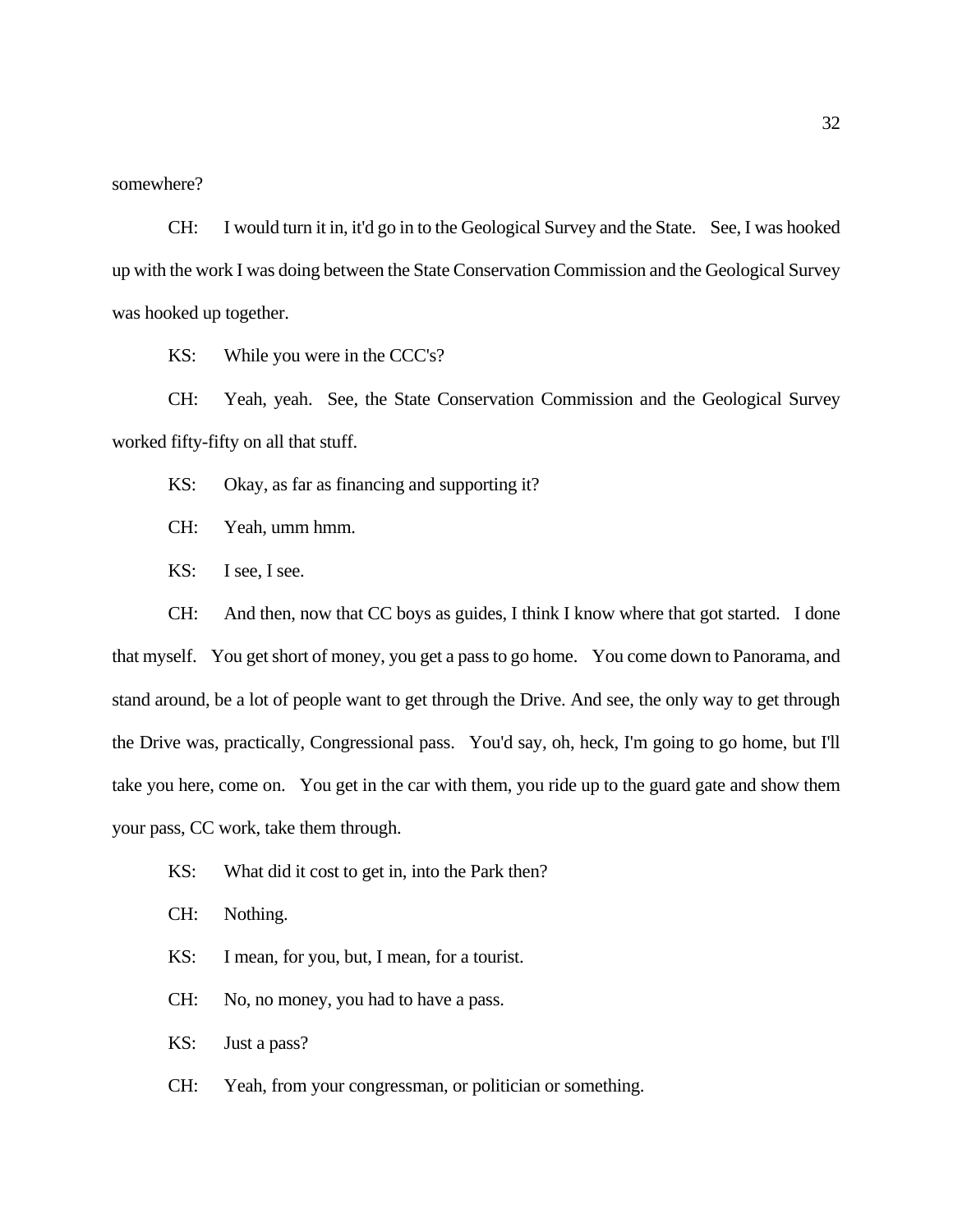somewhere?

CH: I would turn it in, it'd go in to the Geological Survey and the State. See, I was hooked up with the work I was doing between the State Conservation Commission and the Geological Survey was hooked up together.

KS: While you were in the CCC's?

CH: Yeah, yeah. See, the State Conservation Commission and the Geological Survey worked fifty-fifty on all that stuff.

KS: Okay, as far as financing and supporting it?

CH: Yeah, umm hmm.

KS: I see, I see.

CH: And then, now that CC boys as guides, I think I know where that got started. I done that myself. You get short of money, you get a pass to go home. You come down to Panorama, and stand around, be a lot of people want to get through the Drive. And see, the only way to get through the Drive was, practically, Congressional pass. You'd say, oh, heck, I'm going to go home, but I'll take you here, come on. You get in the car with them, you ride up to the guard gate and show them your pass, CC work, take them through.

KS: What did it cost to get in, into the Park then?

CH: Nothing.

KS: I mean, for you, but, I mean, for a tourist.

CH: No, no money, you had to have a pass.

KS: Just a pass?

CH: Yeah, from your congressman, or politician or something.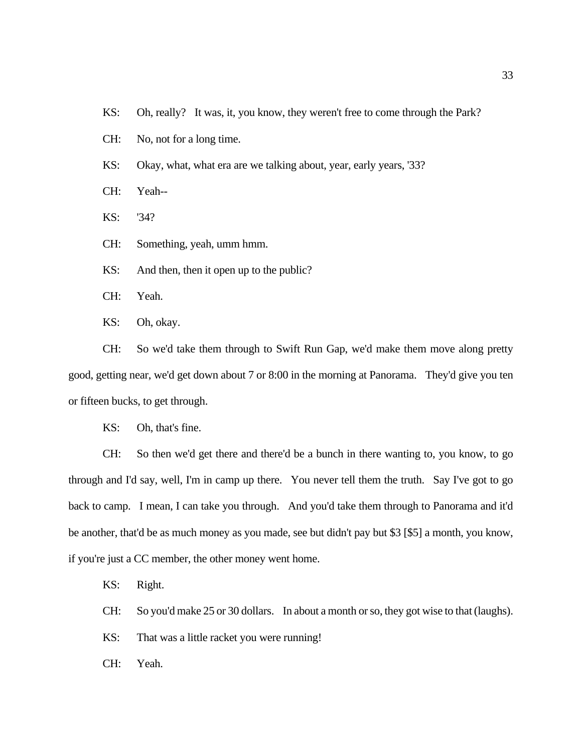KS: Oh, really? It was, it, you know, they weren't free to come through the Park?

CH: No, not for a long time.

KS: Okay, what, what era are we talking about, year, early years, '33?

CH: Yeah--

KS: '34?

CH: Something, yeah, umm hmm.

KS: And then, then it open up to the public?

CH: Yeah.

KS: Oh, okay.

CH: So we'd take them through to Swift Run Gap, we'd make them move along pretty good, getting near, we'd get down about 7 or 8:00 in the morning at Panorama. They'd give you ten or fifteen bucks, to get through.

KS: Oh, that's fine.

CH: So then we'd get there and there'd be a bunch in there wanting to, you know, to go through and I'd say, well, I'm in camp up there. You never tell them the truth. Say I've got to go back to camp. I mean, I can take you through. And you'd take them through to Panorama and it'd be another, that'd be as much money as you made, see but didn't pay but $3 [$5] a month, you know, if you're just a CC member, the other money went home.

KS: Right.

CH: So you'd make 25 or 30 dollars. In about a month or so, they got wise to that (laughs).

KS: That was a little racket you were running!

CH: Yeah.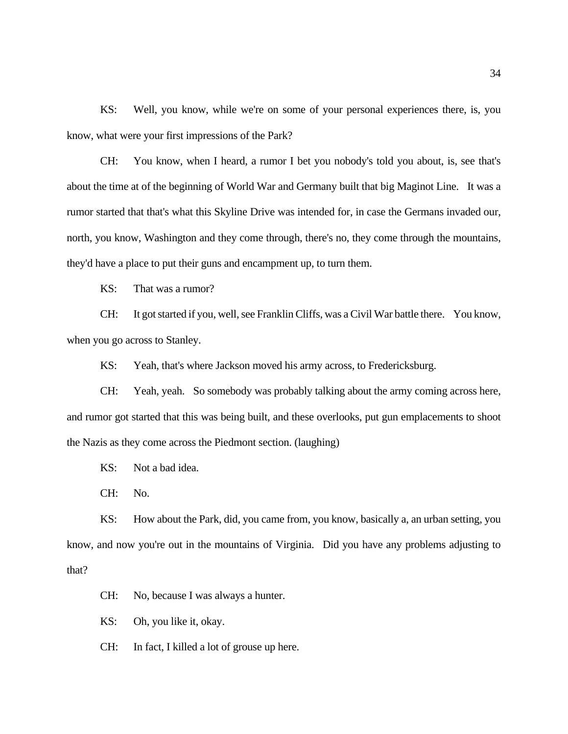KS: Well, you know, while we're on some of your personal experiences there, is, you know, what were your first impressions of the Park?

CH: You know, when I heard, a rumor I bet you nobody's told you about, is, see that's about the time at of the beginning of World War and Germany built that big Maginot Line. It was a rumor started that that's what this Skyline Drive was intended for, in case the Germans invaded our, north, you know, Washington and they come through, there's no, they come through the mountains, they'd have a place to put their guns and encampment up, to turn them.

KS: That was a rumor?

CH: It got started if you, well, see Franklin Cliffs, was a Civil War battle there. You know, when you go across to Stanley.

KS: Yeah, that's where Jackson moved his army across, to Fredericksburg.

CH: Yeah, yeah. So somebody was probably talking about the army coming across here, and rumor got started that this was being built, and these overlooks, put gun emplacements to shoot the Nazis as they come across the Piedmont section. (laughing)

KS: Not a bad idea.

CH: No.

KS: How about the Park, did, you came from, you know, basically a, an urban setting, you know, and now you're out in the mountains of Virginia. Did you have any problems adjusting to that?

CH: No, because I was always a hunter.

KS: Oh, you like it, okay.

CH: In fact, I killed a lot of grouse up here.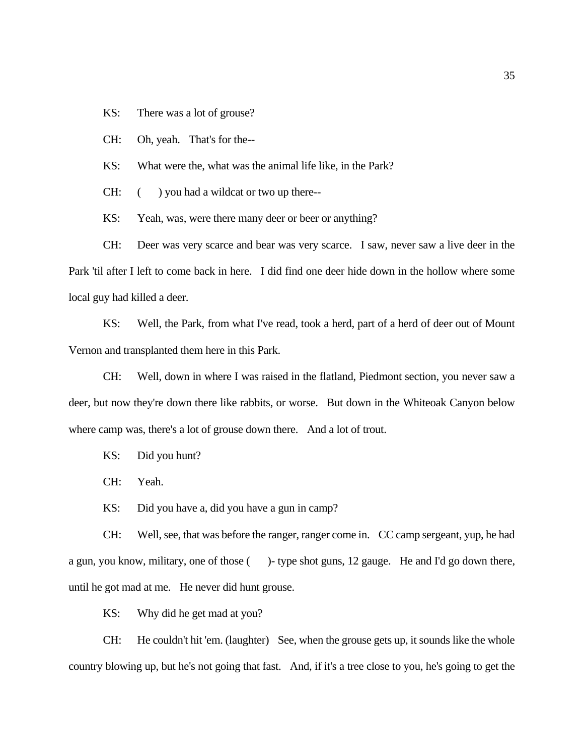KS: There was a lot of grouse?

CH: Oh, yeah. That's for the--

KS: What were the, what was the animal life like, in the Park?

CH: ( ) you had a wildcat or two up there--

KS: Yeah, was, were there many deer or beer or anything?

CH: Deer was very scarce and bear was very scarce. I saw, never saw a live deer in the Park 'til after I left to come back in here. I did find one deer hide down in the hollow where some local guy had killed a deer.

KS: Well, the Park, from what I've read, took a herd, part of a herd of deer out of Mount Vernon and transplanted them here in this Park.

CH: Well, down in where I was raised in the flatland, Piedmont section, you never saw a deer, but now they're down there like rabbits, or worse. But down in the Whiteoak Canyon below where camp was, there's a lot of grouse down there. And a lot of trout.

KS: Did you hunt?

CH: Yeah.

KS: Did you have a, did you have a gun in camp?

CH: Well, see, that was before the ranger, ranger come in. CC camp sergeant, yup, he had a gun, you know, military, one of those ( )- type shot guns, 12 gauge. He and I'd go down there, until he got mad at me. He never did hunt grouse.

KS: Why did he get mad at you?

CH: He couldn't hit 'em. (laughter) See, when the grouse gets up, it sounds like the whole country blowing up, but he's not going that fast. And, if it's a tree close to you, he's going to get the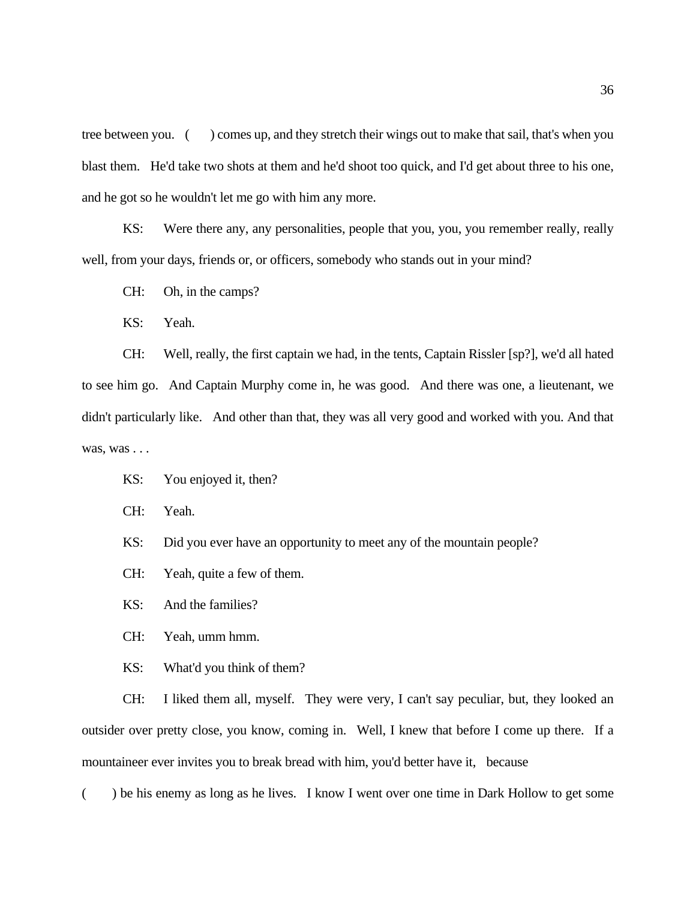tree between you. (    ) comes up, and they stretch their wings out to make that sail, that's when you blast them. He'd take two shots at them and he'd shoot too quick, and I'd get about three to his one, and he got so he wouldn't let me go with him any more.

KS: Were there any, any personalities, people that you, you, you remember really, really well, from your days, friends or, or officers, somebody who stands out in your mind?

CH: Oh, in the camps?

KS: Yeah.

CH: Well, really, the first captain we had, in the tents, Captain Rissler [sp?], we'd all hated to see him go. And Captain Murphy come in, he was good. And there was one, a lieutenant, we didn't particularly like. And other than that, they was all very good and worked with you. And that was, was . . .

KS: You enjoyed it, then?

CH: Yeah.

KS: Did you ever have an opportunity to meet any of the mountain people?

CH: Yeah, quite a few of them.

KS: And the families?

CH: Yeah, umm hmm.

KS: What'd you think of them?

CH: I liked them all, myself. They were very, I can't say peculiar, but, they looked an outsider over pretty close, you know, coming in. Well, I knew that before I come up there. If a mountaineer ever invites you to break bread with him, you'd better have it, because (    ) be his enemy as long as he lives. I know I went over one time in Dark Hollow to get some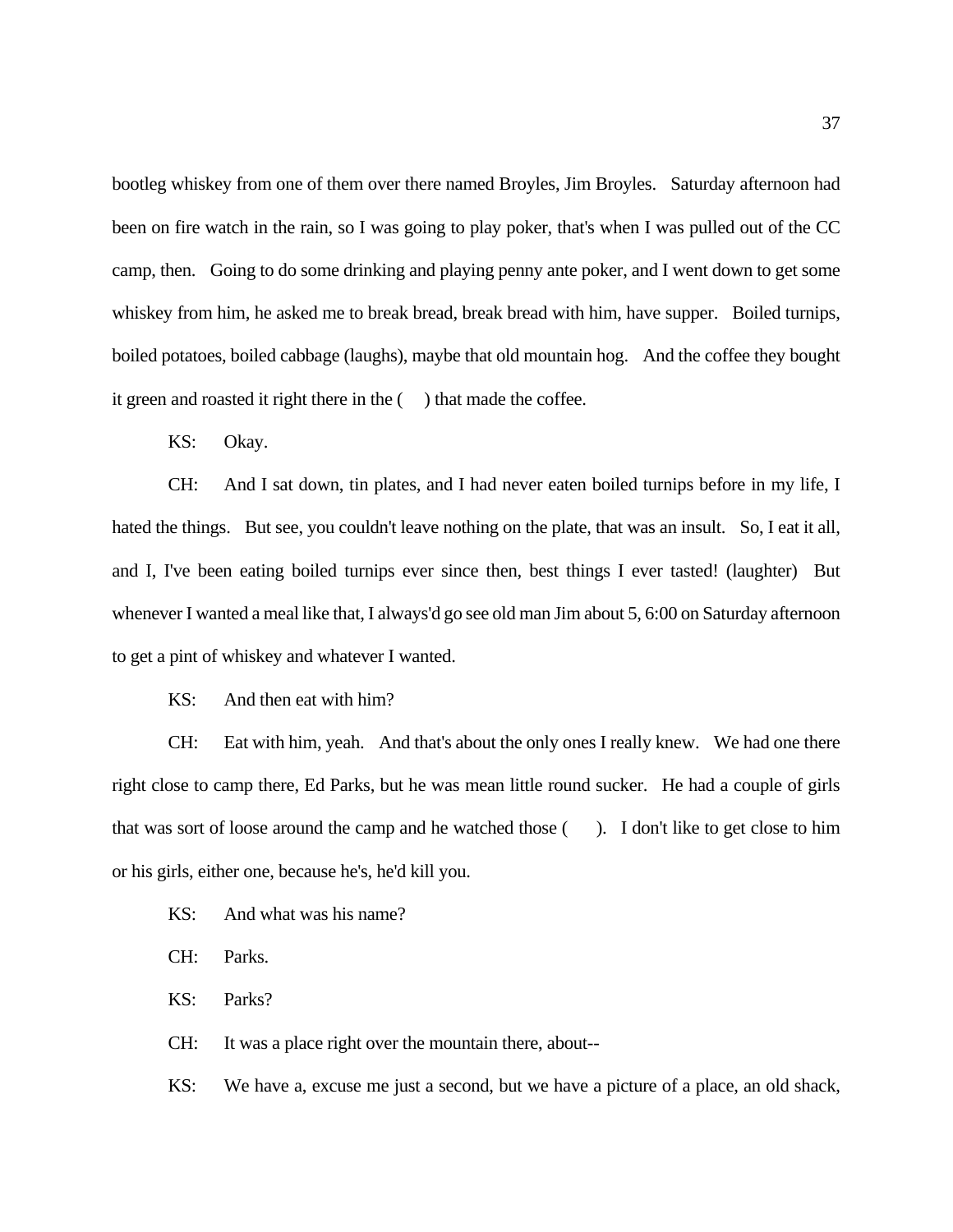bootleg whiskey from one of them over there named Broyles, Jim Broyles. Saturday afternoon had been on fire watch in the rain, so I was going to play poker, that's when I was pulled out of the CC camp, then. Going to do some drinking and playing penny ante poker, and I went down to get some whiskey from him, he asked me to break bread, break bread with him, have supper. Boiled turnips, boiled potatoes, boiled cabbage (laughs), maybe that old mountain hog. And the coffee they bought it green and roasted it right there in the (     ) that made the coffee.

KS: Okay.

CH: And I sat down, tin plates, and I had never eaten boiled turnips before in my life, I hated the things. But see, you couldn't leave nothing on the plate, that was an insult. So, I eat it all, and I, I've been eating boiled turnips ever since then, best things I ever tasted! (laughter) But whenever I wanted a meal like that, I always'd go see old man Jim about 5, 6:00 on Saturday afternoon to get a pint of whiskey and whatever I wanted.

KS: And then eat with him?

CH: Eat with him, yeah. And that's about the only ones I really knew. We had one there right close to camp there, Ed Parks, but he was mean little round sucker. He had a couple of girls that was sort of loose around the camp and he watched those (     ). I don't like to get close to him or his girls, either one, because he's, he'd kill you.

KS: And what was his name?

CH: Parks.

KS: Parks?

CH: It was a place right over the mountain there, about--

KS: We have a, excuse me just a second, but we have a picture of a place, an old shack,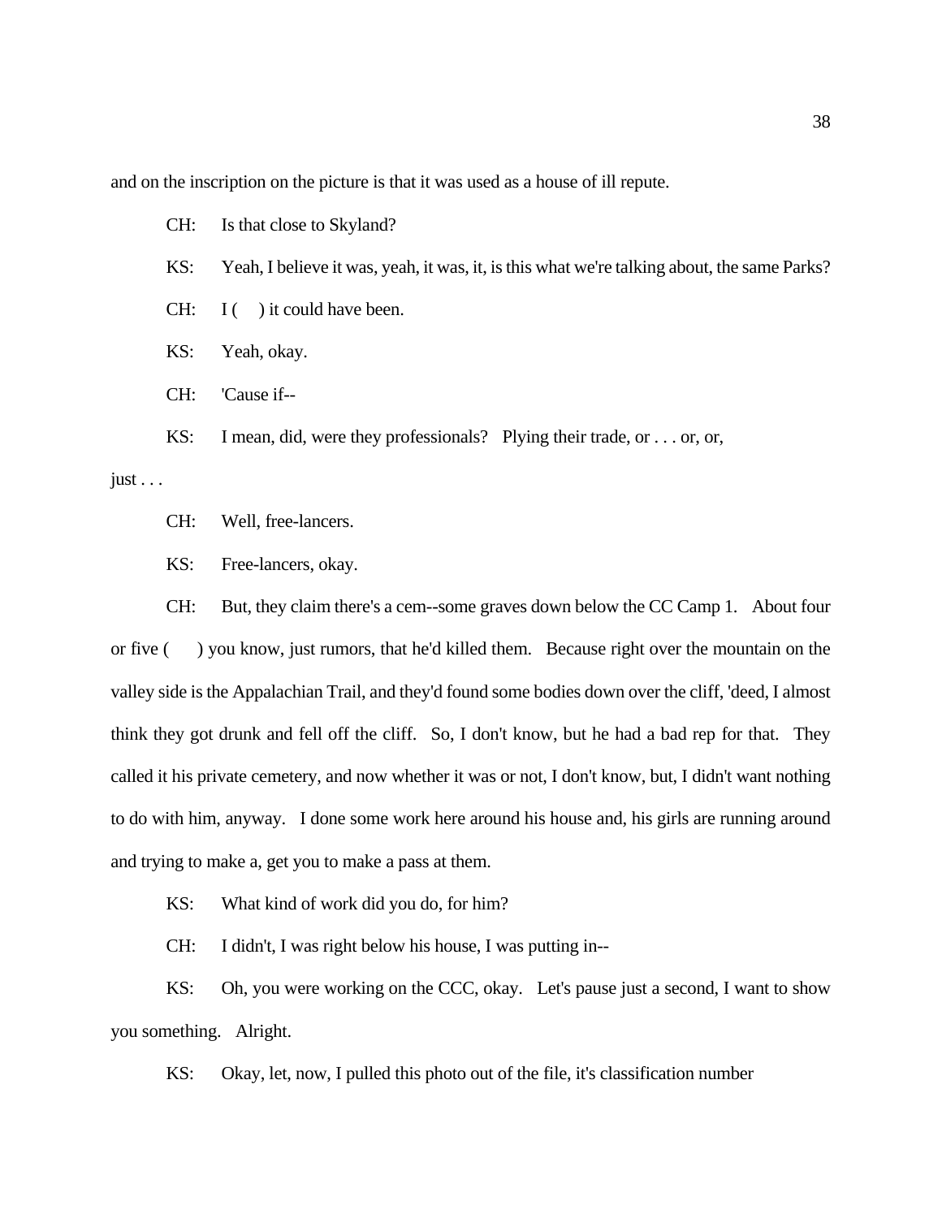and on the inscription on the picture is that it was used as a house of ill repute.

CH: Is that close to Skyland?

KS: Yeah, I believe it was, yeah, it was, it, is this what we're talking about, the same Parks?

CH: I (   ) it could have been.

KS: Yeah, okay.

CH: 'Cause if--

KS: I mean, did, were they professionals? Plying their trade, or . . . or, or, just . . .

CH: Well, free-lancers.

KS: Free-lancers, okay.

CH: But, they claim there's a cem--some graves down below the CC Camp 1. About four or five (   ) you know, just rumors, that he'd killed them. Because right over the mountain on the valley side is the Appalachian Trail, and they'd found some bodies down over the cliff, 'deed, I almost think they got drunk and fell off the cliff. So, I don't know, but he had a bad rep for that. They called it his private cemetery, and now whether it was or not, I don't know, but, I didn't want nothing to do with him, anyway. I done some work here around his house and, his girls are running around and trying to make a, get you to make a pass at them.

KS: What kind of work did you do, for him?

CH: I didn't, I was right below his house, I was putting in--

KS: Oh, you were working on the CCC, okay. Let's pause just a second, I want to show you something. Alright.

KS: Okay, let, now, I pulled this photo out of the file, it's classification number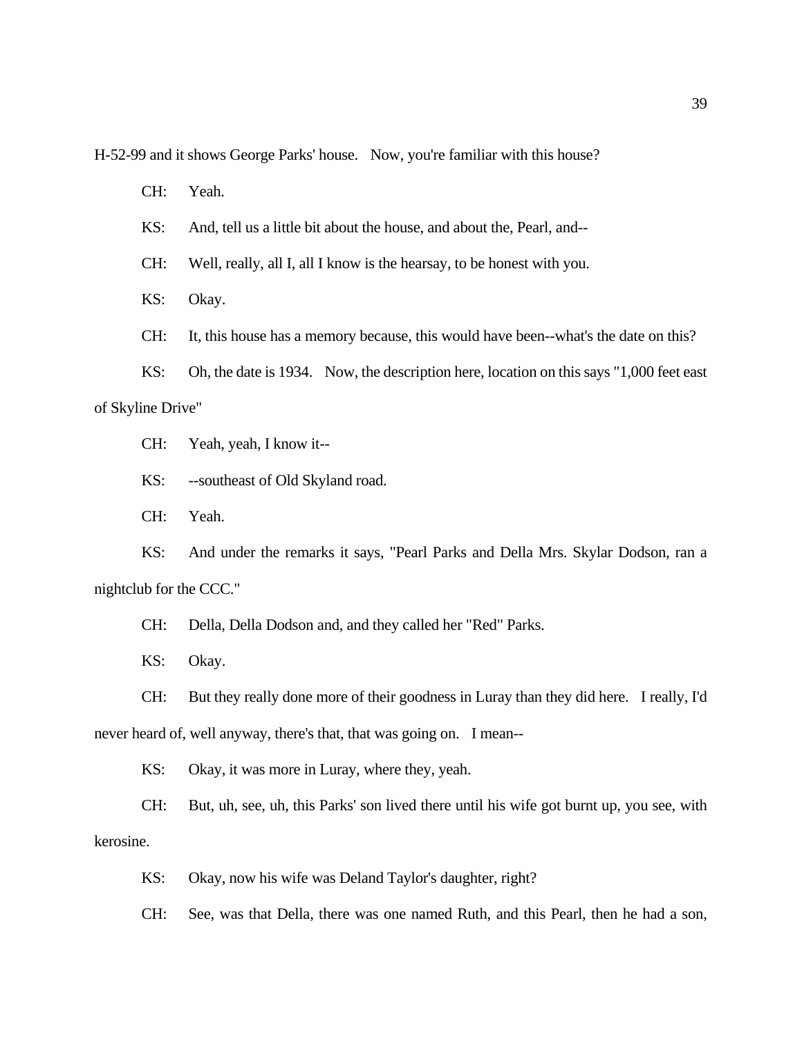H-52-99 and it shows George Parks' house. Now, you're familiar with this house?

CH: Yeah.

KS: And, tell us a little bit about the house, and about the, Pearl, and--

CH: Well, really, all I, all I know is the hearsay, to be honest with you.

KS: Okay.

CH: It, this house has a memory because, this would have been--what's the date on this?

KS: Oh, the date is 1934. Now, the description here, location on this says "1,000 feet east of Skyline Drive"

CH: Yeah, yeah, I know it--

KS: --southeast of Old Skyland road.

CH: Yeah.

KS: And under the remarks it says, "Pearl Parks and Della Mrs. Skylar Dodson, ran a nightclub for the CCC."

CH: Della, Della Dodson and, and they called her "Red" Parks.

KS: Okay.

CH: But they really done more of their goodness in Luray than they did here. I really, I'd never heard of, well anyway, there's that, that was going on. I mean--

KS: Okay, it was more in Luray, where they, yeah.

CH: But, uh, see, uh, this Parks' son lived there until his wife got burnt up, you see, with kerosine.

KS: Okay, now his wife was Deland Taylor's daughter, right?

CH: See, was that Della, there was one named Ruth, and this Pearl, then he had a son,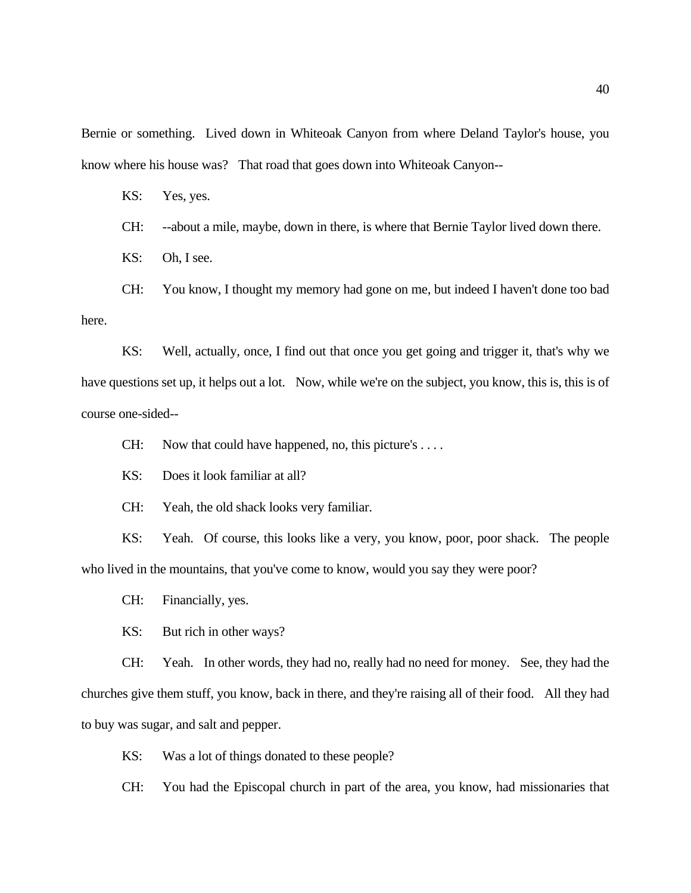Bernie or something. Lived down in Whiteoak Canyon from where Deland Taylor's house, you know where his house was? That road that goes down into Whiteoak Canyon--

KS: Yes, yes.

CH: --about a mile, maybe, down in there, is where that Bernie Taylor lived down there.

KS: Oh, I see.

CH: You know, I thought my memory had gone on me, but indeed I haven't done too bad here.

KS: Well, actually, once, I find out that once you get going and trigger it, that's why we have questions set up, it helps out a lot. Now, while we're on the subject, you know, this is, this is of course one-sided--

CH: Now that could have happened, no, this picture's . . . .

KS: Does it look familiar at all?

CH: Yeah, the old shack looks very familiar.

KS: Yeah. Of course, this looks like a very, you know, poor, poor shack. The people who lived in the mountains, that you've come to know, would you say they were poor?

CH: Financially, yes.

KS: But rich in other ways?

CH: Yeah. In other words, they had no, really had no need for money. See, they had the churches give them stuff, you know, back in there, and they're raising all of their food. All they had to buy was sugar, and salt and pepper.

KS: Was a lot of things donated to these people?

CH: You had the Episcopal church in part of the area, you know, had missionaries that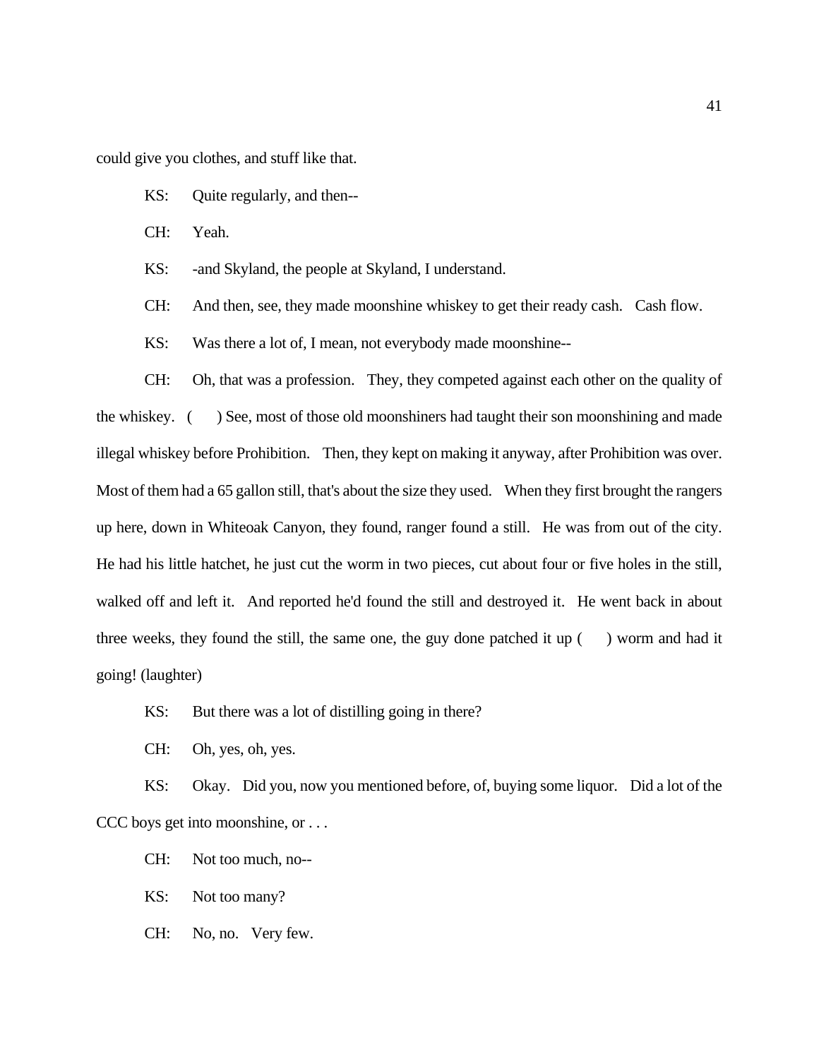could give you clothes, and stuff like that.

KS: Quite regularly, and then--

CH: Yeah.

KS: -and Skyland, the people at Skyland, I understand.

CH: And then, see, they made moonshine whiskey to get their ready cash. Cash flow.

KS: Was there a lot of, I mean, not everybody made moonshine--

CH: Oh, that was a profession. They, they competed against each other on the quality of the whiskey. (  ) See, most of those old moonshiners had taught their son moonshining and made illegal whiskey before Prohibition. Then, they kept on making it anyway, after Prohibition was over. Most of them had a 65 gallon still, that's about the size they used. When they first brought the rangers up here, down in Whiteoak Canyon, they found, ranger found a still. He was from out of the city. He had his little hatchet, he just cut the worm in two pieces, cut about four or five holes in the still, walked off and left it. And reported he'd found the still and destroyed it. He went back in about three weeks, they found the still, the same one, the guy done patched it up (  ) worm and had it going! (laughter)

KS: But there was a lot of distilling going in there?

CH: Oh, yes, oh, yes.

KS: Okay. Did you, now you mentioned before, of, buying some liquor. Did a lot of the CCC boys get into moonshine, or . . .

CH: Not too much, no--

KS: Not too many?

CH: No, no. Very few.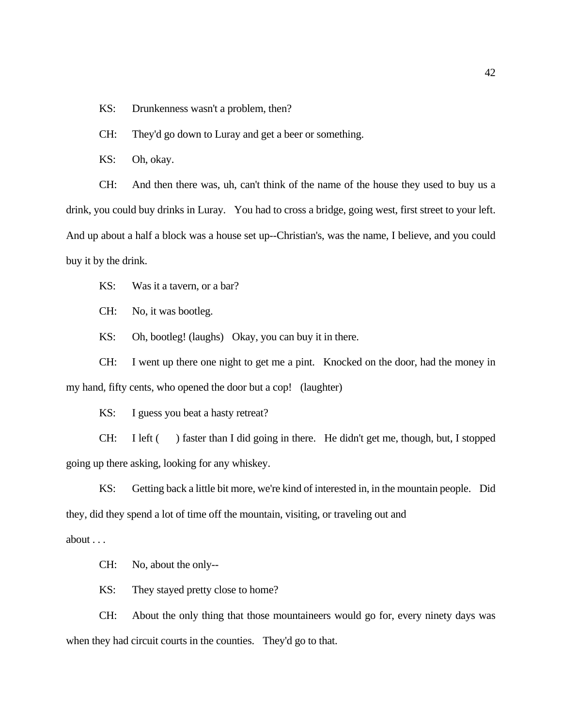KS: Drunkenness wasn't a problem, then?

CH: They'd go down to Luray and get a beer or something.

KS: Oh, okay.

CH: And then there was, uh, can't think of the name of the house they used to buy us a drink, you could buy drinks in Luray. You had to cross a bridge, going west, first street to your left. And up about a half a block was a house set up--Christian's, was the name, I believe, and you could buy it by the drink.

KS: Was it a tavern, or a bar?

CH: No, it was bootleg.

KS: Oh, bootleg! (laughs) Okay, you can buy it in there.

CH: I went up there one night to get me a pint. Knocked on the door, had the money in my hand, fifty cents, who opened the door but a cop! (laughter)

KS: I guess you beat a hasty retreat?

CH: I left ( ) faster than I did going in there. He didn't get me, though, but, I stopped going up there asking, looking for any whiskey.

KS: Getting back a little bit more, we're kind of interested in, in the mountain people. Did they, did they spend a lot of time off the mountain, visiting, or traveling out and about . . .

CH: No, about the only--

KS: They stayed pretty close to home?

CH: About the only thing that those mountaineers would go for, every ninety days was when they had circuit courts in the counties. They'd go to that.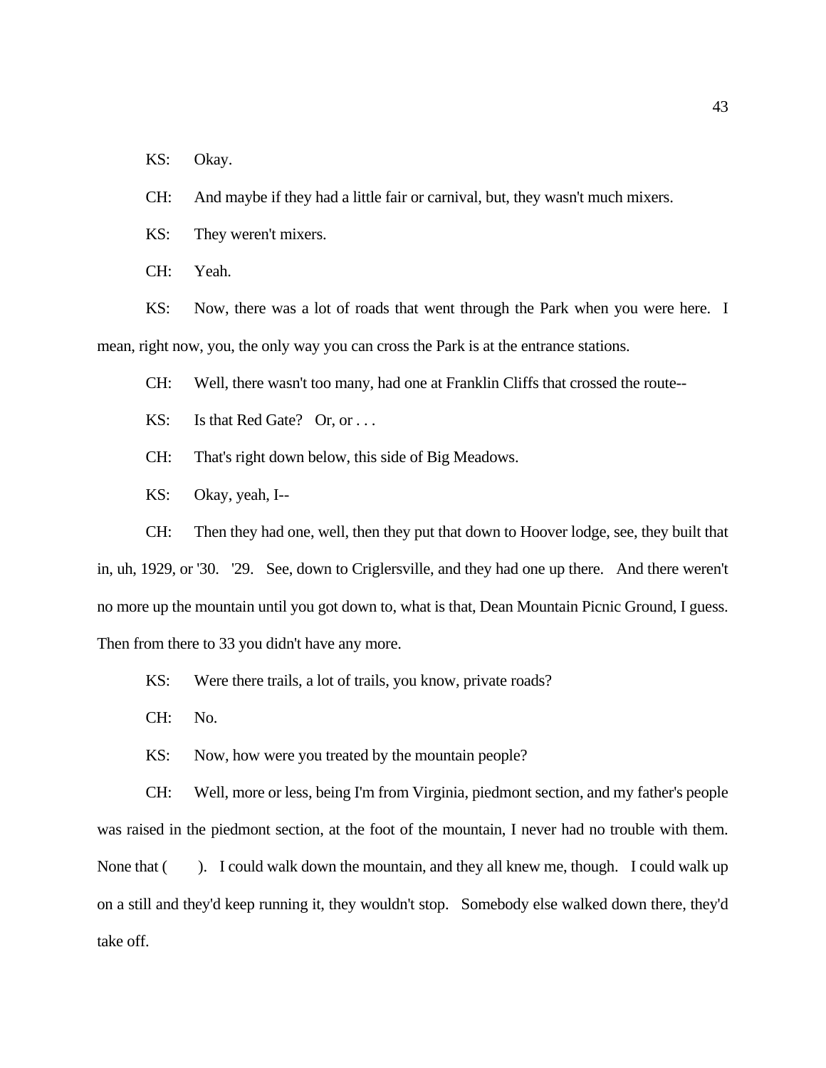KS: Okay.

CH: And maybe if they had a little fair or carnival, but, they wasn't much mixers.

KS: They weren't mixers.

CH: Yeah.

KS: Now, there was a lot of roads that went through the Park when you were here. I mean, right now, you, the only way you can cross the Park is at the entrance stations.

CH: Well, there wasn't too many, had one at Franklin Cliffs that crossed the route--

KS: Is that Red Gate? Or, or . . .

CH: That's right down below, this side of Big Meadows.

KS: Okay, yeah, I--

CH: Then they had one, well, then they put that down to Hoover lodge, see, they built that in, uh, 1929, or '30. '29. See, down to Criglersville, and they had one up there. And there weren't no more up the mountain until you got down to, what is that, Dean Mountain Picnic Ground, I guess. Then from there to 33 you didn't have any more.

KS: Were there trails, a lot of trails, you know, private roads?

CH: No.

KS: Now, how were you treated by the mountain people?

CH: Well, more or less, being I'm from Virginia, piedmont section, and my father's people was raised in the piedmont section, at the foot of the mountain, I never had no trouble with them. None that ( ). I could walk down the mountain, and they all knew me, though. I could walk up on a still and they'd keep running it, they wouldn't stop. Somebody else walked down there, they'd take off.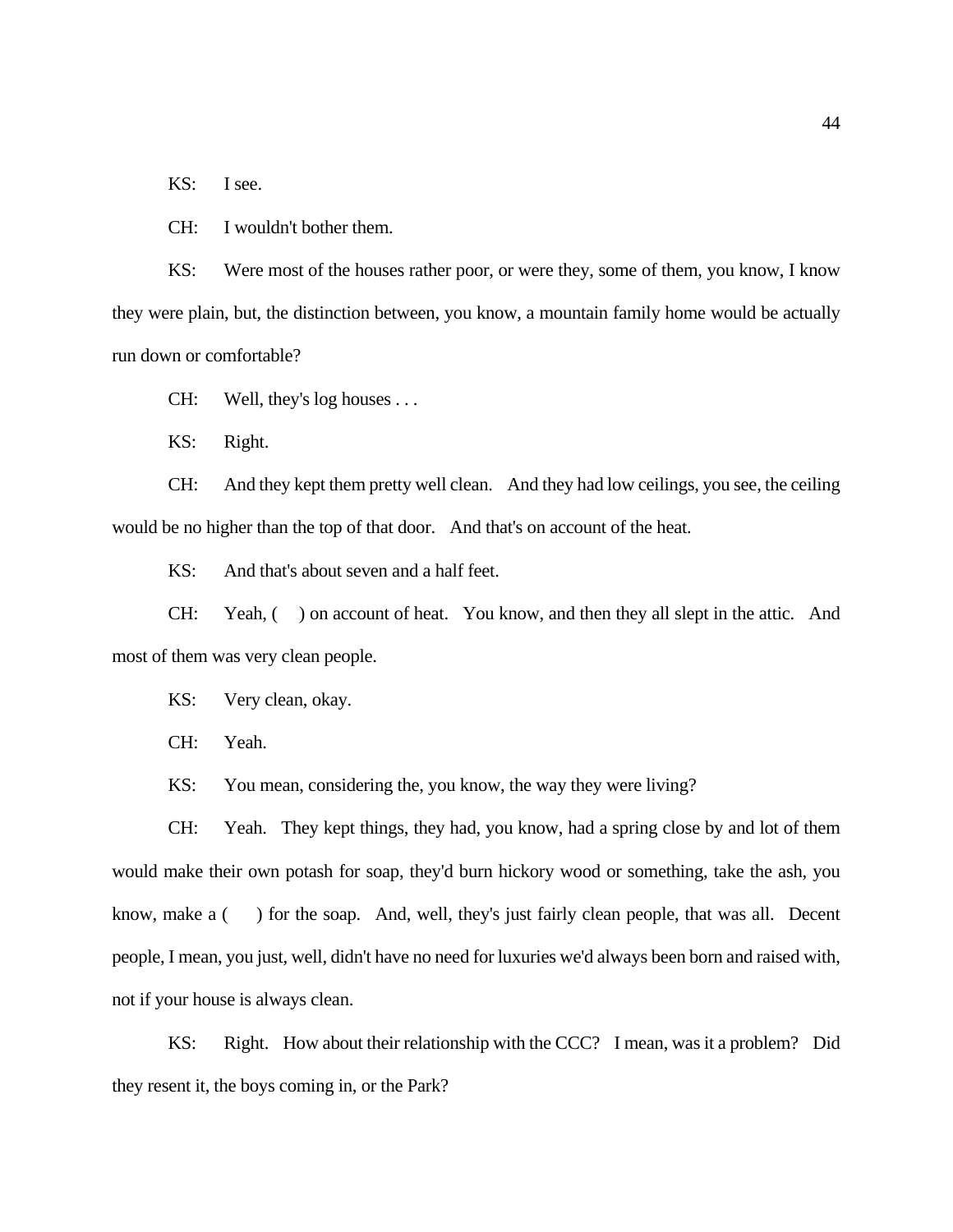KS: I see.

CH: I wouldn't bother them.

KS: Were most of the houses rather poor, or were they, some of them, you know, I know they were plain, but, the distinction between, you know, a mountain family home would be actually run down or comfortable?

CH: Well, they's log houses . . .

KS: Right.

CH: And they kept them pretty well clean. And they had low ceilings, you see, the ceiling would be no higher than the top of that door. And that's on account of the heat.

KS: And that's about seven and a half feet.

CH: Yeah, ( ) on account of heat. You know, and then they all slept in the attic. And most of them was very clean people.

KS: Very clean, okay.

CH: Yeah.

KS: You mean, considering the, you know, the way they were living?

CH: Yeah. They kept things, they had, you know, had a spring close by and lot of them would make their own potash for soap, they'd burn hickory wood or something, take the ash, you know, make a ( ) for the soap. And, well, they's just fairly clean people, that was all. Decent people, I mean, you just, well, didn't have no need for luxuries we'd always been born and raised with, not if your house is always clean.

KS: Right. How about their relationship with the CCC? I mean, was it a problem? Did they resent it, the boys coming in, or the Park?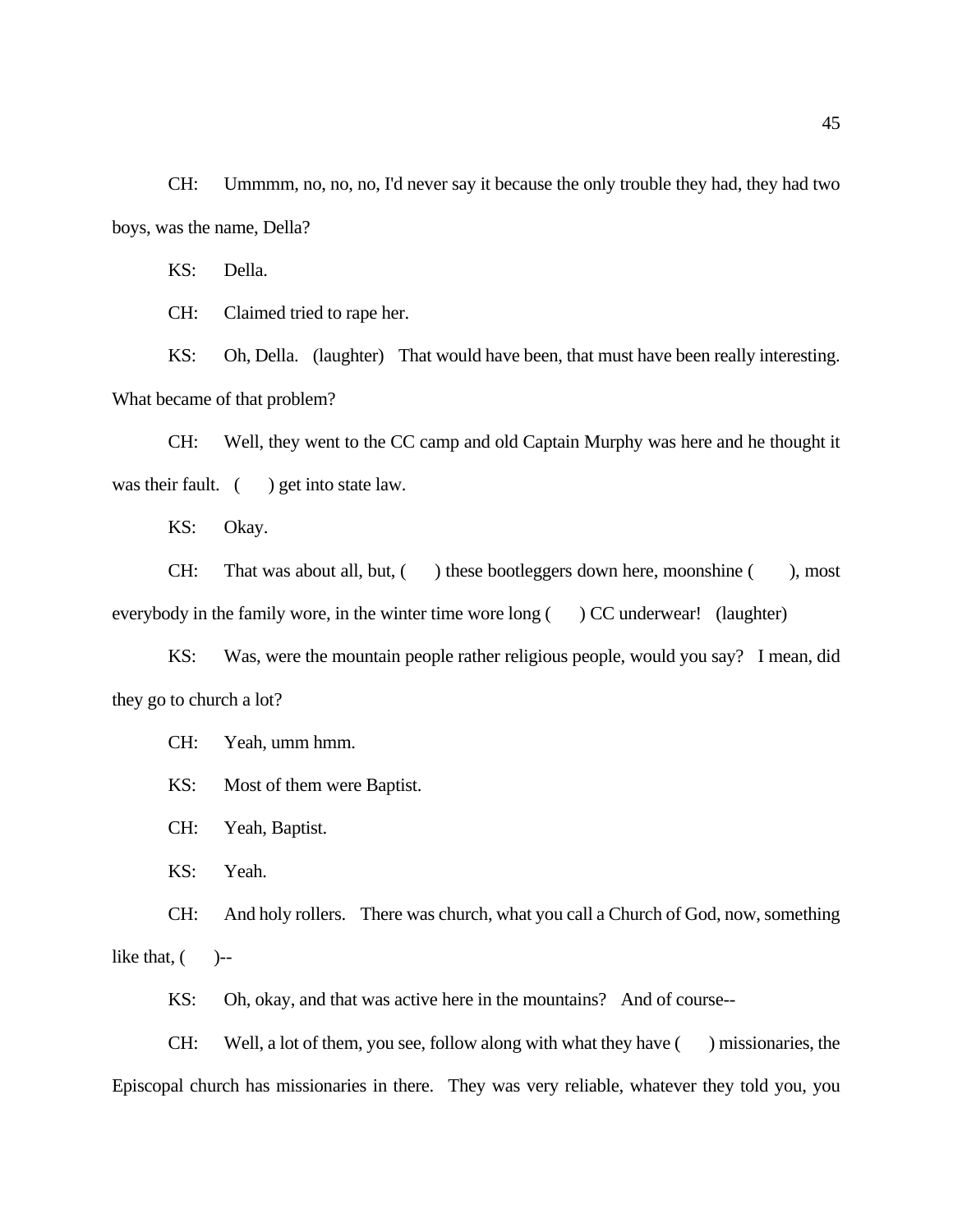CH: Ummmm, no, no, no, I'd never say it because the only trouble they had, they had two boys, was the name, Della?

KS: Della.

CH: Claimed tried to rape her.

KS: Oh, Della. (laughter) That would have been, that must have been really interesting. What became of that problem?

CH: Well, they went to the CC camp and old Captain Murphy was here and he thought it was their fault. ( ) get into state law.

KS: Okay.

CH: That was about all, but, ( ) these bootleggers down here, moonshine ( ), most everybody in the family wore, in the winter time wore long ( ) CC underwear! (laughter)

KS: Was, were the mountain people rather religious people, would you say? I mean, did they go to church a lot?

CH: Yeah, umm hmm.

KS: Most of them were Baptist.

CH: Yeah, Baptist.

KS: Yeah.

CH: And holy rollers. There was church, what you call a Church of God, now, something like that, ( )--

KS: Oh, okay, and that was active here in the mountains? And of course--

CH: Well, a lot of them, you see, follow along with what they have ( ) missionaries, the Episcopal church has missionaries in there. They was very reliable, whatever they told you, you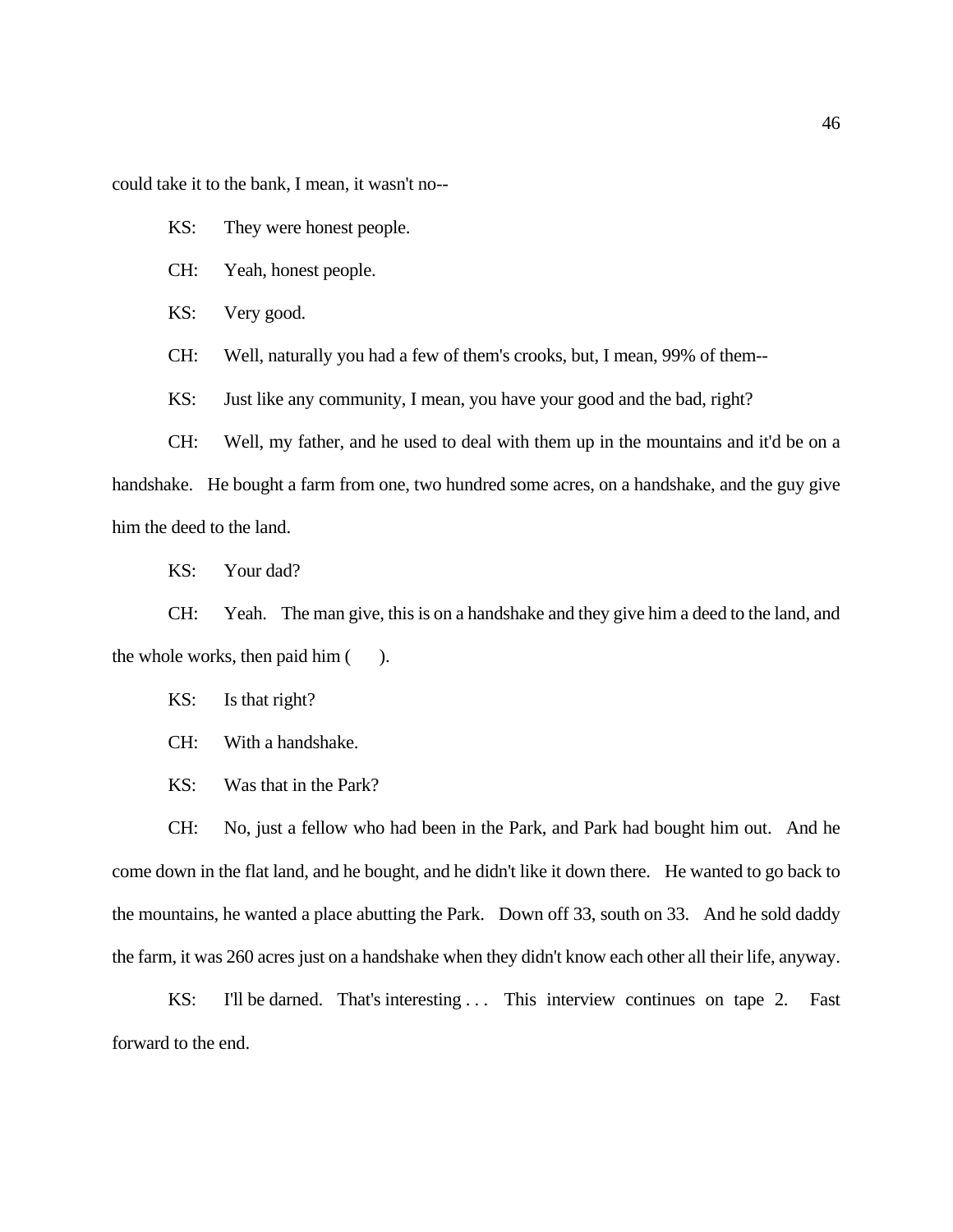could take it to the bank, I mean, it wasn't no--

KS: They were honest people.

CH: Yeah, honest people.

KS: Very good.

CH: Well, naturally you had a few of them's crooks, but, I mean, 99% of them--

KS: Just like any community, I mean, you have your good and the bad, right?

CH: Well, my father, and he used to deal with them up in the mountains and it'd be on a handshake. He bought a farm from one, two hundred some acres, on a handshake, and the guy give him the deed to the land.

KS: Your dad?

CH: Yeah. The man give, this is on a handshake and they give him a deed to the land, and the whole works, then paid him ( ).

KS: Is that right?

CH: With a handshake.

KS: Was that in the Park?

CH: No, just a fellow who had been in the Park, and Park had bought him out. And he come down in the flat land, and he bought, and he didn't like it down there. He wanted to go back to the mountains, he wanted a place abutting the Park. Down off 33, south on 33. And he sold daddy the farm, it was 260 acres just on a handshake when they didn't know each other all their life, anyway.

KS: I'll be darned. That's interesting . . . This interview continues on tape 2. Fast forward to the end.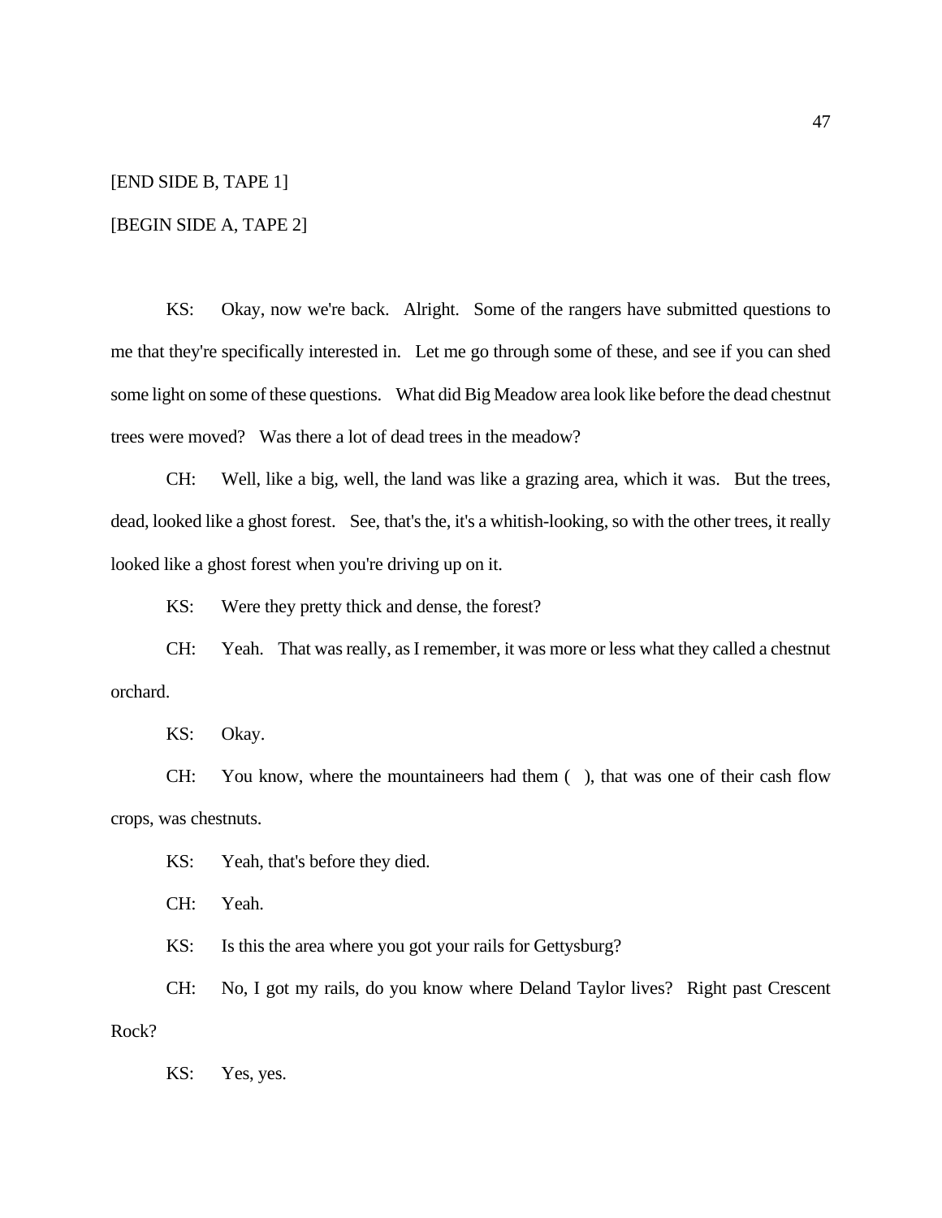[END SIDE B, TAPE 1]

[BEGIN SIDE A, TAPE 2]

KS: Okay, now we're back. Alright. Some of the rangers have submitted questions to me that they're specifically interested in. Let me go through some of these, and see if you can shed some light on some of these questions. What did Big Meadow area look like before the dead chestnut trees were moved? Was there a lot of dead trees in the meadow?

CH: Well, like a big, well, the land was like a grazing area, which it was. But the trees, dead, looked like a ghost forest. See, that's the, it's a whitish-looking, so with the other trees, it really looked like a ghost forest when you're driving up on it.

KS: Were they pretty thick and dense, the forest?

CH: Yeah. That was really, as I remember, it was more or less what they called a chestnut orchard.

KS: Okay.

CH: You know, where the mountaineers had them ( ), that was one of their cash flow crops, was chestnuts.

KS: Yeah, that's before they died.

CH: Yeah.

KS: Is this the area where you got your rails for Gettysburg?

CH: No, I got my rails, do you know where Deland Taylor lives? Right past Crescent Rock?

KS: Yes, yes.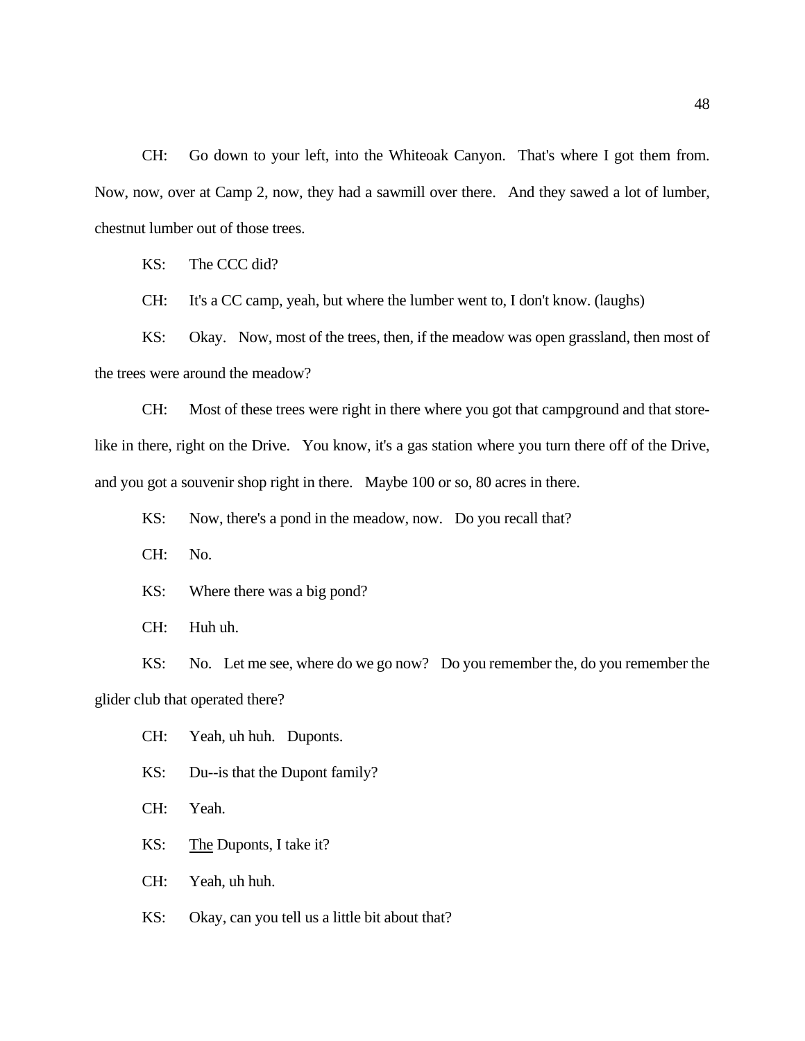CH: Go down to your left, into the Whiteoak Canyon. That's where I got them from. Now, now, over at Camp 2, now, they had a sawmill over there. And they sawed a lot of lumber, chestnut lumber out of those trees.

KS: The CCC did?

CH: It's a CC camp, yeah, but where the lumber went to, I don't know. (laughs)

KS: Okay. Now, most of the trees, then, if the meadow was open grassland, then most of the trees were around the meadow?

CH: Most of these trees were right in there where you got that campground and that store-like in there, right on the Drive. You know, it's a gas station where you turn there off of the Drive, and you got a souvenir shop right in there. Maybe 100 or so, 80 acres in there.

KS: Now, there's a pond in the meadow, now. Do you recall that?

CH: No.

KS: Where there was a big pond?

CH: Huh uh.

KS: No. Let me see, where do we go now? Do you remember the, do you remember the glider club that operated there?

CH: Yeah, uh huh. Duponts.

KS: Du--is that the Dupont family?

CH: Yeah.

KS: <u>The</u> Duponts, I take it?

CH: Yeah, uh huh.

KS: Okay, can you tell us a little bit about that?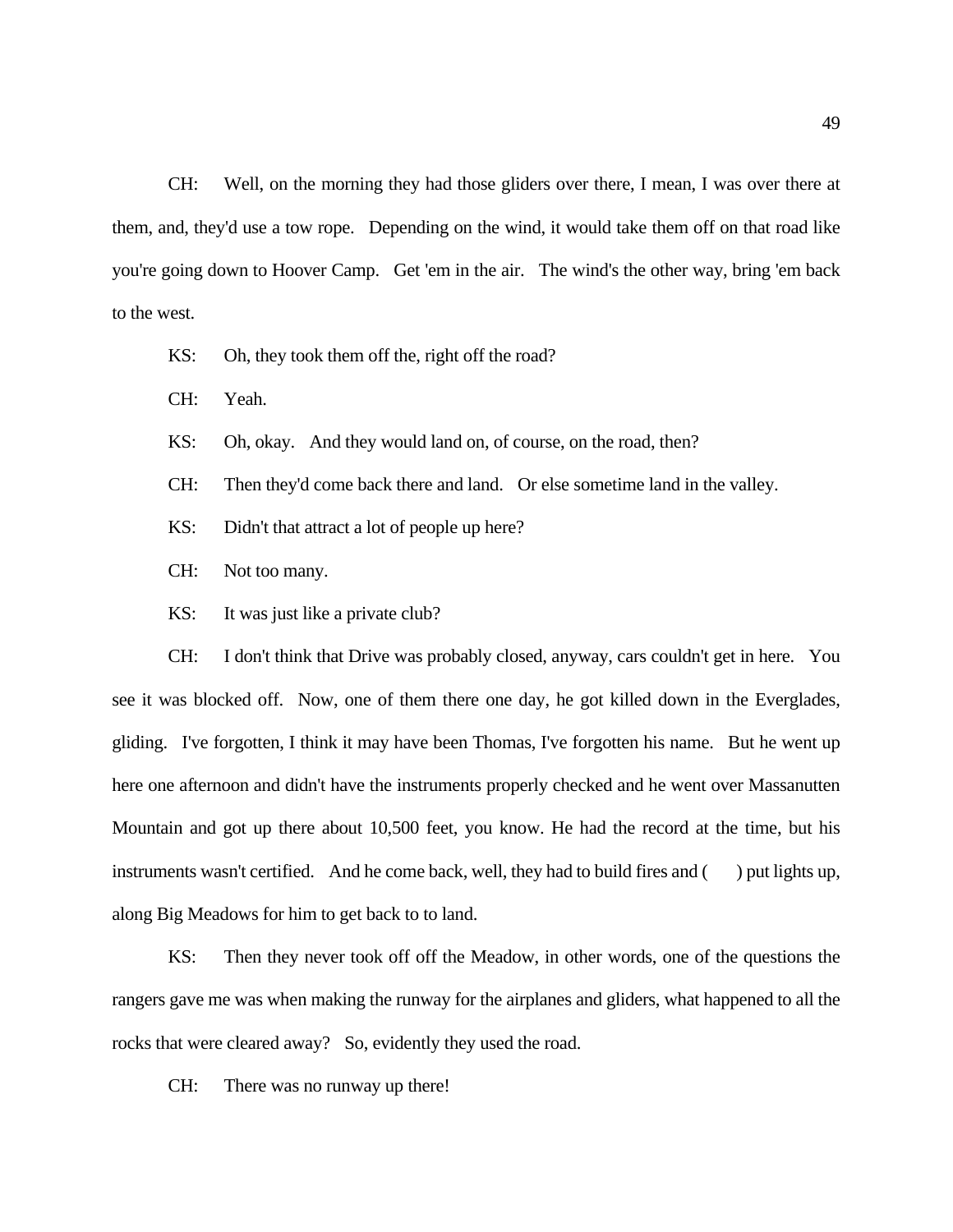CH: Well, on the morning they had those gliders over there, I mean, I was over there at them, and, they'd use a tow rope. Depending on the wind, it would take them off on that road like you're going down to Hoover Camp. Get 'em in the air. The wind's the other way, bring 'em back to the west.

KS: Oh, they took them off the, right off the road?

CH: Yeah.

KS: Oh, okay. And they would land on, of course, on the road, then?

CH: Then they'd come back there and land. Or else sometime land in the valley.

KS: Didn't that attract a lot of people up here?

CH: Not too many.

KS: It was just like a private club?

CH: I don't think that Drive was probably closed, anyway, cars couldn't get in here. You see it was blocked off. Now, one of them there one day, he got killed down in the Everglades, gliding. I've forgotten, I think it may have been Thomas, I've forgotten his name. But he went up here one afternoon and didn't have the instruments properly checked and he went over Massanutten Mountain and got up there about 10,500 feet, you know. He had the record at the time, but his instruments wasn't certified. And he come back, well, they had to build fires and (     ) put lights up, along Big Meadows for him to get back to to land.

KS: Then they never took off off the Meadow, in other words, one of the questions the rangers gave me was when making the runway for the airplanes and gliders, what happened to all the rocks that were cleared away? So, evidently they used the road.

CH: There was no runway up there!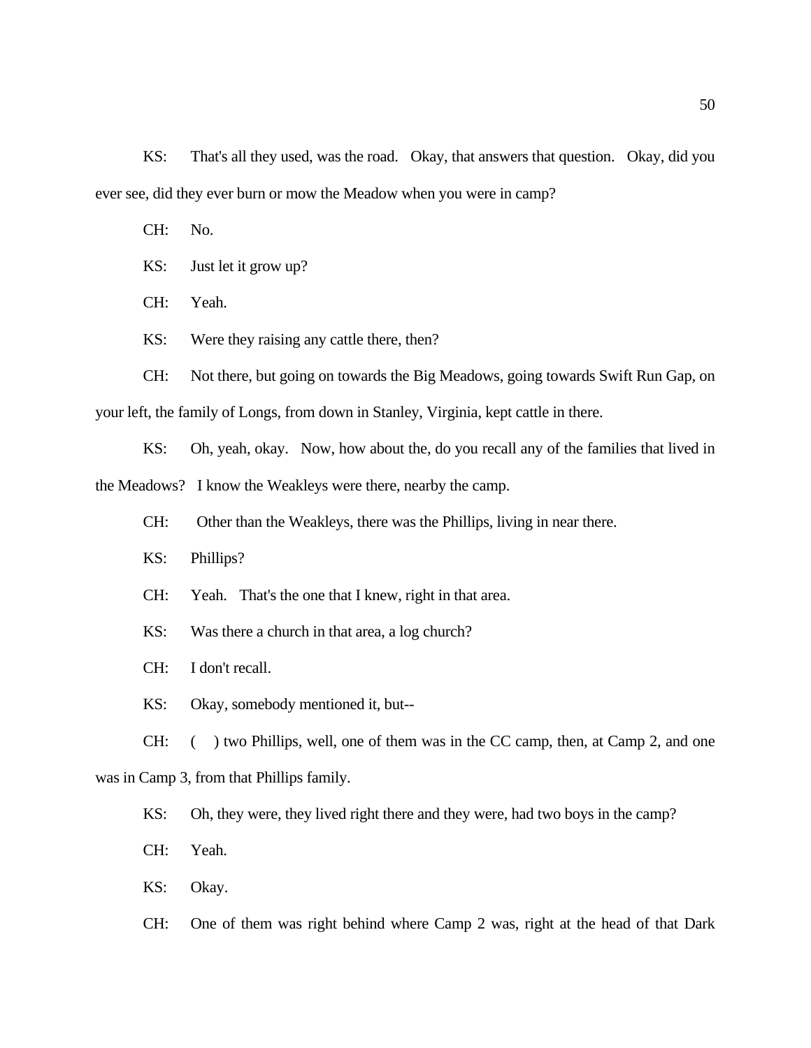KS: That's all they used, was the road. Okay, that answers that question. Okay, did you ever see, did they ever burn or mow the Meadow when you were in camp?

CH: No.

KS: Just let it grow up?

CH: Yeah.

KS: Were they raising any cattle there, then?

CH: Not there, but going on towards the Big Meadows, going towards Swift Run Gap, on your left, the family of Longs, from down in Stanley, Virginia, kept cattle in there.

KS: Oh, yeah, okay. Now, how about the, do you recall any of the families that lived in the Meadows? I know the Weakleys were there, nearby the camp.

CH: Other than the Weakleys, there was the Phillips, living in near there.

KS: Phillips?

CH: Yeah. That's the one that I knew, right in that area.

KS: Was there a church in that area, a log church?

CH: I don't recall.

KS: Okay, somebody mentioned it, but--

CH: ( ) two Phillips, well, one of them was in the CC camp, then, at Camp 2, and one was in Camp 3, from that Phillips family.

KS: Oh, they were, they lived right there and they were, had two boys in the camp?

CH: Yeah.

KS: Okay.

CH: One of them was right behind where Camp 2 was, right at the head of that Dark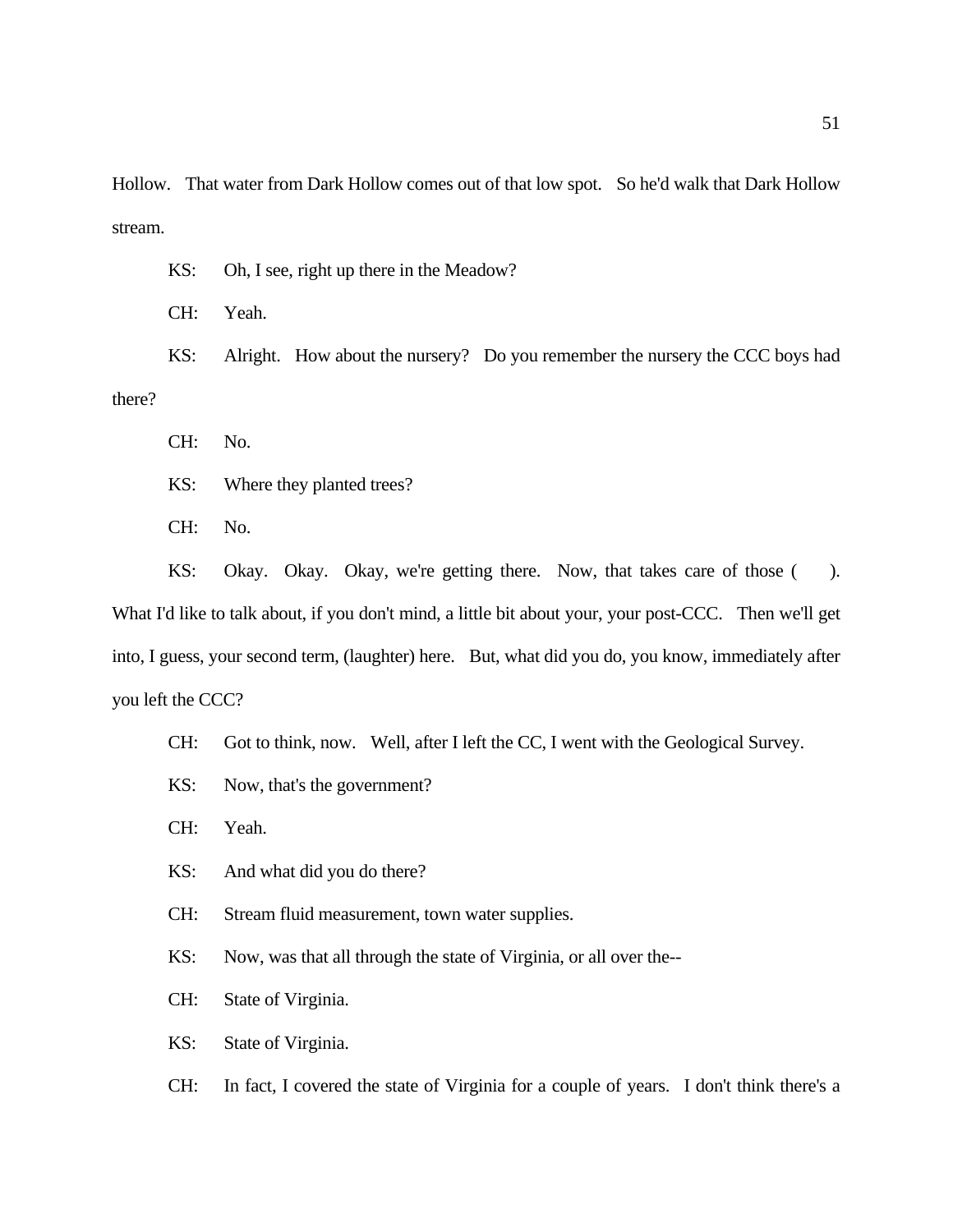Hollow. That water from Dark Hollow comes out of that low spot. So he'd walk that Dark Hollow stream.

KS: Oh, I see, right up there in the Meadow?

CH: Yeah.

KS: Alright. How about the nursery? Do you remember the nursery the CCC boys had there?

CH: No.

KS: Where they planted trees?

CH: No.

KS: Okay. Okay. Okay, we're getting there. Now, that takes care of those ( ). What I'd like to talk about, if you don't mind, a little bit about your, your post-CCC. Then we'll get into, I guess, your second term, (laughter) here. But, what did you do, you know, immediately after you left the CCC?

CH: Got to think, now. Well, after I left the CC, I went with the Geological Survey.

KS: Now, that's the government?

CH: Yeah.

KS: And what did you do there?

CH: Stream fluid measurement, town water supplies.

KS: Now, was that all through the state of Virginia, or all over the--

CH: State of Virginia.

KS: State of Virginia.

CH: In fact, I covered the state of Virginia for a couple of years. I don't think there's a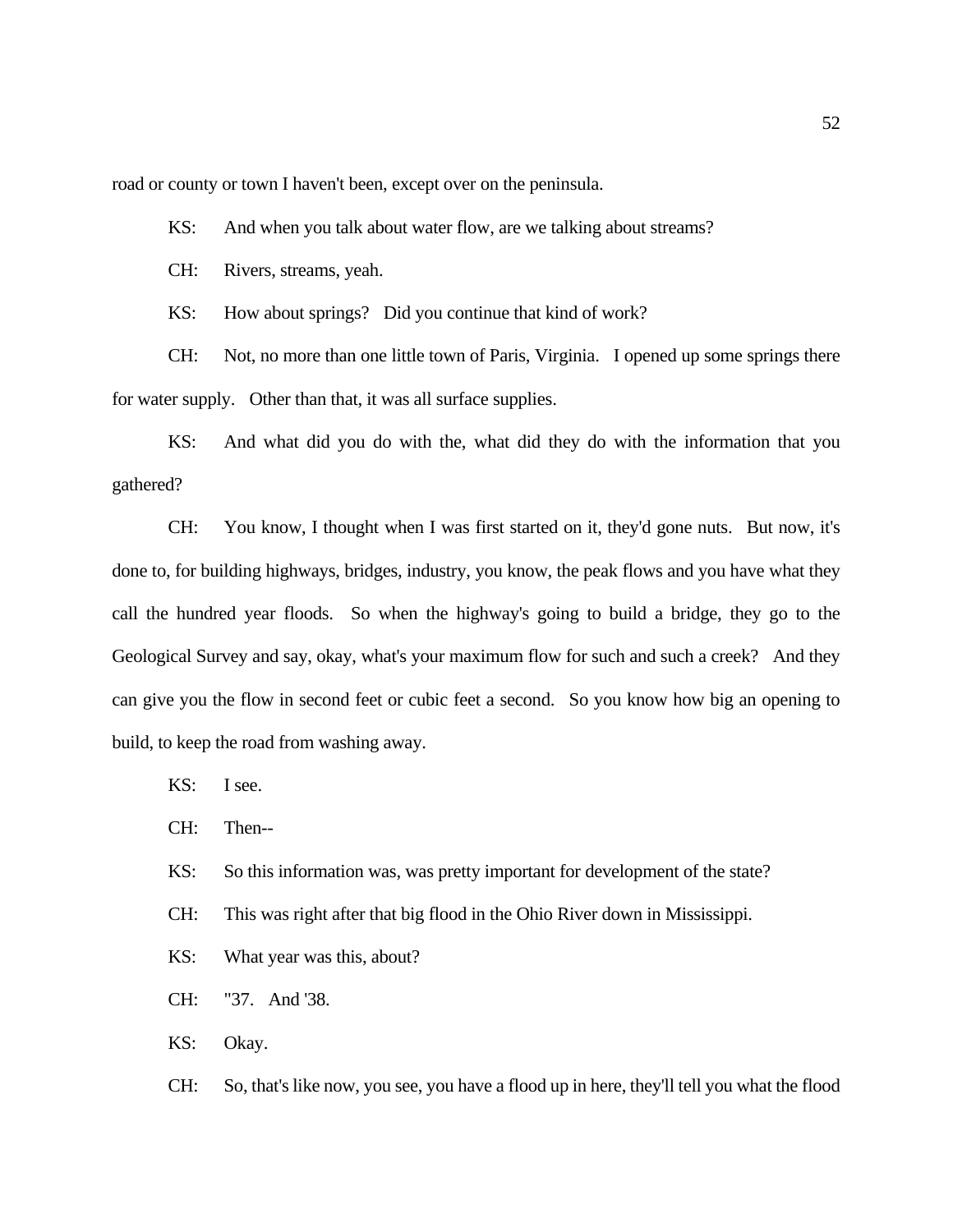road or county or town I haven't been, except over on the peninsula.

KS: And when you talk about water flow, are we talking about streams?

CH: Rivers, streams, yeah.

KS: How about springs? Did you continue that kind of work?

CH: Not, no more than one little town of Paris, Virginia. I opened up some springs there for water supply. Other than that, it was all surface supplies.

KS: And what did you do with the, what did they do with the information that you gathered?

CH: You know, I thought when I was first started on it, they'd gone nuts. But now, it's done to, for building highways, bridges, industry, you know, the peak flows and you have what they call the hundred year floods. So when the highway's going to build a bridge, they go to the Geological Survey and say, okay, what's your maximum flow for such and such a creek? And they can give you the flow in second feet or cubic feet a second. So you know how big an opening to build, to keep the road from washing away.

KS: I see.

CH: Then--

KS: So this information was, was pretty important for development of the state?

CH: This was right after that big flood in the Ohio River down in Mississippi.

KS: What year was this, about?

CH: "37. And '38.

KS: Okay.

CH: So, that's like now, you see, you have a flood up in here, they'll tell you what the flood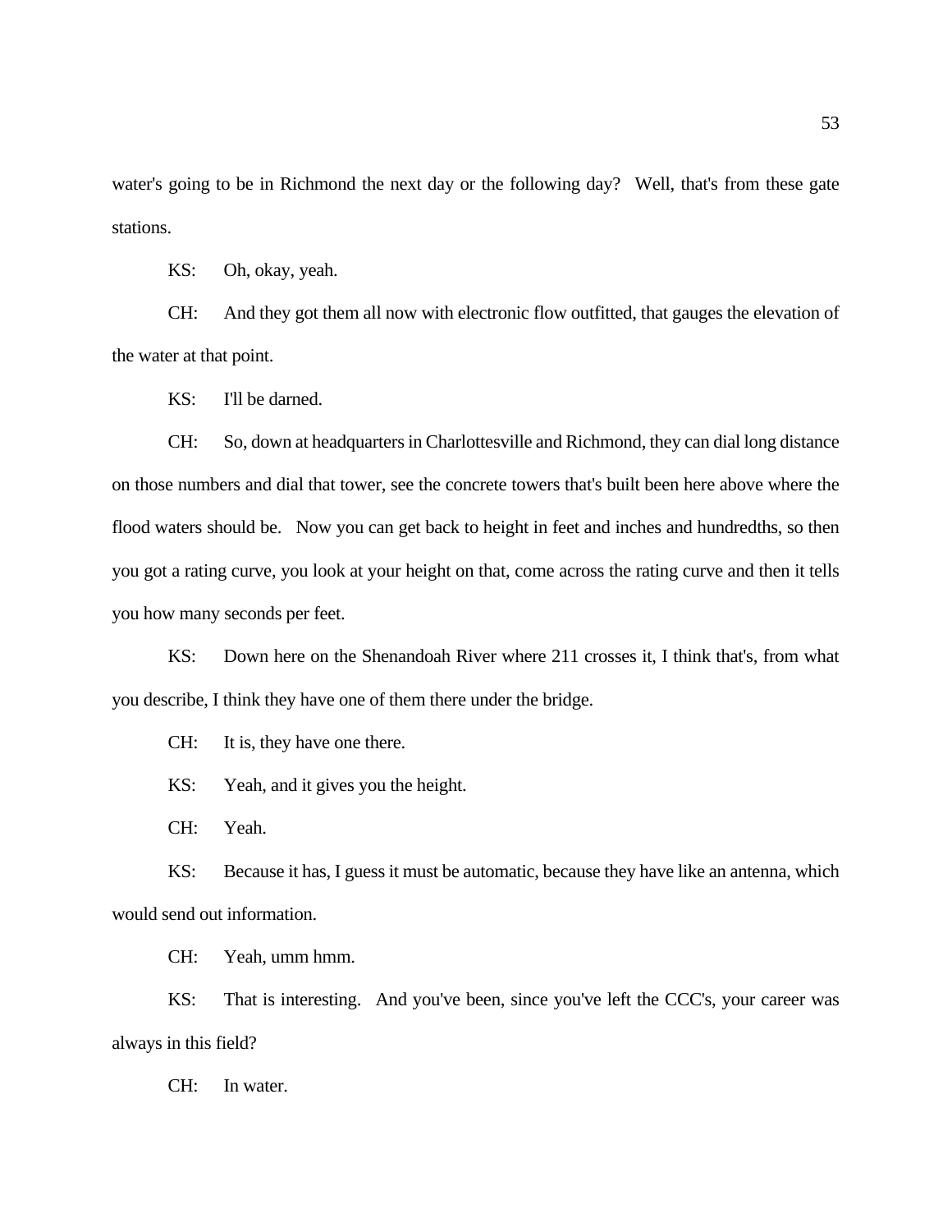water's going to be in Richmond the next day or the following day? Well, that's from these gate stations.

KS: Oh, okay, yeah.

CH: And they got them all now with electronic flow outfitted, that gauges the elevation of the water at that point.

KS: I'll be darned.

CH: So, down at headquarters in Charlottesville and Richmond, they can dial long distance on those numbers and dial that tower, see the concrete towers that's built been here above where the flood waters should be. Now you can get back to height in feet and inches and hundredths, so then you got a rating curve, you look at your height on that, come across the rating curve and then it tells you how many seconds per feet.

KS: Down here on the Shenandoah River where 211 crosses it, I think that's, from what you describe, I think they have one of them there under the bridge.

CH: It is, they have one there.

KS: Yeah, and it gives you the height.

CH: Yeah.

KS: Because it has, I guess it must be automatic, because they have like an antenna, which would send out information.

CH: Yeah, umm hmm.

KS: That is interesting. And you've been, since you've left the CCC's, your career was always in this field?

CH: In water.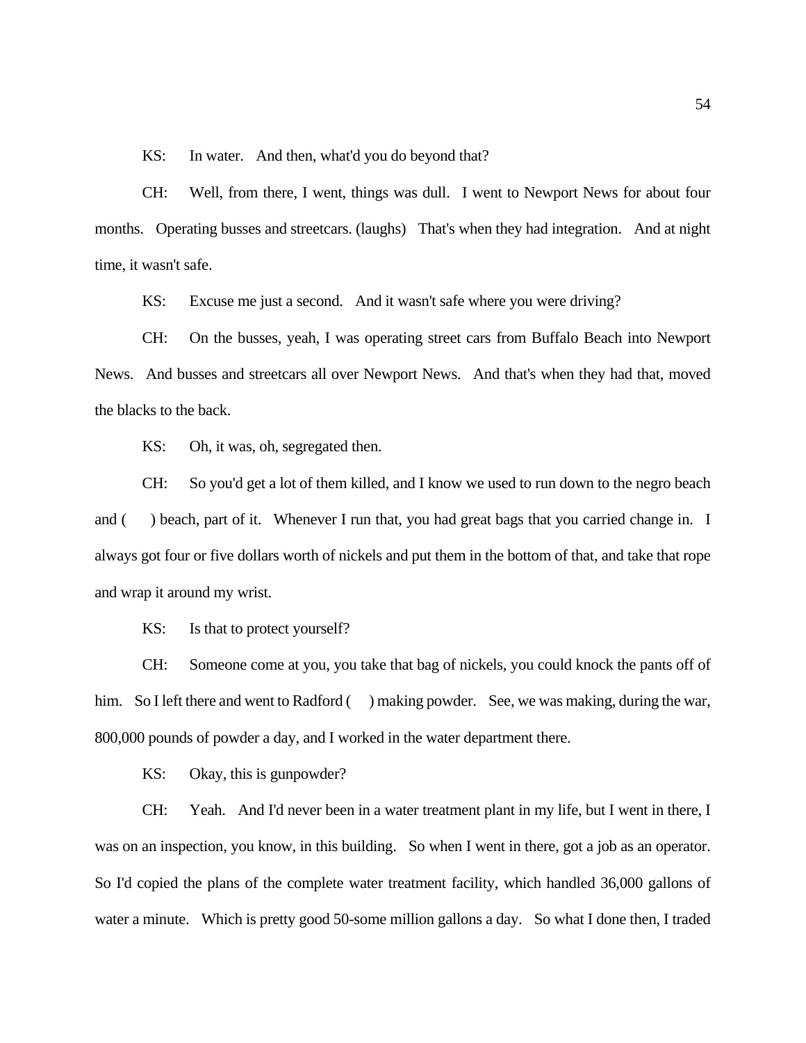KS: In water. And then, what'd you do beyond that?

CH: Well, from there, I went, things was dull. I went to Newport News for about four months. Operating busses and streetcars. (laughs) That's when they had integration. And at night time, it wasn't safe.

KS: Excuse me just a second. And it wasn't safe where you were driving?

CH: On the busses, yeah, I was operating street cars from Buffalo Beach into Newport News. And busses and streetcars all over Newport News. And that's when they had that, moved the blacks to the back.

KS: Oh, it was, oh, segregated then.

CH: So you'd get a lot of them killed, and I know we used to run down to the negro beach and ( ) beach, part of it. Whenever I run that, you had great bags that you carried change in. I always got four or five dollars worth of nickels and put them in the bottom of that, and take that rope and wrap it around my wrist.

KS: Is that to protect yourself?

CH: Someone come at you, you take that bag of nickels, you could knock the pants off of him. So I left there and went to Radford ( ) making powder. See, we was making, during the war, 800,000 pounds of powder a day, and I worked in the water department there.

KS: Okay, this is gunpowder?

CH: Yeah. And I'd never been in a water treatment plant in my life, but I went in there, I was on an inspection, you know, in this building. So when I went in there, got a job as an operator. So I'd copied the plans of the complete water treatment facility, which handled 36,000 gallons of water a minute. Which is pretty good 50-some million gallons a day. So what I done then, I traded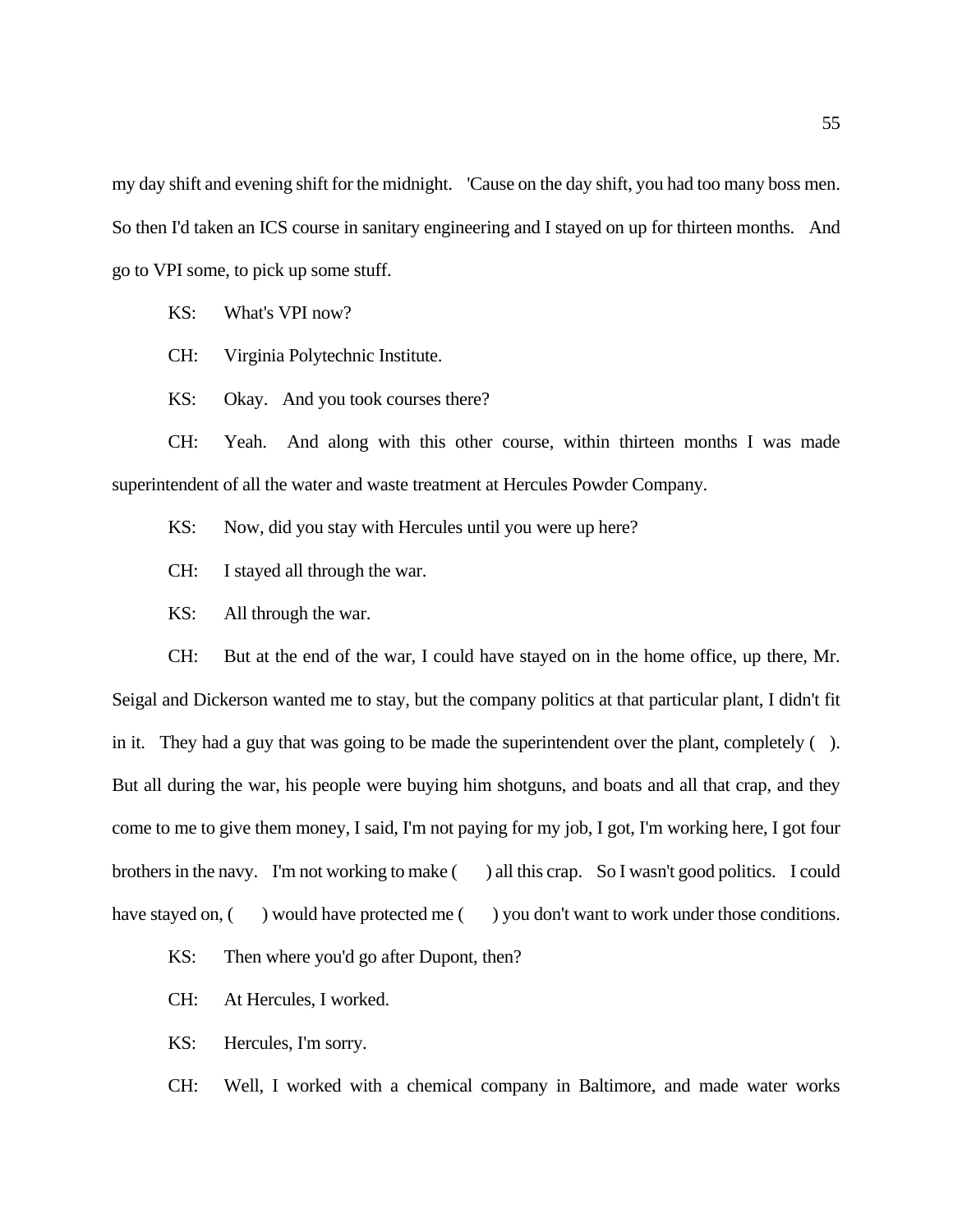my day shift and evening shift for the midnight. 'Cause on the day shift, you had too many boss men. So then I'd taken an ICS course in sanitary engineering and I stayed on up for thirteen months. And go to VPI some, to pick up some stuff.

KS: What's VPI now?

CH: Virginia Polytechnic Institute.

KS: Okay. And you took courses there?

CH: Yeah. And along with this other course, within thirteen months I was made superintendent of all the water and waste treatment at Hercules Powder Company.

KS: Now, did you stay with Hercules until you were up here?

CH: I stayed all through the war.

KS: All through the war.

CH: But at the end of the war, I could have stayed on in the home office, up there, Mr. Seigal and Dickerson wanted me to stay, but the company politics at that particular plant, I didn't fit in it. They had a guy that was going to be made the superintendent over the plant, completely ( ). But all during the war, his people were buying him shotguns, and boats and all that crap, and they come to me to give them money, I said, I'm not paying for my job, I got, I'm working here, I got four brothers in the navy. I'm not working to make ( ) all this crap. So I wasn't good politics. I could have stayed on, ( ) would have protected me ( ) you don't want to work under those conditions.

KS: Then where you'd go after Dupont, then?

CH: At Hercules, I worked.

KS: Hercules, I'm sorry.

CH: Well, I worked with a chemical company in Baltimore, and made water works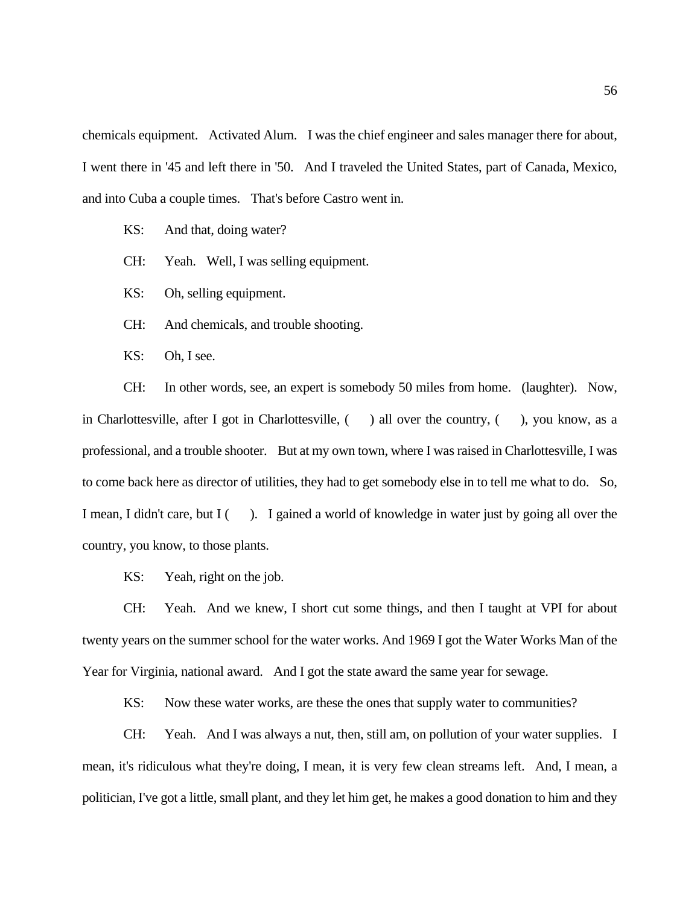chemicals equipment. Activated Alum. I was the chief engineer and sales manager there for about, I went there in '45 and left there in '50. And I traveled the United States, part of Canada, Mexico, and into Cuba a couple times. That's before Castro went in.

KS: And that, doing water?

CH: Yeah. Well, I was selling equipment.

KS: Oh, selling equipment.

CH: And chemicals, and trouble shooting.

KS: Oh, I see.

CH: In other words, see, an expert is somebody 50 miles from home. (laughter). Now, in Charlottesville, after I got in Charlottesville, ( ) all over the country, ( ), you know, as a professional, and a trouble shooter. But at my own town, where I was raised in Charlottesville, I was to come back here as director of utilities, they had to get somebody else in to tell me what to do. So, I mean, I didn't care, but I ( ). I gained a world of knowledge in water just by going all over the country, you know, to those plants.

KS: Yeah, right on the job.

CH: Yeah. And we knew, I short cut some things, and then I taught at VPI for about twenty years on the summer school for the water works. And 1969 I got the Water Works Man of the Year for Virginia, national award. And I got the state award the same year for sewage.

KS: Now these water works, are these the ones that supply water to communities?

CH: Yeah. And I was always a nut, then, still am, on pollution of your water supplies. I mean, it's ridiculous what they're doing, I mean, it is very few clean streams left. And, I mean, a politician, I've got a little, small plant, and they let him get, he makes a good donation to him and they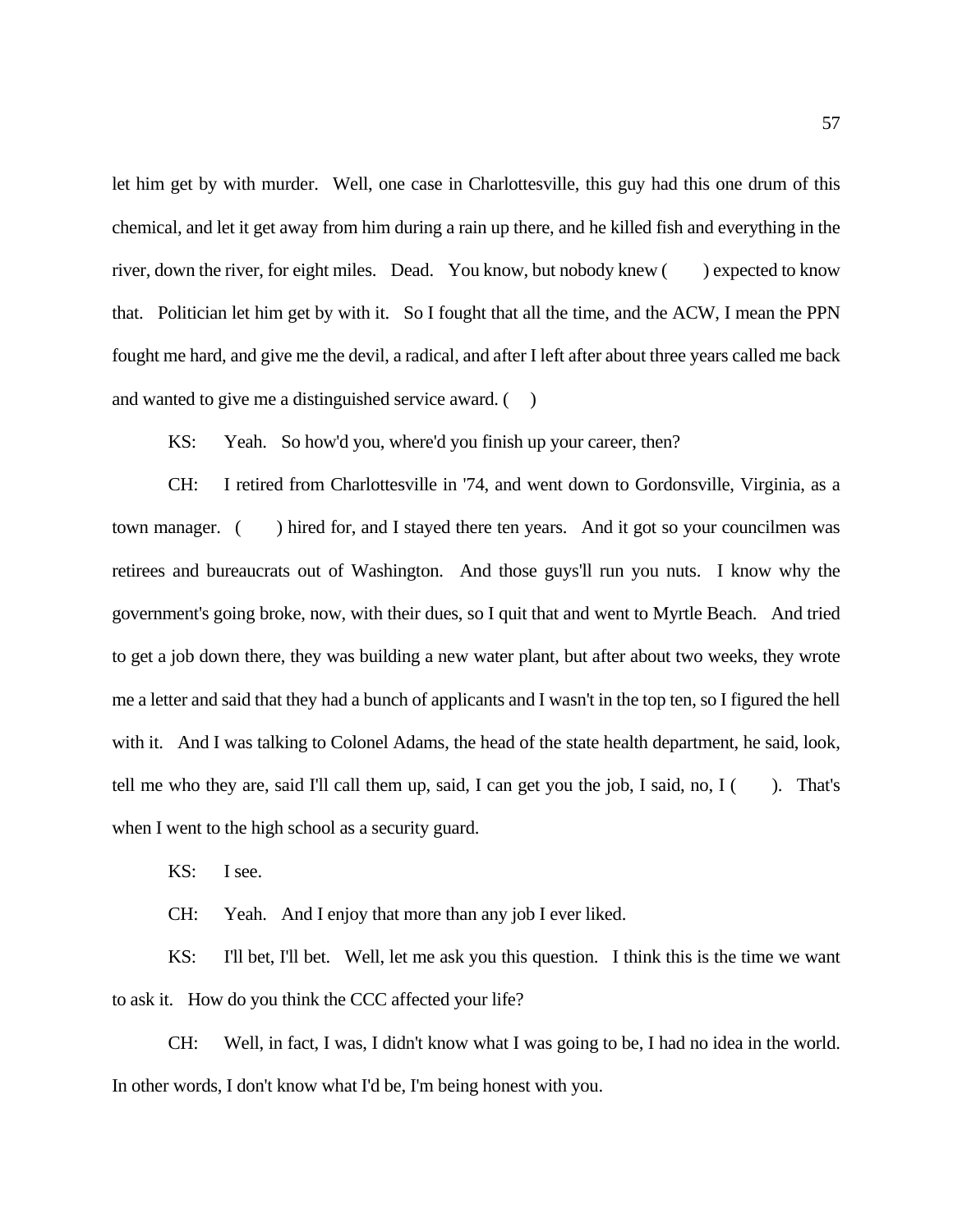let him get by with murder. Well, one case in Charlottesville, this guy had this one drum of this chemical, and let it get away from him during a rain up there, and he killed fish and everything in the river, down the river, for eight miles. Dead. You know, but nobody knew ( ) expected to know that. Politician let him get by with it. So I fought that all the time, and the ACW, I mean the PPN fought me hard, and give me the devil, a radical, and after I left after about three years called me back and wanted to give me a distinguished service award. ( )

KS: Yeah. So how'd you, where'd you finish up your career, then?

CH: I retired from Charlottesville in '74, and went down to Gordonsville, Virginia, as a town manager. ( ) hired for, and I stayed there ten years. And it got so your councilmen was retirees and bureaucrats out of Washington. And those guys'll run you nuts. I know why the government's going broke, now, with their dues, so I quit that and went to Myrtle Beach. And tried to get a job down there, they was building a new water plant, but after about two weeks, they wrote me a letter and said that they had a bunch of applicants and I wasn't in the top ten, so I figured the hell with it. And I was talking to Colonel Adams, the head of the state health department, he said, look, tell me who they are, said I'll call them up, said, I can get you the job, I said, no, I ( ). That's when I went to the high school as a security guard.

KS: I see.

CH: Yeah. And I enjoy that more than any job I ever liked.

KS: I'll bet, I'll bet. Well, let me ask you this question. I think this is the time we want to ask it. How do you think the CCC affected your life?

CH: Well, in fact, I was, I didn't know what I was going to be, I had no idea in the world. In other words, I don't know what I'd be, I'm being honest with you.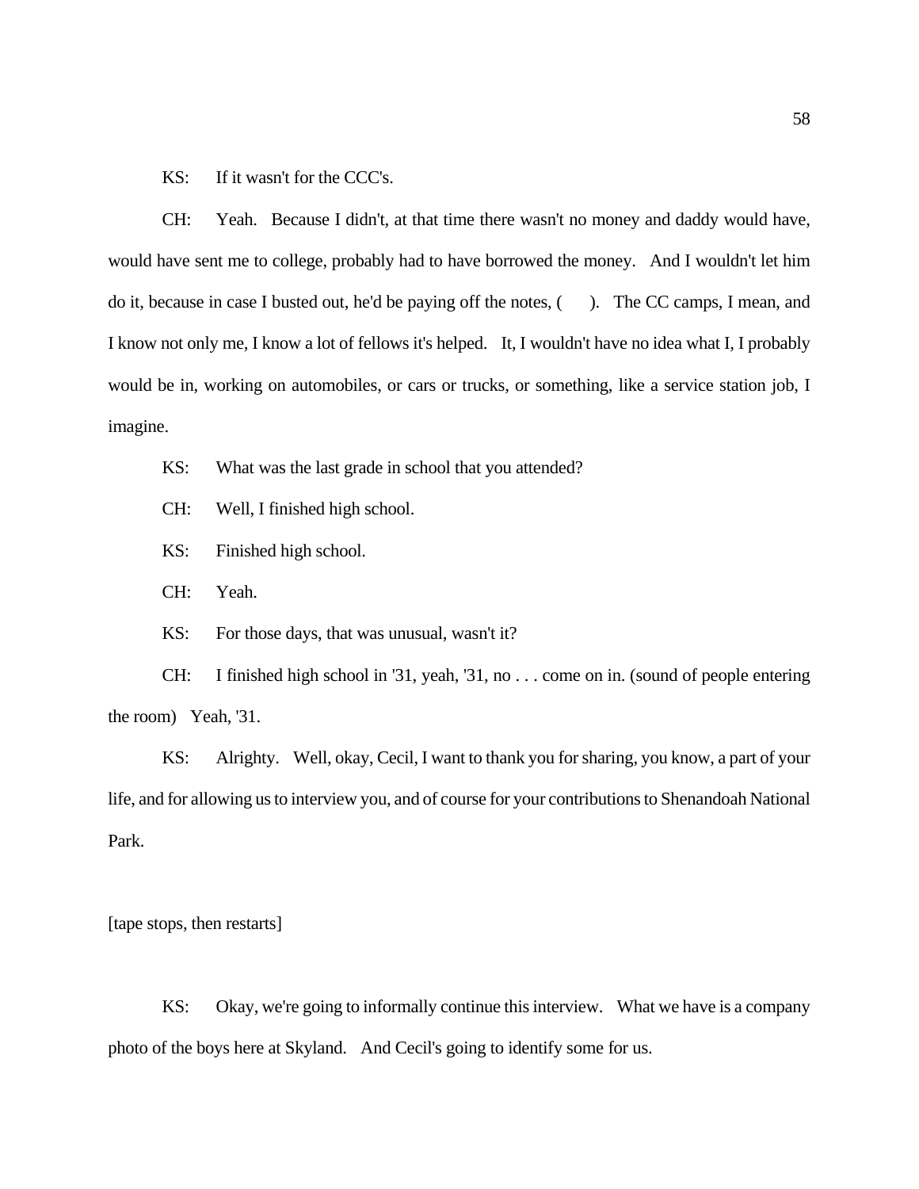KS: If it wasn't for the CCC's.

CH: Yeah. Because I didn't, at that time there wasn't no money and daddy would have, would have sent me to college, probably had to have borrowed the money. And I wouldn't let him do it, because in case I busted out, he'd be paying off the notes, ( ). The CC camps, I mean, and I know not only me, I know a lot of fellows it's helped. It, I wouldn't have no idea what I, I probably would be in, working on automobiles, or cars or trucks, or something, like a service station job, I imagine.

KS: What was the last grade in school that you attended?

CH: Well, I finished high school.

KS: Finished high school.

CH: Yeah.

KS: For those days, that was unusual, wasn't it?

CH: I finished high school in '31, yeah, '31, no . . . come on in. (sound of people entering the room) Yeah, '31.

KS: Alrighty. Well, okay, Cecil, I want to thank you for sharing, you know, a part of your life, and for allowing us to interview you, and of course for your contributions to Shenandoah National Park.

[tape stops, then restarts]

KS: Okay, we're going to informally continue this interview. What we have is a company photo of the boys here at Skyland. And Cecil's going to identify some for us.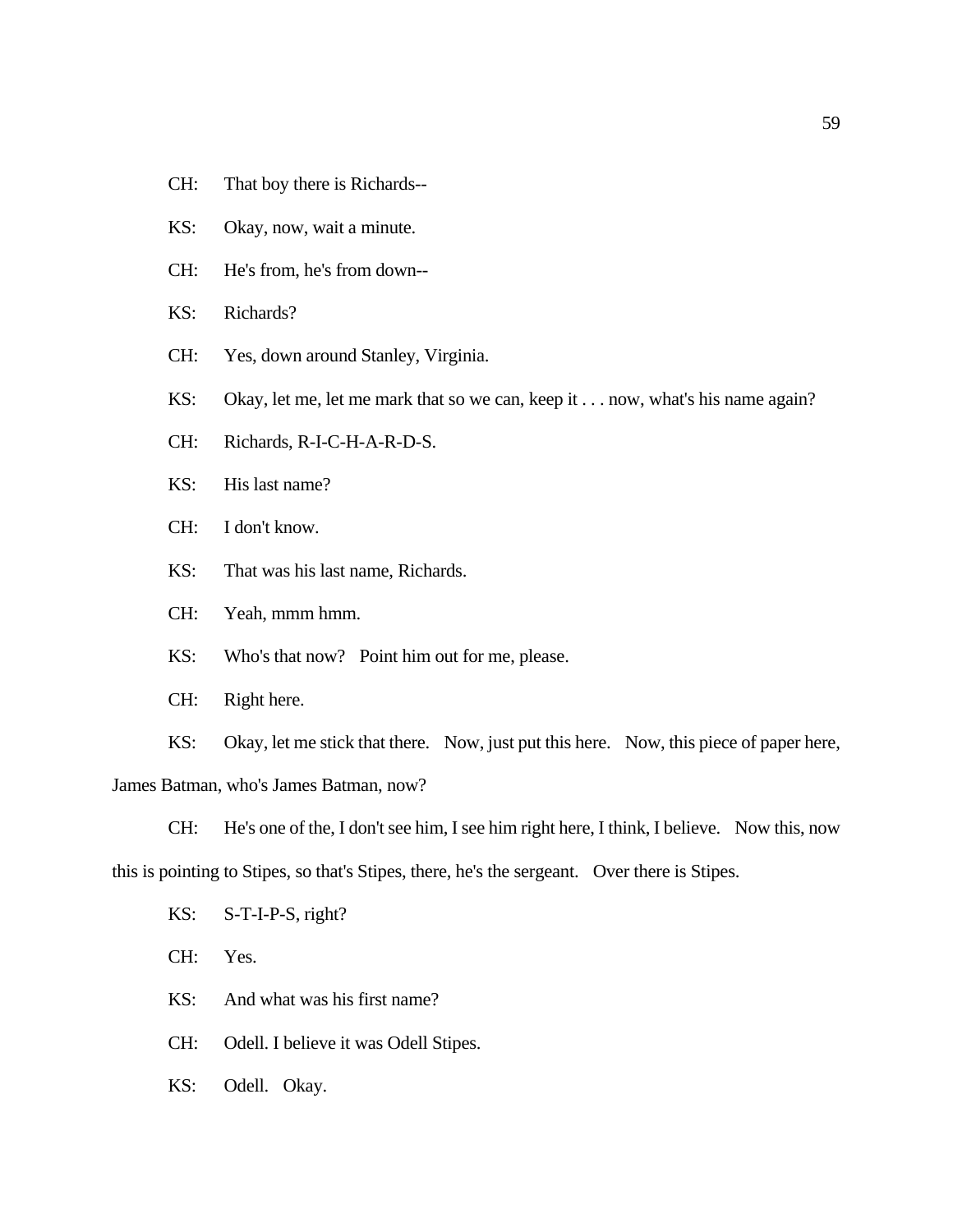CH: That boy there is Richards--

KS: Okay, now, wait a minute.

CH: He's from, he's from down--

KS: Richards?

CH: Yes, down around Stanley, Virginia.

KS: Okay, let me, let me mark that so we can, keep it . . . now, what's his name again?

CH: Richards, R-I-C-H-A-R-D-S.

KS: His last name?

CH: I don't know.

KS: That was his last name, Richards.

CH: Yeah, mmm hmm.

KS: Who's that now? Point him out for me, please.

CH: Right here.

KS: Okay, let me stick that there. Now, just put this here. Now, this piece of paper here, James Batman, who's James Batman, now?

CH: He's one of the, I don't see him, I see him right here, I think, I believe. Now this, now this is pointing to Stipes, so that's Stipes, there, he's the sergeant. Over there is Stipes.

KS: S-T-I-P-S, right?

CH: Yes.

KS: And what was his first name?

CH: Odell. I believe it was Odell Stipes.

KS: Odell. Okay.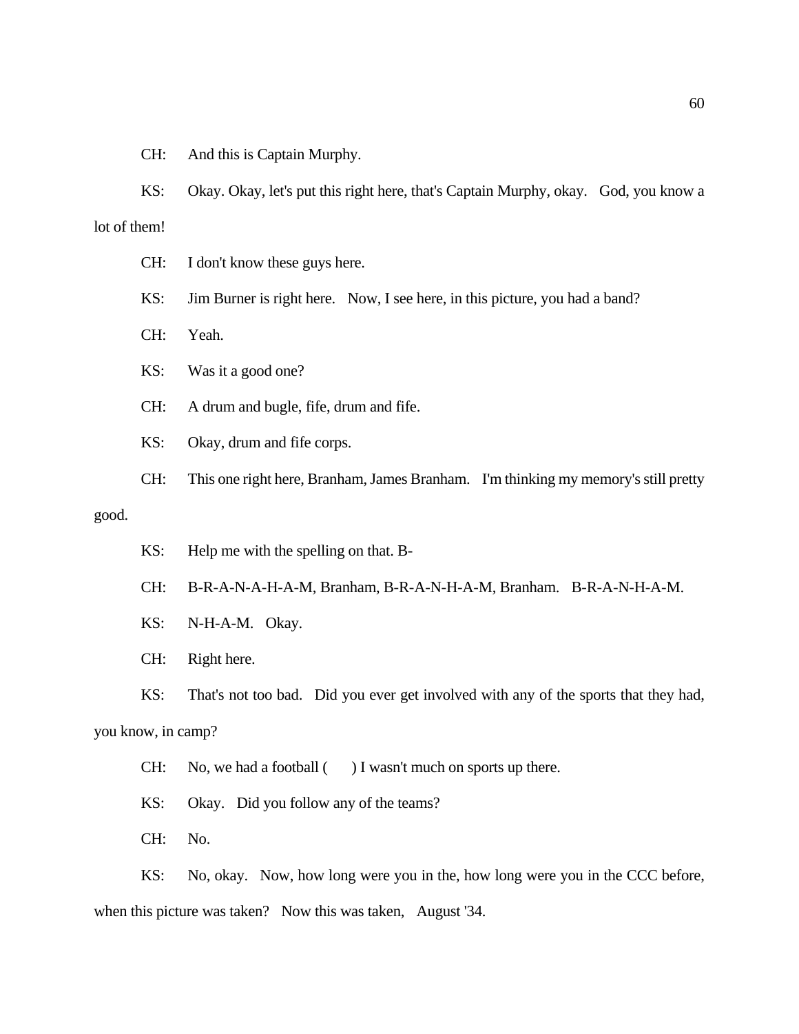CH: And this is Captain Murphy.

KS: Okay. Okay, let's put this right here, that's Captain Murphy, okay. God, you know a lot of them!

CH: I don't know these guys here.

KS: Jim Burner is right here. Now, I see here, in this picture, you had a band?

CH: Yeah.

KS: Was it a good one?

CH: A drum and bugle, fife, drum and fife.

KS: Okay, drum and fife corps.

CH: This one right here, Branham, James Branham. I'm thinking my memory's still pretty good.

KS: Help me with the spelling on that. B-

CH: B-R-A-N-A-H-A-M, Branham, B-R-A-N-H-A-M, Branham. B-R-A-N-H-A-M.

KS: N-H-A-M. Okay.

CH: Right here.

KS: That's not too bad. Did you ever get involved with any of the sports that they had, you know, in camp?

CH: No, we had a football (     ) I wasn't much on sports up there.

KS: Okay. Did you follow any of the teams?

CH: No.

KS: No, okay. Now, how long were you in the, how long were you in the CCC before, when this picture was taken? Now this was taken, August '34.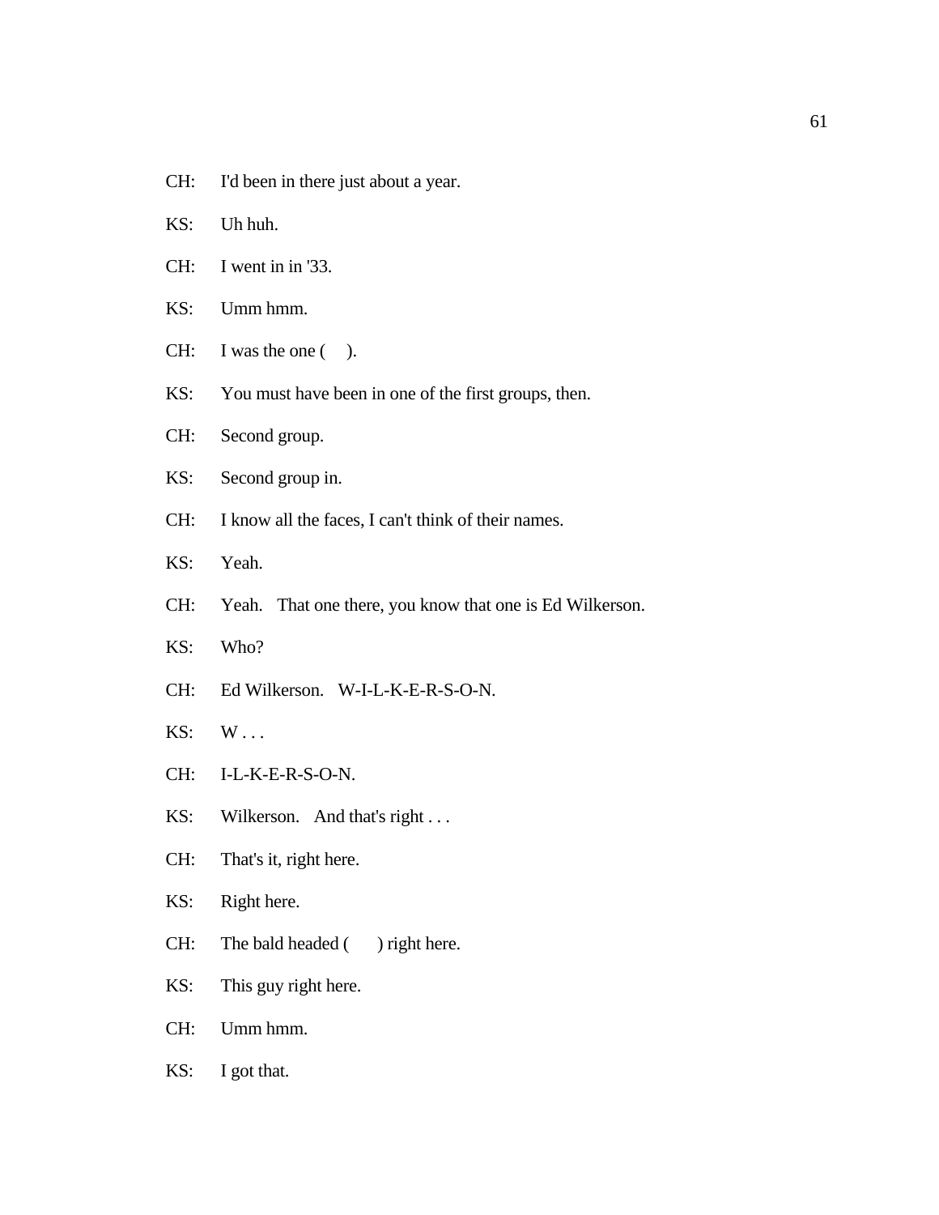CH: I'd been in there just about a year.

KS: Uh huh.

CH: I went in in '33.

KS: Umm hmm.

CH: I was the one ( ).

KS: You must have been in one of the first groups, then.

CH: Second group.

KS: Second group in.

CH: I know all the faces, I can't think of their names.

KS: Yeah.

CH: Yeah. That one there, you know that one is Ed Wilkerson.

KS: Who?

CH: Ed Wilkerson. W-I-L-K-E-R-S-O-N.

KS: W . . .

CH: I-L-K-E-R-S-O-N.

KS: Wilkerson. And that's right . . .

CH: That's it, right here.

KS: Right here.

CH: The bald headed ( ) right here.

KS: This guy right here.

CH: Umm hmm.

KS: I got that.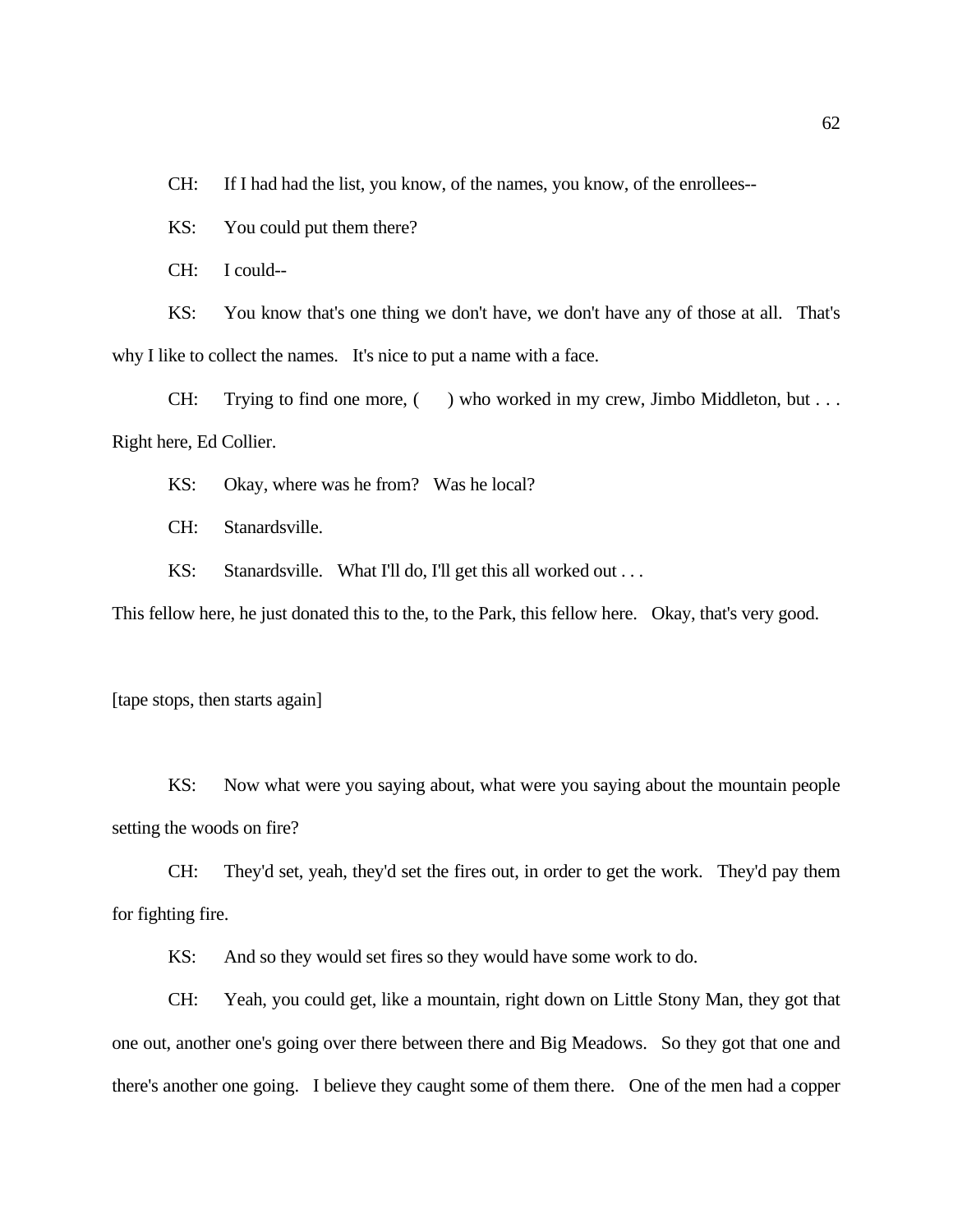CH: If I had had the list, you know, of the names, you know, of the enrollees--

KS: You could put them there?

CH: I could--

KS: You know that's one thing we don't have, we don't have any of those at all. That's why I like to collect the names. It's nice to put a name with a face.

CH: Trying to find one more, ( ) who worked in my crew, Jimbo Middleton, but . . . Right here, Ed Collier.

KS: Okay, where was he from? Was he local?

CH: Stanardsville.

KS: Stanardsville. What I'll do, I'll get this all worked out . . .

This fellow here, he just donated this to the, to the Park, this fellow here. Okay, that's very good.

[tape stops, then starts again]

KS: Now what were you saying about, what were you saying about the mountain people setting the woods on fire?

CH: They'd set, yeah, they'd set the fires out, in order to get the work. They'd pay them for fighting fire.

KS: And so they would set fires so they would have some work to do.

CH: Yeah, you could get, like a mountain, right down on Little Stony Man, they got that one out, another one's going over there between there and Big Meadows. So they got that one and there's another one going. I believe they caught some of them there. One of the men had a copper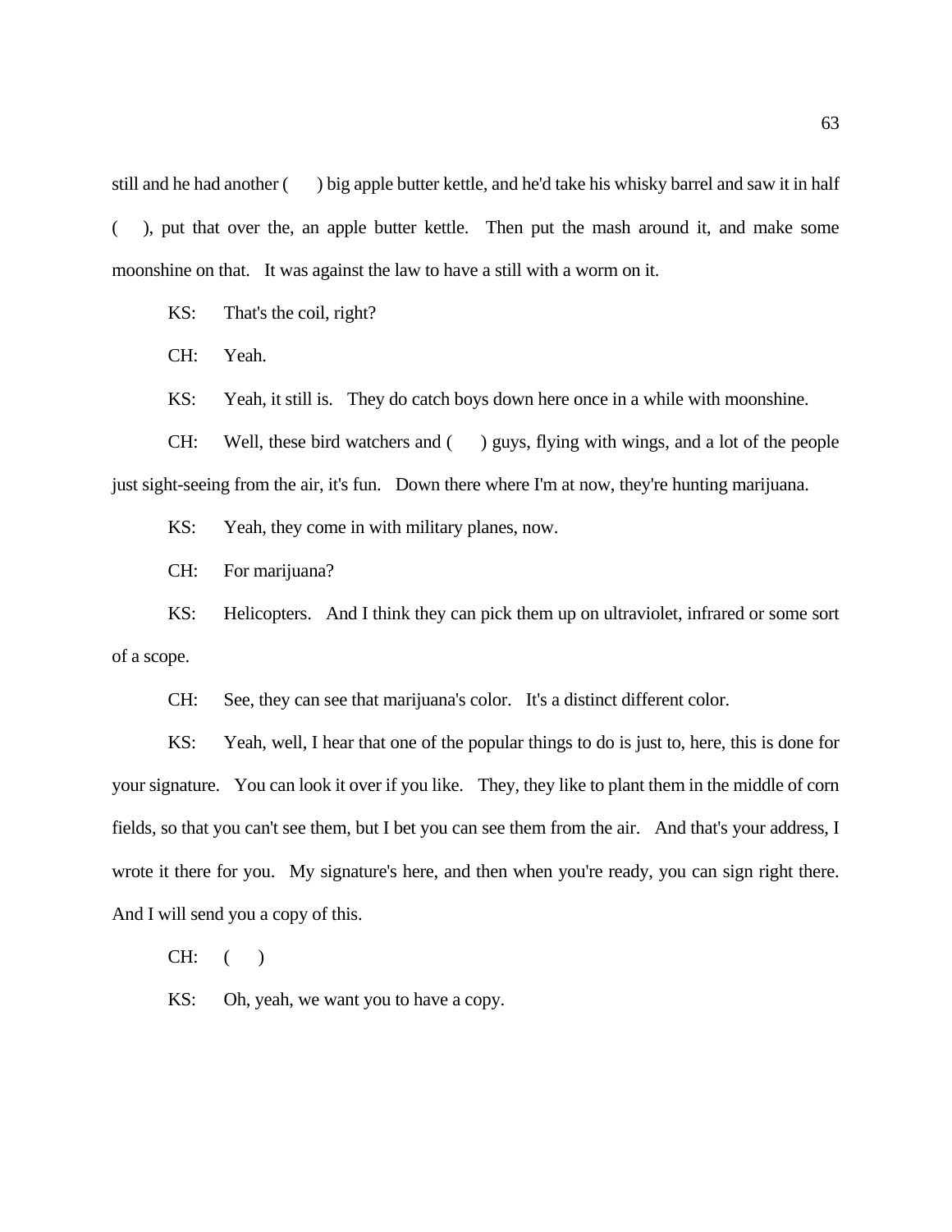still and he had another (      ) big apple butter kettle, and he'd take his whisky barrel and saw it in half (      ), put that over the, an apple butter kettle. Then put the mash around it, and make some moonshine on that. It was against the law to have a still with a worm on it.

KS: That's the coil, right?

CH: Yeah.

KS: Yeah, it still is. They do catch boys down here once in a while with moonshine.

CH: Well, these bird watchers and (      ) guys, flying with wings, and a lot of the people just sight-seeing from the air, it's fun. Down there where I'm at now, they're hunting marijuana.

KS: Yeah, they come in with military planes, now.

CH: For marijuana?

KS: Helicopters. And I think they can pick them up on ultraviolet, infrared or some sort of a scope.

CH: See, they can see that marijuana's color. It's a distinct different color.

KS: Yeah, well, I hear that one of the popular things to do is just to, here, this is done for your signature. You can look it over if you like. They, they like to plant them in the middle of corn fields, so that you can't see them, but I bet you can see them from the air. And that's your address, I wrote it there for you. My signature's here, and then when you're ready, you can sign right there. And I will send you a copy of this.

CH: (      )

KS: Oh, yeah, we want you to have a copy.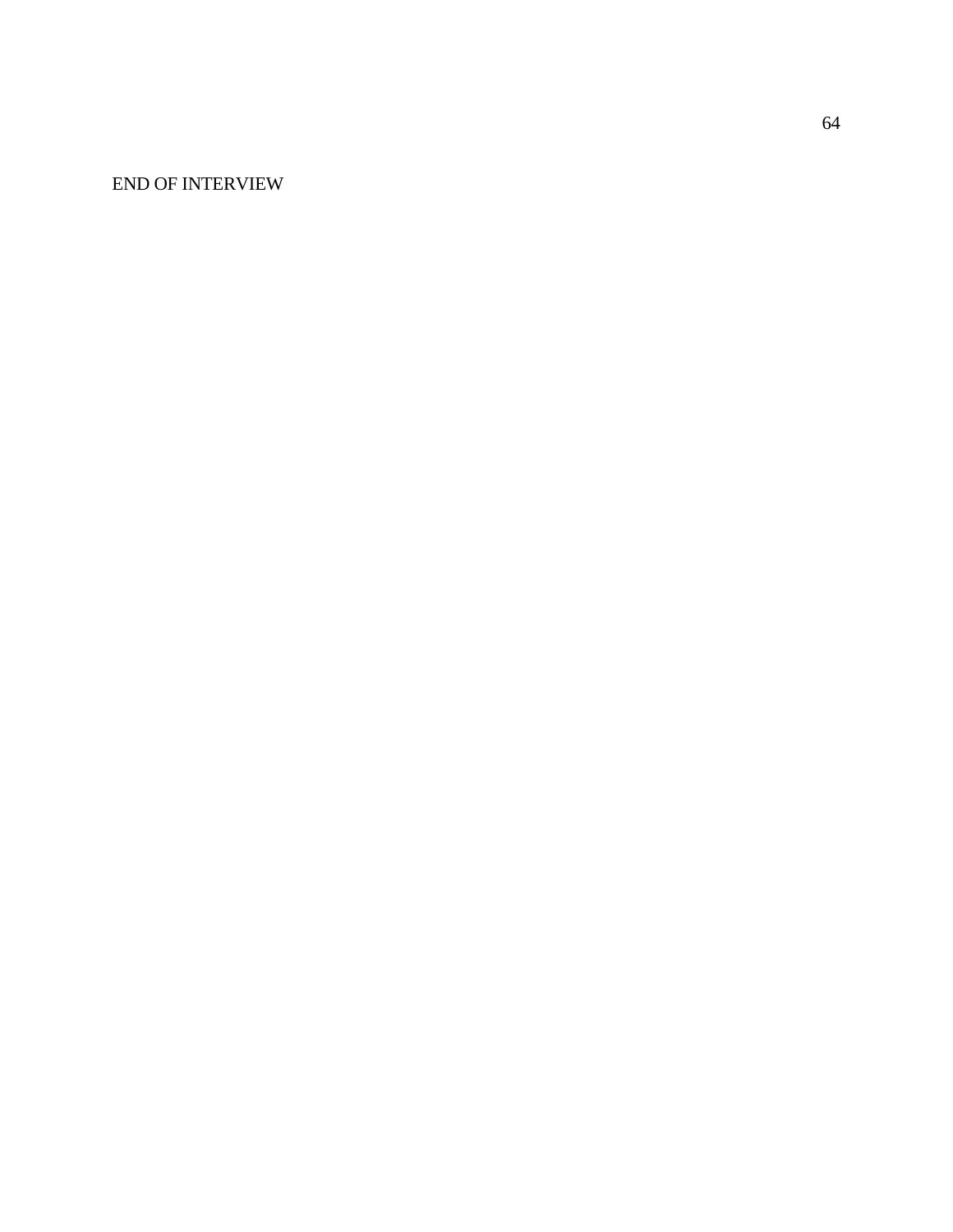END OF INTERVIEW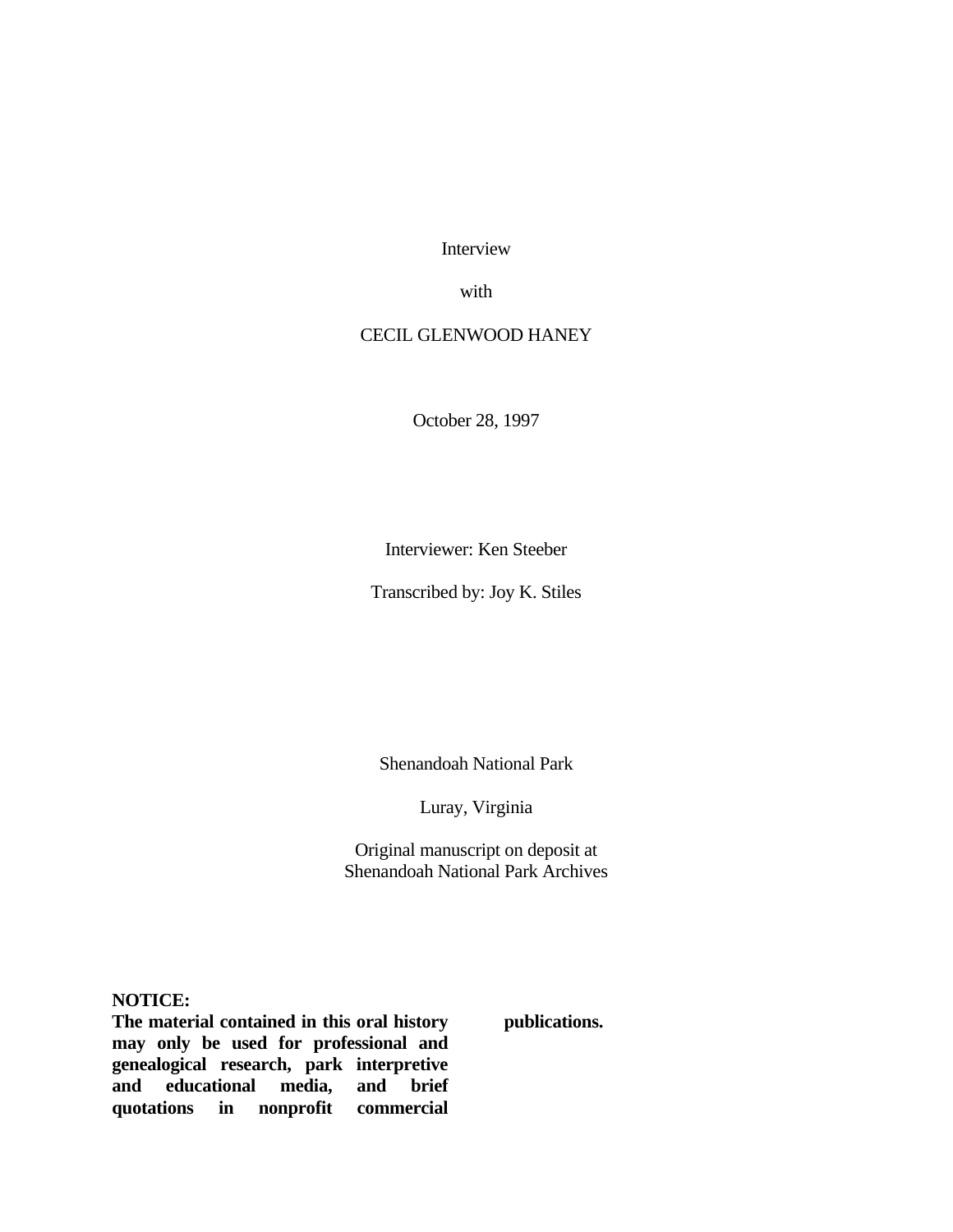Interview

with

CECIL GLENWOOD HANEY

October 28, 1997

Interviewer: Ken Steeber

Transcribed by: Joy K. Stiles

Shenandoah National Park

Luray, Virginia

Original manuscript on deposit at
Shenandoah National Park Archives

**NOTICE:**
**The material contained in this oral history may only be used for professional and genealogical research, park interpretive and educational media, and brief quotations in nonprofit commercial publications.**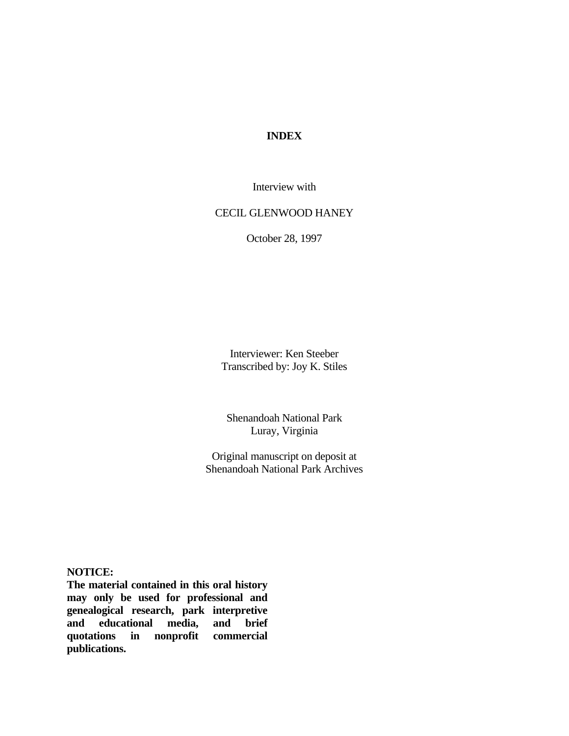# INDEX

Interview with

CECIL GLENWOOD HANEY

October 28, 1997

Interviewer: Ken Steeber
Transcribed by: Joy K. Stiles

Shenandoah National Park
Luray, Virginia

Original manuscript on deposit at
Shenandoah National Park Archives

**NOTICE:**
**The material contained in this oral history may only be used for professional and genealogical research, park interpretive and educational media, and brief quotations in nonprofit commercial publications.**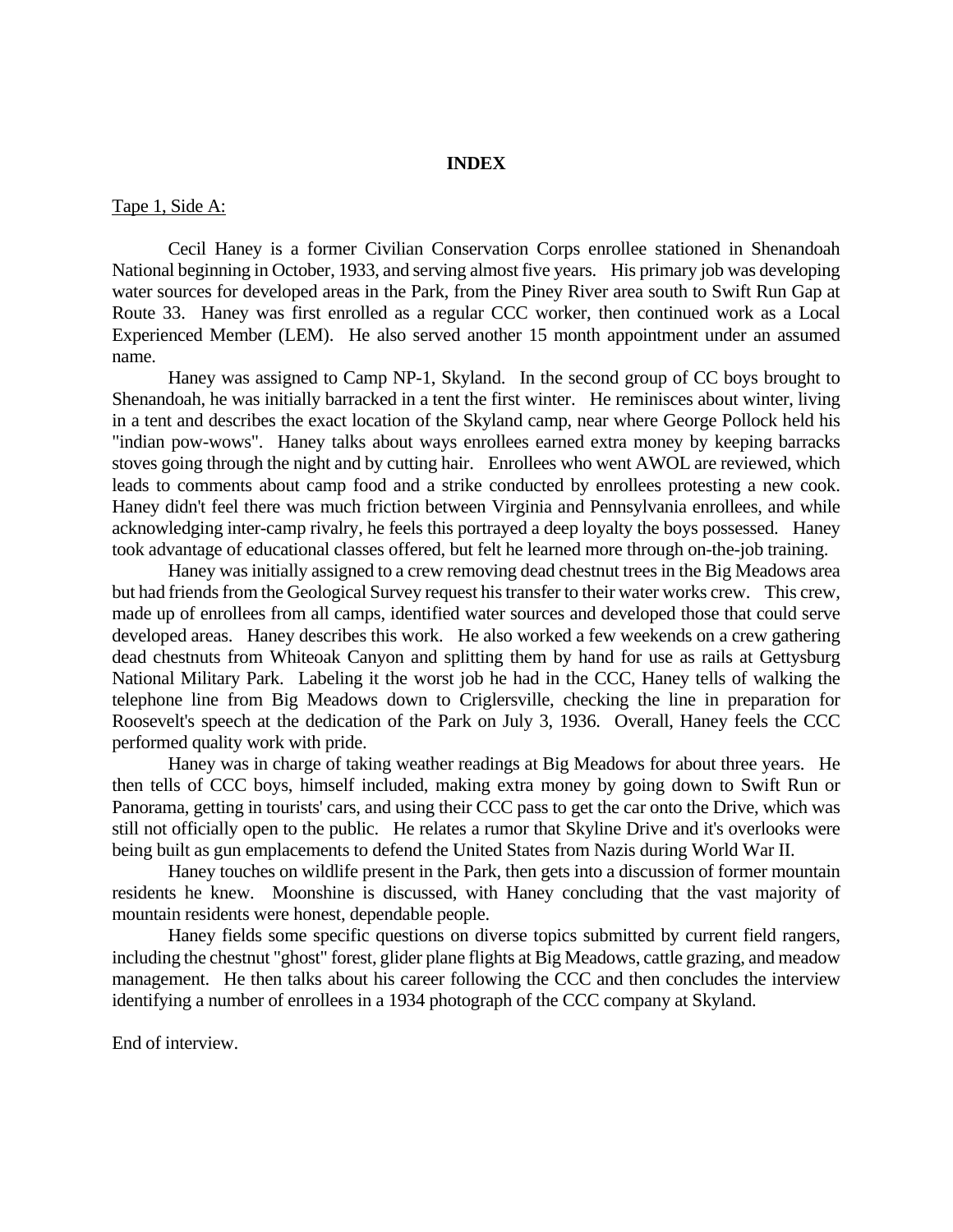# INDEX

Tape 1, Side A:

Cecil Haney is a former Civilian Conservation Corps enrollee stationed in Shenandoah National beginning in October, 1933, and serving almost five years. His primary job was developing water sources for developed areas in the Park, from the Piney River area south to Swift Run Gap at Route 33. Haney was first enrolled as a regular CCC worker, then continued work as a Local Experienced Member (LEM). He also served another 15 month appointment under an assumed name.

Haney was assigned to Camp NP-1, Skyland. In the second group of CC boys brought to Shenandoah, he was initially barracked in a tent the first winter. He reminisces about winter, living in a tent and describes the exact location of the Skyland camp, near where George Pollock held his "indian pow-wows". Haney talks about ways enrollees earned extra money by keeping barracks stoves going through the night and by cutting hair. Enrollees who went AWOL are reviewed, which leads to comments about camp food and a strike conducted by enrollees protesting a new cook. Haney didn't feel there was much friction between Virginia and Pennsylvania enrollees, and while acknowledging inter-camp rivalry, he feels this portrayed a deep loyalty the boys possessed. Haney took advantage of educational classes offered, but felt he learned more through on-the-job training.

Haney was initially assigned to a crew removing dead chestnut trees in the Big Meadows area but had friends from the Geological Survey request his transfer to their water works crew. This crew, made up of enrollees from all camps, identified water sources and developed those that could serve developed areas. Haney describes this work. He also worked a few weekends on a crew gathering dead chestnuts from Whiteoak Canyon and splitting them by hand for use as rails at Gettysburg National Military Park. Labeling it the worst job he had in the CCC, Haney tells of walking the telephone line from Big Meadows down to Criglersville, checking the line in preparation for Roosevelt's speech at the dedication of the Park on July 3, 1936. Overall, Haney feels the CCC performed quality work with pride.

Haney was in charge of taking weather readings at Big Meadows for about three years. He then tells of CCC boys, himself included, making extra money by going down to Swift Run or Panorama, getting in tourists' cars, and using their CCC pass to get the car onto the Drive, which was still not officially open to the public. He relates a rumor that Skyline Drive and it's overlooks were being built as gun emplacements to defend the United States from Nazis during World War II.

Haney touches on wildlife present in the Park, then gets into a discussion of former mountain residents he knew. Moonshine is discussed, with Haney concluding that the vast majority of mountain residents were honest, dependable people.

Haney fields some specific questions on diverse topics submitted by current field rangers, including the chestnut "ghost" forest, glider plane flights at Big Meadows, cattle grazing, and meadow management. He then talks about his career following the CCC and then concludes the interview identifying a number of enrollees in a 1934 photograph of the CCC company at Skyland.

End of interview.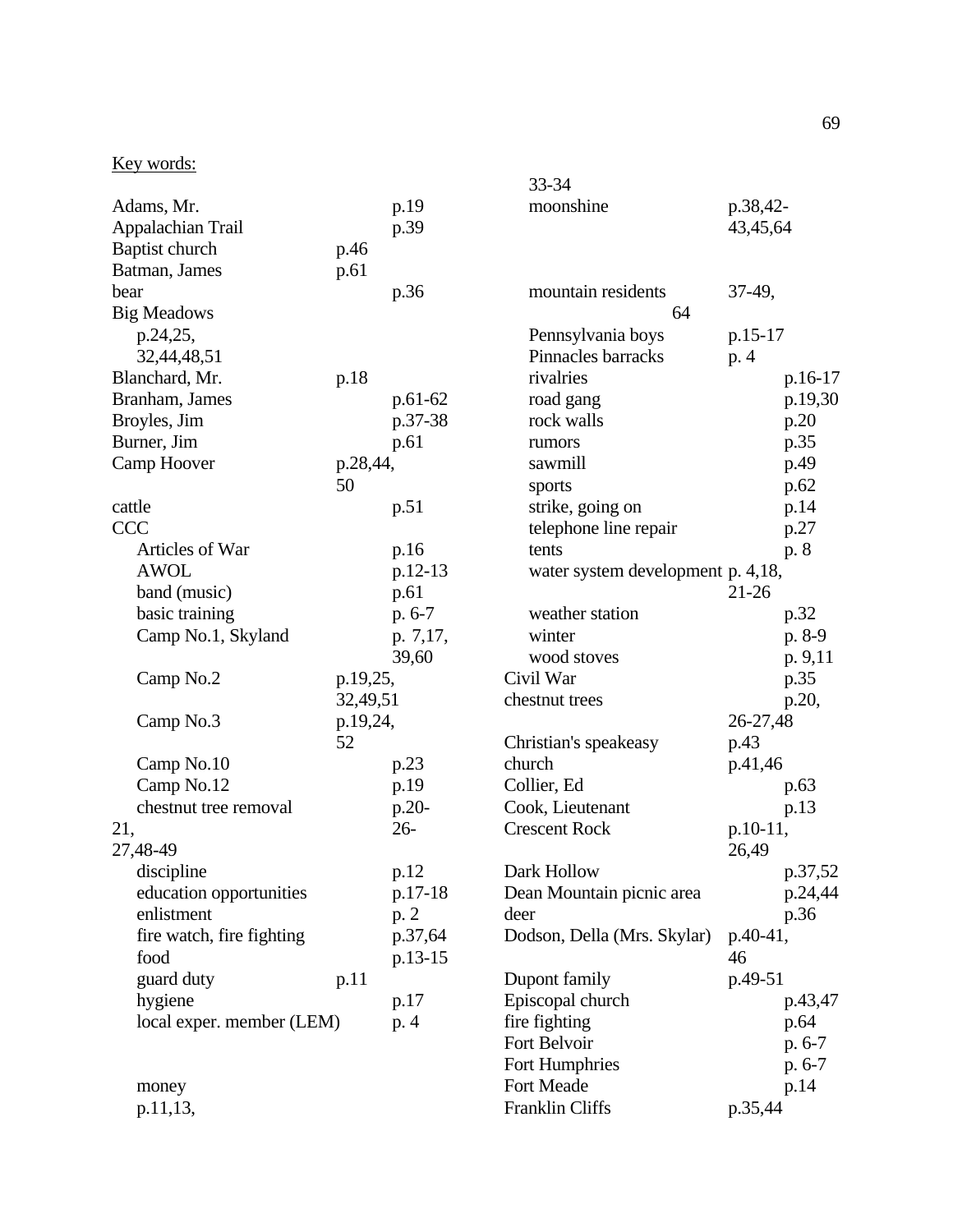Key words:

Adams, Mr. p.19
Appalachian Trail p.39
Baptist church p.46
Batman, James p.61
bear p.36
Big Meadows p.24,25, 32,44,48,51
Blanchard, Mr. p.18
Branham, James p.61-62
Broyles, Jim p.37-38
Burner, Jim p.61
Camp Hoover p.28,44, 50
cattle p.51
CCC
- Articles of War p.16
- AWOL p.12-13
- band (music) p.61
- basic training p. 6-7
- Camp No.1, Skyland p. 7,17, 39,60
- Camp No.2 p.19,25, 32,49,51
- Camp No.3 p.19,24, 52
- Camp No.10 p.23
- Camp No.12 p.19
- chestnut tree removal p.20-21, 26-27,48-49
- discipline p.12
- education opportunities p.17-18
- enlistment p. 2
- fire watch, fire fighting p.37,64
- food p.13-15
- guard duty p.11
- hygiene p.17
- local exper. member (LEM) p. 4
- money p.11,13, 33-34
- moonshine p.38,42-43,45,64
- mountain residents 37-49, 64
- Pennsylvania boys p.15-17
- Pinnacles barracks p. 4
- rivalries p.16-17
- road gang p.19,30
- rock walls p.20
- rumors p.35
- sawmill p.49
- sports p.62
- strike, going on p.14
- telephone line repair p.27
- tents p. 8
- water system development p. 4,18, 21-26
- weather station p.32
- winter p. 8-9
- wood stoves p. 9,11

Civil War p.35
chestnut trees p.20, 26-27,48
Christian's speakeasy p.43
church p.41,46
Collier, Ed p.63
Cook, Lieutenant p.13
Crescent Rock p.10-11, 26,49
Dark Hollow p.37,52
Dean Mountain picnic area p.24,44
deer p.36
Dodson, Della (Mrs. Skylar) p.40-41, 46
Dupont family p.49-51
Episcopal church p.43,47
fire fighting p.64
Fort Belvoir p. 6-7
Fort Humphries p. 6-7
Fort Meade p.14
Franklin Cliffs p.35,44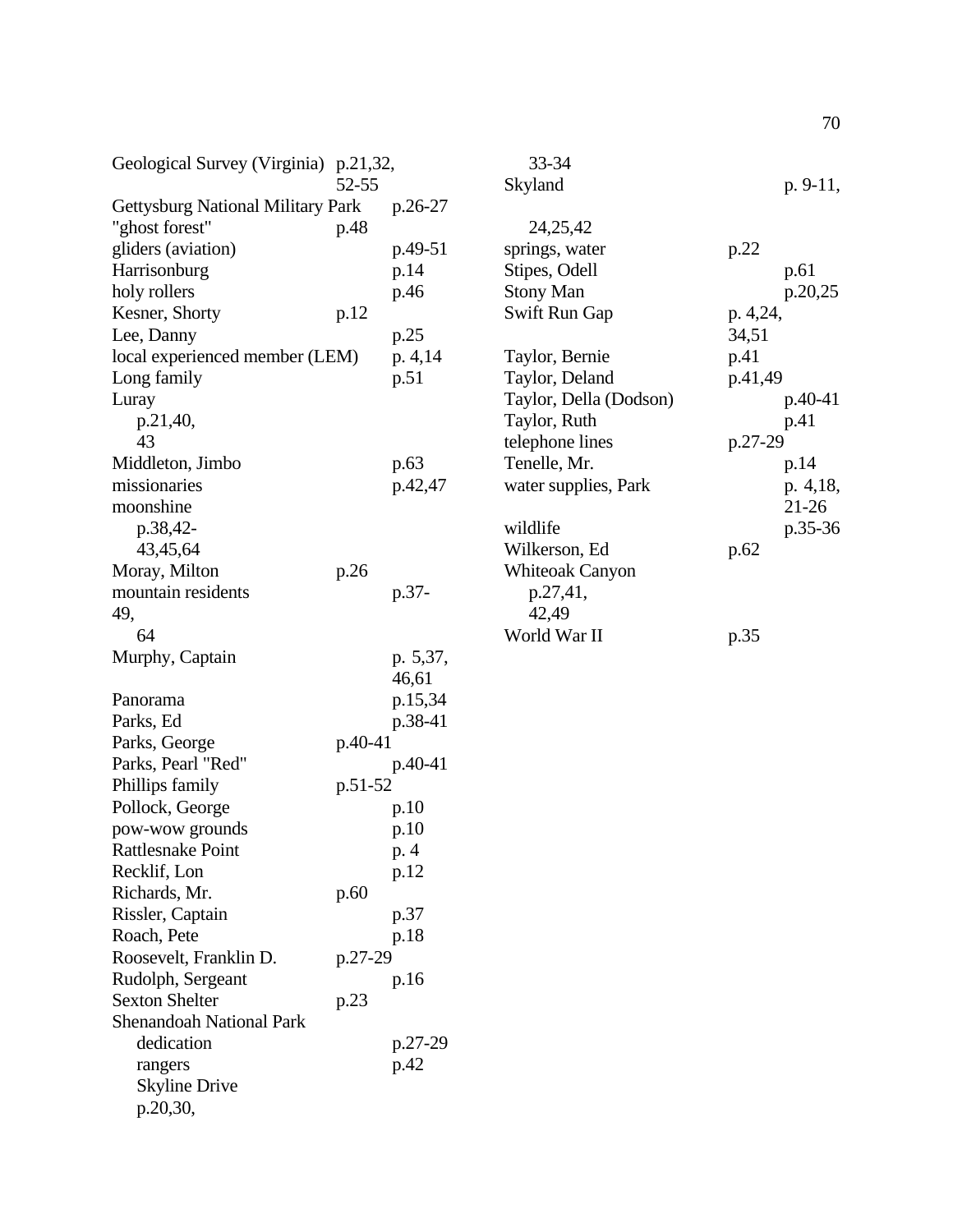Geological Survey (Virginia) p.21,32, 52-55
Gettysburg National Military Park p.26-27
"ghost forest" p.48
gliders (aviation) p.49-51
Harrisonburg p.14
holy rollers p.46
Kesner, Shorty p.12
Lee, Danny p.25
local experienced member (LEM) p. 4,14
Long family p.51
Luray p.21,40, 43
Middleton, Jimbo p.63
missionaries p.42,47
moonshine p.38,42-43,45,64
Moray, Milton p.26
mountain residents p.37-49, 64
Murphy, Captain p. 5,37, 46,61
Panorama p.15,34
Parks, Ed p.38-41
Parks, George p.40-41
Parks, Pearl "Red" p.40-41
Phillips family p.51-52
Pollock, George p.10
pow-wow grounds p.10
Rattlesnake Point p. 4
Recklif, Lon p.12
Richards, Mr. p.60
Rissler, Captain p.37
Roach, Pete p.18
Roosevelt, Franklin D. p.27-29
Rudolph, Sergeant p.16
Sexton Shelter p.23
Shenandoah National Park
- dedication p.27-29
- rangers p.42
- Skyline Drive p.20,30, 33-34

Skyland p. 9-11, 24,25,42
springs, water p.22
Stipes, Odell p.61
Stony Man p.20,25
Swift Run Gap p. 4,24, 34,51
Taylor, Bernie p.41
Taylor, Deland p.41,49
Taylor, Della (Dodson) p.40-41
Taylor, Ruth p.41
telephone lines p.27-29
Tenelle, Mr. p.14
water supplies, Park p. 4,18, 21-26
wildlife p.35-36
Wilkerson, Ed p.62
Whiteoak Canyon p.27,41, 42,49
World War II p.35